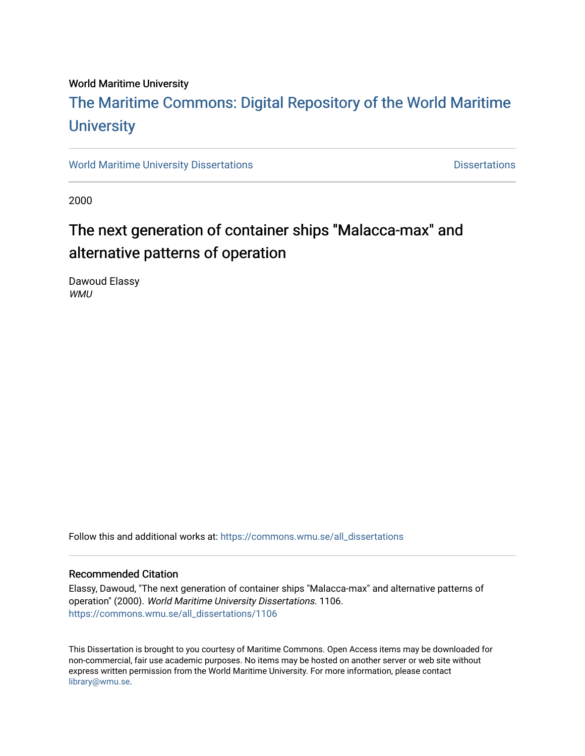World Maritime University

# The Maritime Commons: Digital Repository of the World Maritime University

World Maritime University Dissertations | Dissertations

2000

## The next generation of container ships "Malacca-max" and alternative patterns of operation

Dawoud Elassy
*WMU*

Follow this and additional works at: https://commons.wmu.se/all_dissertations

### Recommended Citation

Elassy, Dawoud, "The next generation of container ships "Malacca-max" and alternative patterns of operation" (2000). *World Maritime University Dissertations*. 1106.
https://commons.wmu.se/all_dissertations/1106

This Dissertation is brought to you courtesy of Maritime Commons. Open Access items may be downloaded for non-commercial, fair use academic purposes. No items may be hosted on another server or web site without express written permission from the World Maritime University. For more information, please contact library@wmu.se.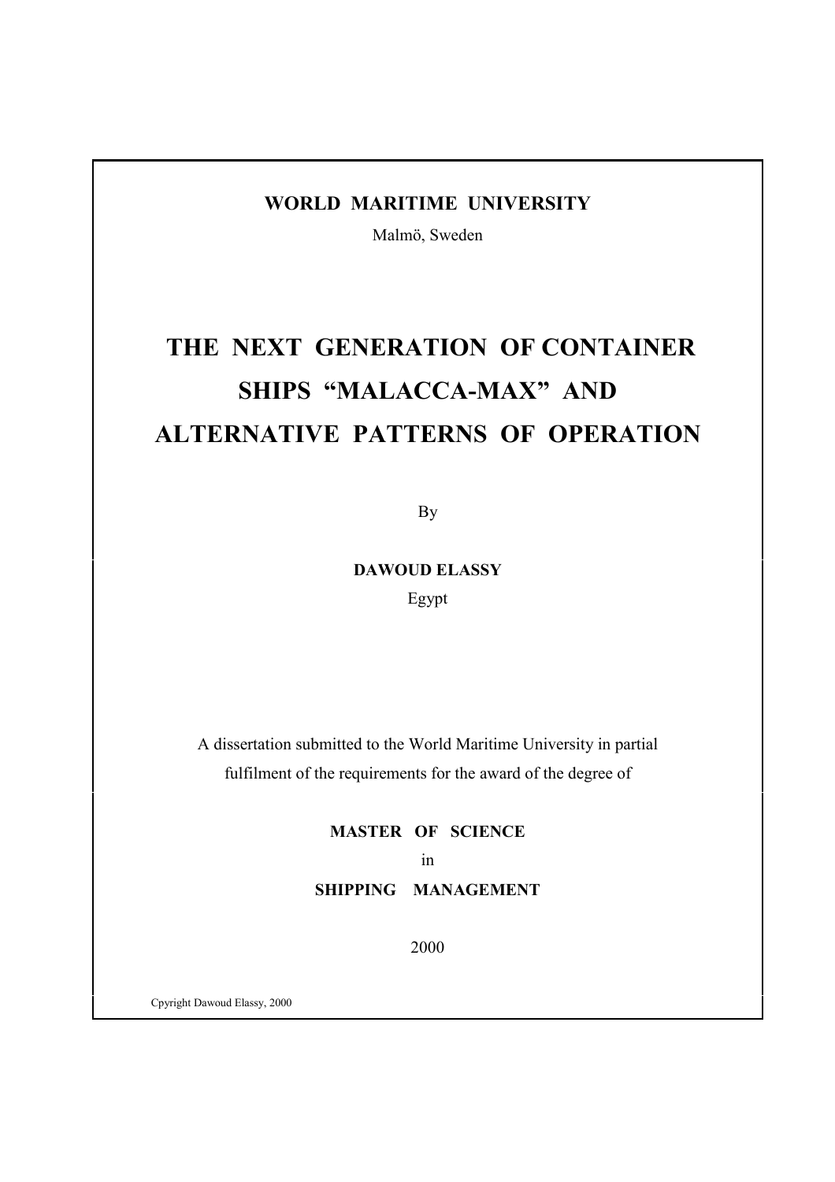**WORLD MARITIME UNIVERSITY**

Malmö, Sweden

# THE NEXT GENERATION OF CONTAINER SHIPS "MALACCA-MAX" AND ALTERNATIVE PATTERNS OF OPERATION

By

**DAWOUD ELASSY**

Egypt

A dissertation submitted to the World Maritime University in partial fulfilment of the requirements for the award of the degree of

**MASTER OF SCIENCE**

in

**SHIPPING MANAGEMENT**

2000

Cpyright Dawoud Elassy, 2000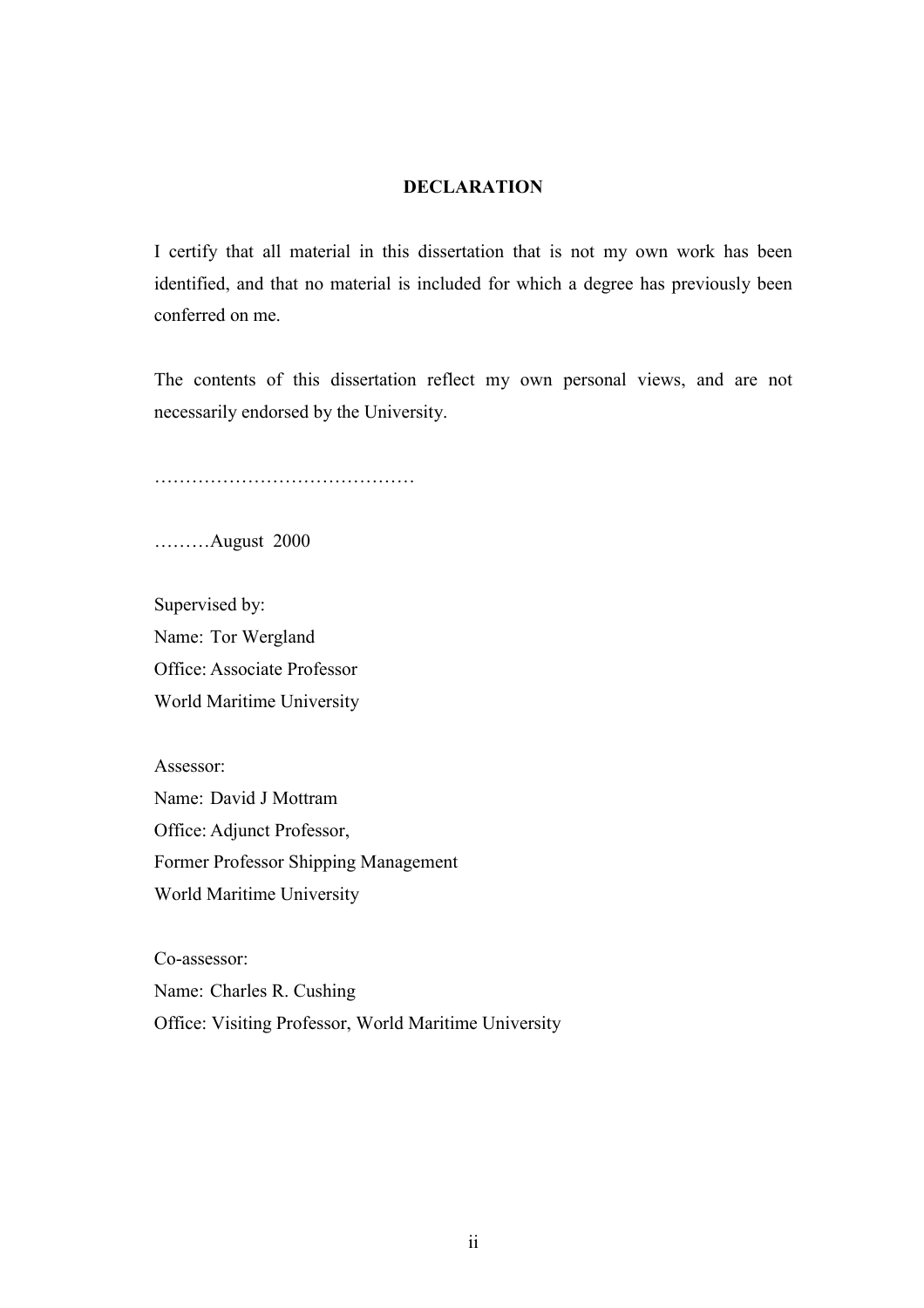**DECLARATION**

I certify that all material in this dissertation that is not my own work has been identified, and that no material is included for which a degree has previously been conferred on me.

The contents of this dissertation reflect my own personal views, and are not necessarily endorsed by the University.

……………………………………

………August 2000

Supervised by:  
Name: Tor Wergland  
Office: Associate Professor  
World Maritime University

Assessor:  
Name: David J Mottram  
Office: Adjunct Professor,  
Former Professor Shipping Management  
World Maritime University

Co-assessor:  
Name: Charles R. Cushing  
Office: Visiting Professor, World Maritime University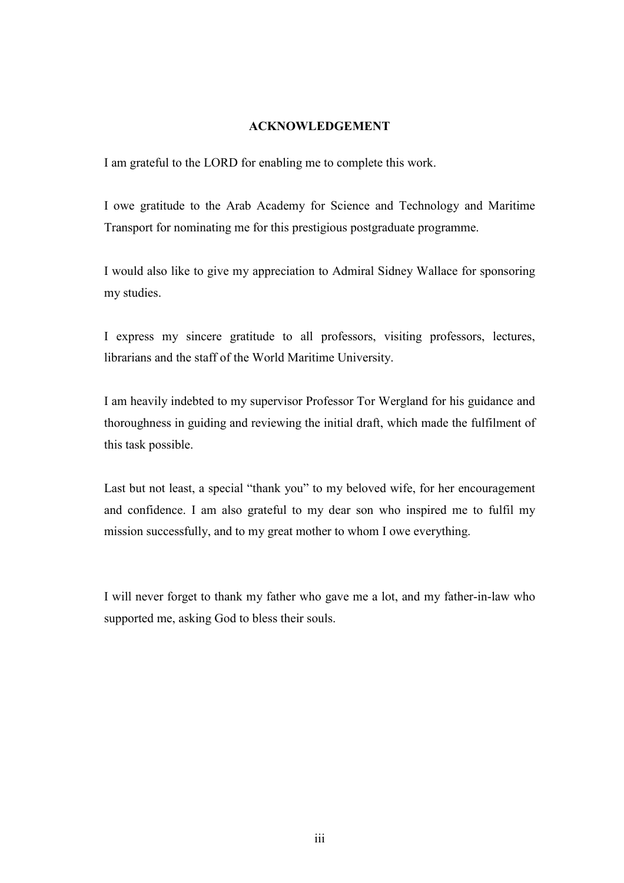## ACKNOWLEDGEMENT

I am grateful to the LORD for enabling me to complete this work.

I owe gratitude to the Arab Academy for Science and Technology and Maritime Transport for nominating me for this prestigious postgraduate programme.

I would also like to give my appreciation to Admiral Sidney Wallace for sponsoring my studies.

I express my sincere gratitude to all professors, visiting professors, lectures, librarians and the staff of the World Maritime University.

I am heavily indebted to my supervisor Professor Tor Wergland for his guidance and thoroughness in guiding and reviewing the initial draft, which made the fulfilment of this task possible.

Last but not least, a special "thank you" to my beloved wife, for her encouragement and confidence. I am also grateful to my dear son who inspired me to fulfil my mission successfully, and to my great mother to whom I owe everything.

I will never forget to thank my father who gave me a lot, and my father-in-law who supported me, asking God to bless their souls.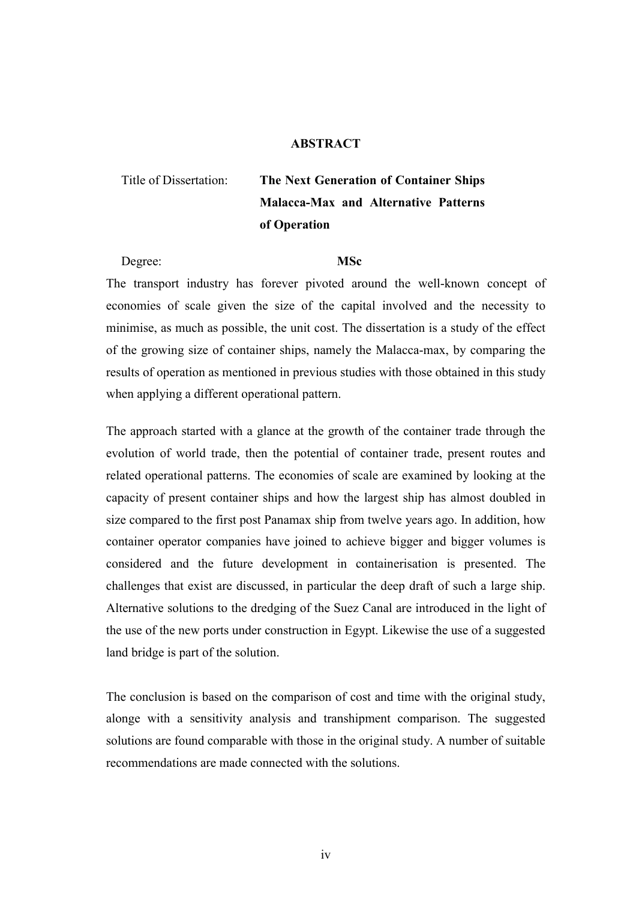## ABSTRACT

Title of Dissertation: **The Next Generation of Container Ships Malacca-Max and Alternative Patterns of Operation**

Degree: **MSc**

The transport industry has forever pivoted around the well-known concept of economies of scale given the size of the capital involved and the necessity to minimise, as much as possible, the unit cost. The dissertation is a study of the effect of the growing size of container ships, namely the Malacca-max, by comparing the results of operation as mentioned in previous studies with those obtained in this study when applying a different operational pattern.

The approach started with a glance at the growth of the container trade through the evolution of world trade, then the potential of container trade, present routes and related operational patterns. The economies of scale are examined by looking at the capacity of present container ships and how the largest ship has almost doubled in size compared to the first post Panamax ship from twelve years ago. In addition, how container operator companies have joined to achieve bigger and bigger volumes is considered and the future development in containerisation is presented. The challenges that exist are discussed, in particular the deep draft of such a large ship. Alternative solutions to the dredging of the Suez Canal are introduced in the light of the use of the new ports under construction in Egypt. Likewise the use of a suggested land bridge is part of the solution.

The conclusion is based on the comparison of cost and time with the original study, alonge with a sensitivity analysis and transhipment comparison. The suggested solutions are found comparable with those in the original study. A number of suitable recommendations are made connected with the solutions.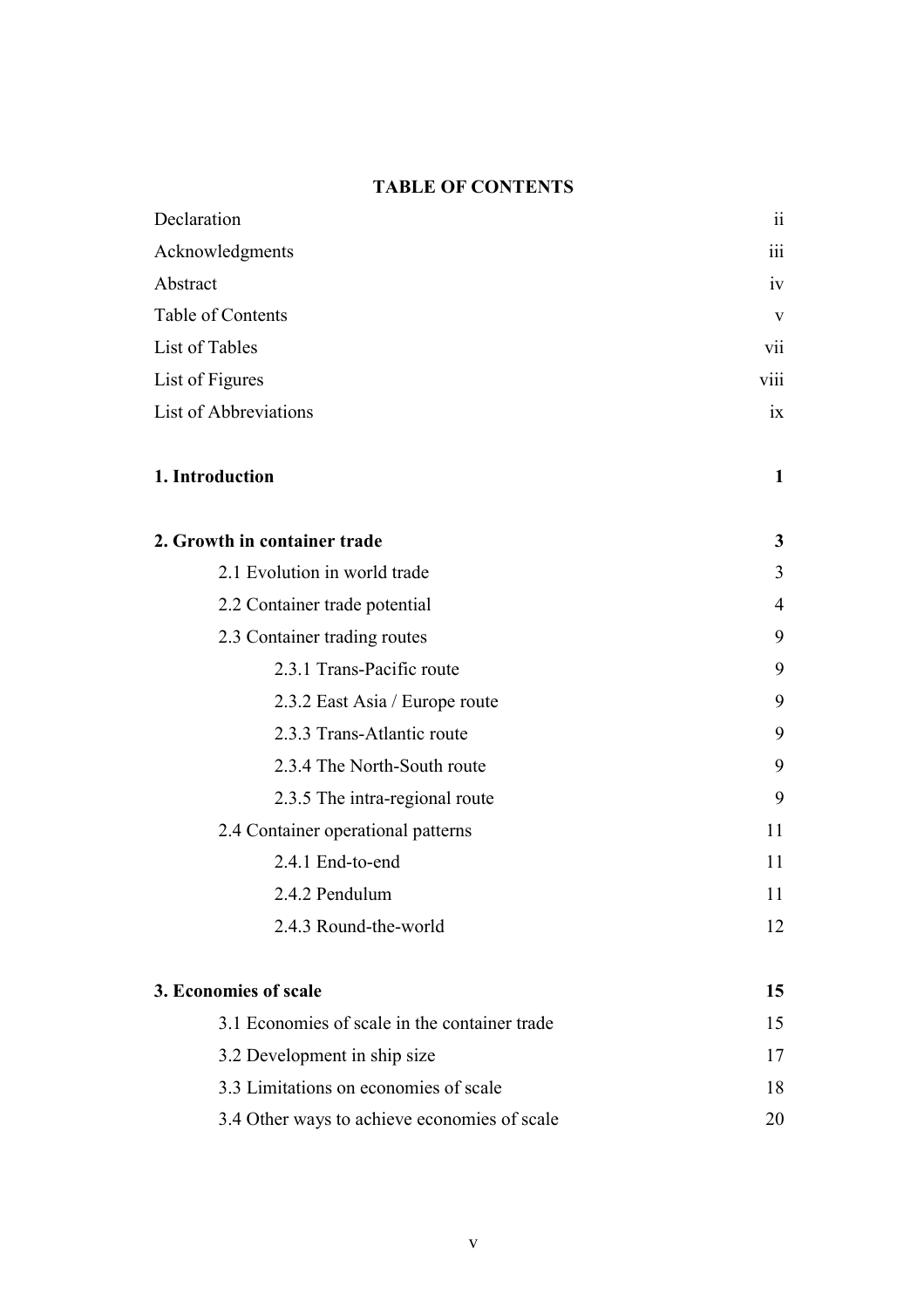**TABLE OF CONTENTS**

| | |
|---|---|
| Declaration | ii |
| Acknowledgments | iii |
| Abstract | iv |
| Table of Contents | v |
| List of Tables | vii |
| List of Figures | viii |
| List of Abbreviations | ix |
| **1. Introduction** | **1** |
| **2. Growth in container trade** | **3** |
| 2.1 Evolution in world trade | 3 |
| 2.2 Container trade potential | 4 |
| 2.3 Container trading routes | 9 |
| 2.3.1 Trans-Pacific route | 9 |
| 2.3.2 East Asia / Europe route | 9 |
| 2.3.3 Trans-Atlantic route | 9 |
| 2.3.4 The North-South route | 9 |
| 2.3.5 The intra-regional route | 9 |
| 2.4 Container operational patterns | 11 |
| 2.4.1 End-to-end | 11 |
| 2.4.2 Pendulum | 11 |
| 2.4.3 Round-the-world | 12 |
| **3. Economies of scale** | **15** |
| 3.1 Economies of scale in the container trade | 15 |
| 3.2 Development in ship size | 17 |
| 3.3 Limitations on economies of scale | 18 |
| 3.4 Other ways to achieve economies of scale | 20 |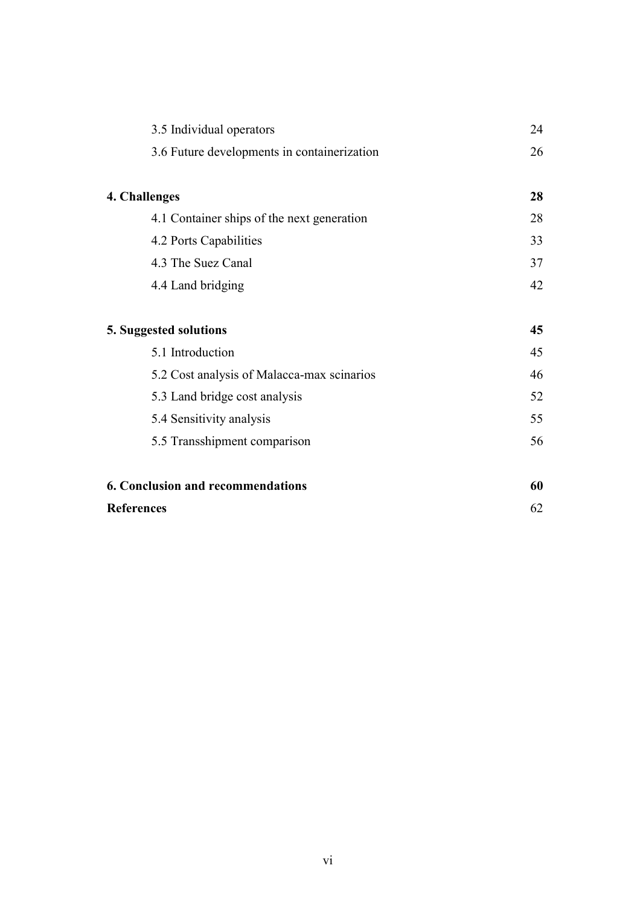| | |
|---|---|
| 3.5 Individual operators | 24 |
| 3.6 Future developments in containerization | 26 |
| **4. Challenges** | **28** |
| 4.1 Container ships of the next generation | 28 |
| 4.2 Ports Capabilities | 33 |
| 4.3 The Suez Canal | 37 |
| 4.4 Land bridging | 42 |
| **5. Suggested solutions** | **45** |
| 5.1 Introduction | 45 |
| 5.2 Cost analysis of Malacca-max scinarios | 46 |
| 5.3 Land bridge cost analysis | 52 |
| 5.4 Sensitivity analysis | 55 |
| 5.5 Transshipment comparison | 56 |
| **6. Conclusion and recommendations** | **60** |
| **References** | 62 |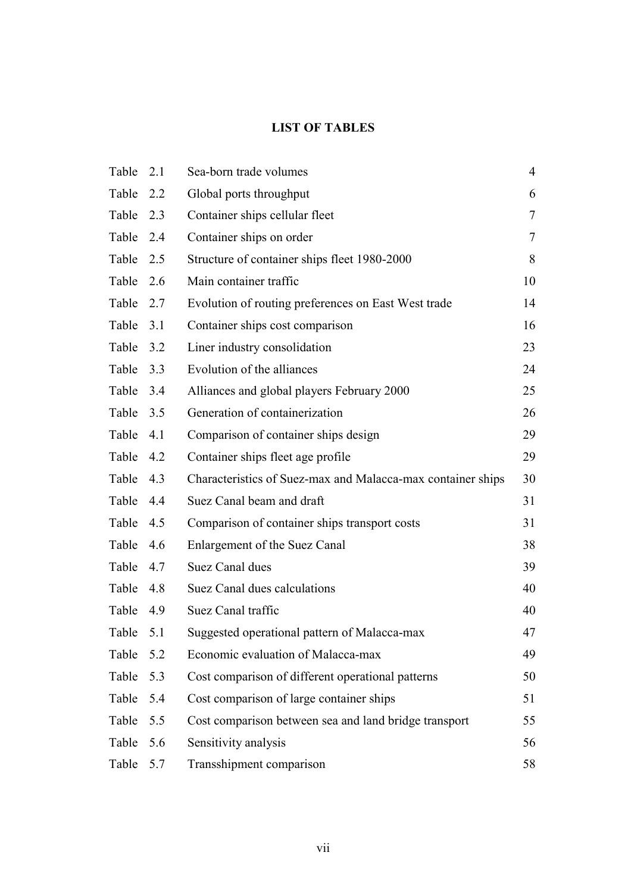# LIST OF TABLES

| | | |
|---|---|---|
| Table 2.1 | Sea-born trade volumes | 4 |
| Table 2.2 | Global ports throughput | 6 |
| Table 2.3 | Container ships cellular fleet | 7 |
| Table 2.4 | Container ships on order | 7 |
| Table 2.5 | Structure of container ships fleet 1980-2000 | 8 |
| Table 2.6 | Main container traffic | 10 |
| Table 2.7 | Evolution of routing preferences on East West trade | 14 |
| Table 3.1 | Container ships cost comparison | 16 |
| Table 3.2 | Liner industry consolidation | 23 |
| Table 3.3 | Evolution of the alliances | 24 |
| Table 3.4 | Alliances and global players February 2000 | 25 |
| Table 3.5 | Generation of containerization | 26 |
| Table 4.1 | Comparison of container ships design | 29 |
| Table 4.2 | Container ships fleet age profile | 29 |
| Table 4.3 | Characteristics of Suez-max and Malacca-max container ships | 30 |
| Table 4.4 | Suez Canal beam and draft | 31 |
| Table 4.5 | Comparison of container ships transport costs | 31 |
| Table 4.6 | Enlargement of the Suez Canal | 38 |
| Table 4.7 | Suez Canal dues | 39 |
| Table 4.8 | Suez Canal dues calculations | 40 |
| Table 4.9 | Suez Canal traffic | 40 |
| Table 5.1 | Suggested operational pattern of Malacca-max | 47 |
| Table 5.2 | Economic evaluation of Malacca-max | 49 |
| Table 5.3 | Cost comparison of different operational patterns | 50 |
| Table 5.4 | Cost comparison of large container ships | 51 |
| Table 5.5 | Cost comparison between sea and land bridge transport | 55 |
| Table 5.6 | Sensitivity analysis | 56 |
| Table 5.7 | Transshipment comparison | 58 |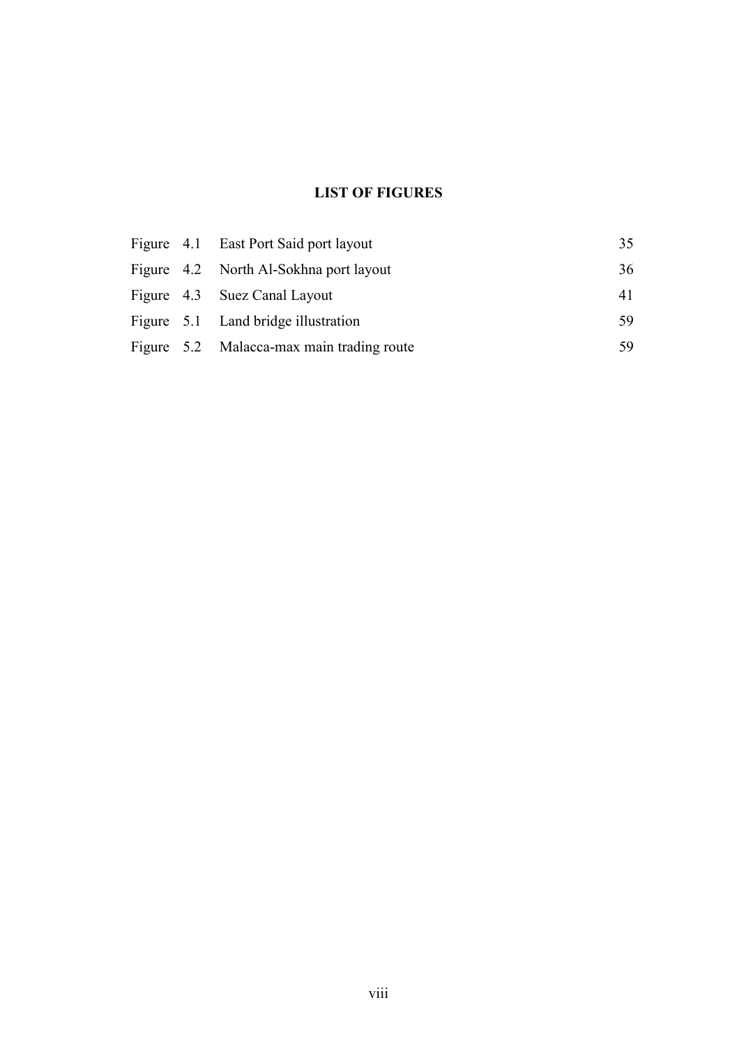# LIST OF FIGURES

| | | |
|---|---|---|
| Figure 4.1 | East Port Said port layout | 35 |
| Figure 4.2 | North Al-Sokhna port layout | 36 |
| Figure 4.3 | Suez Canal Layout | 41 |
| Figure 5.1 | Land bridge illustration | 59 |
| Figure 5.2 | Malacca-max main trading route | 59 |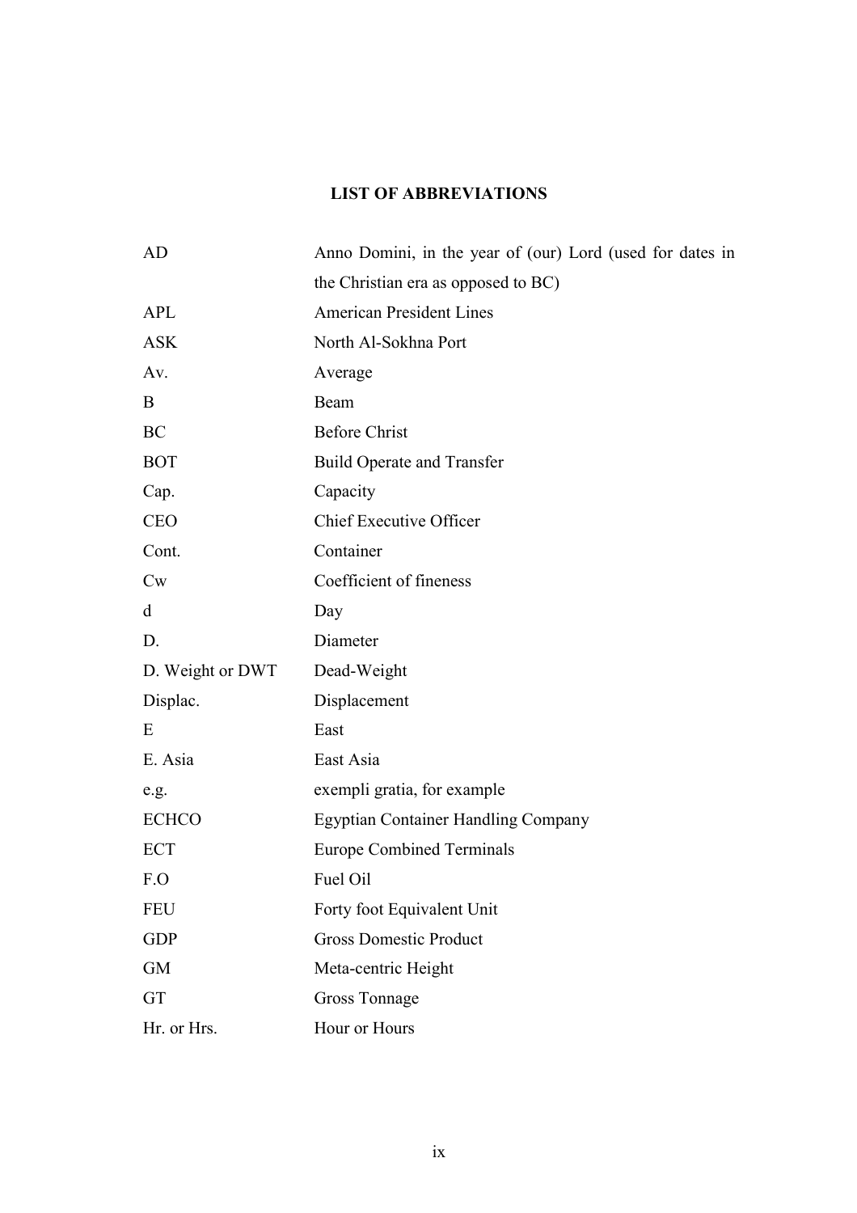## LIST OF ABBREVIATIONS

| | |
|---|---|
| AD | Anno Domini, in the year of (our) Lord (used for dates in the Christian era as opposed to BC) |
| APL | American President Lines |
| ASK | North Al-Sokhna Port |
| Av. | Average |
| B | Beam |
| BC | Before Christ |
| BOT | Build Operate and Transfer |
| Cap. | Capacity |
| CEO | Chief Executive Officer |
| Cont. | Container |
| Cw | Coefficient of fineness |
| d | Day |
| D. | Diameter |
| D. Weight or DWT | Dead-Weight |
| Displac. | Displacement |
| E | East |
| E. Asia | East Asia |
| e.g. | exempli gratia, for example |
| ECHCO | Egyptian Container Handling Company |
| ECT | Europe Combined Terminals |
| F.O | Fuel Oil |
| FEU | Forty foot Equivalent Unit |
| GDP | Gross Domestic Product |
| GM | Meta-centric Height |
| GT | Gross Tonnage |
| Hr. or Hrs. | Hour or Hours |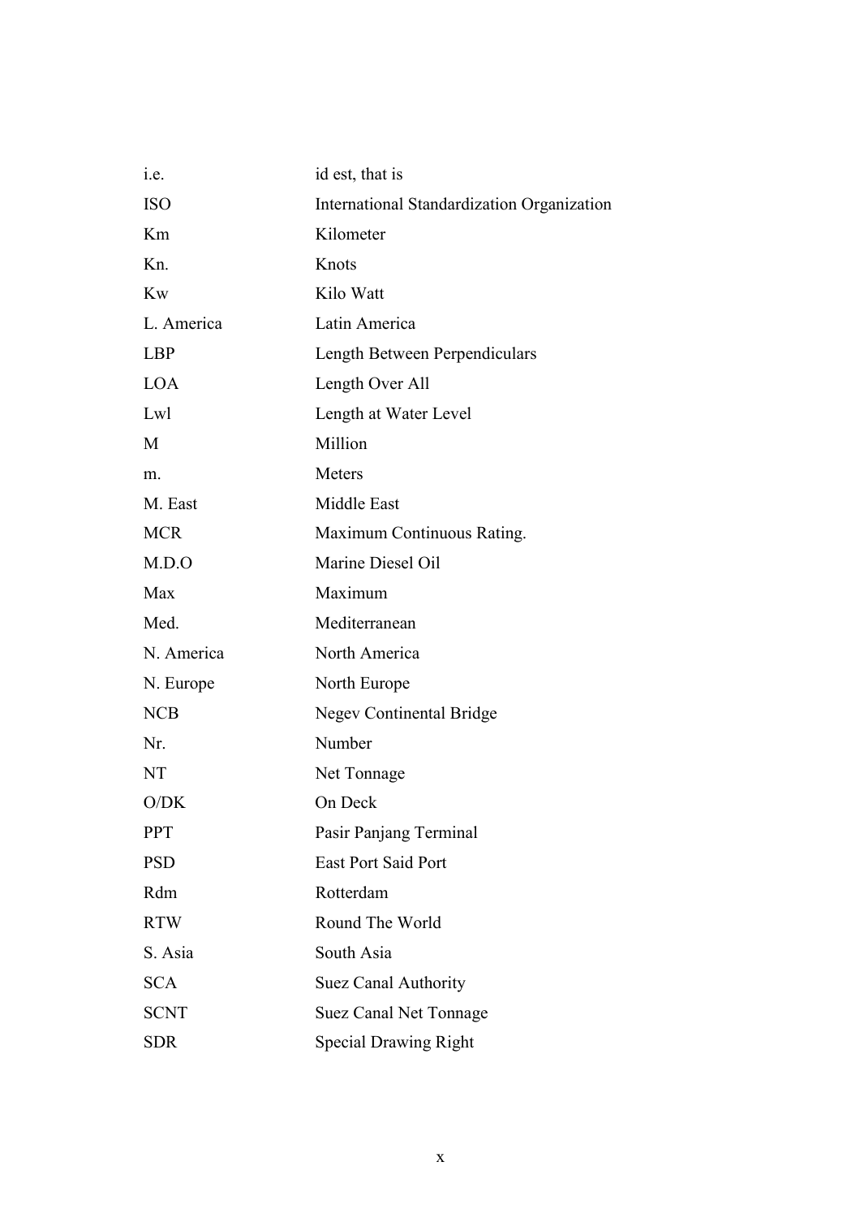| | |
|---|---|
| i.e. | id est, that is |
| ISO | International Standardization Organization |
| Km | Kilometer |
| Kn. | Knots |
| Kw | Kilo Watt |
| L. America | Latin America |
| LBP | Length Between Perpendiculars |
| LOA | Length Over All |
| Lwl | Length at Water Level |
| M | Million |
| m. | Meters |
| M. East | Middle East |
| MCR | Maximum Continuous Rating. |
| M.D.O | Marine Diesel Oil |
| Max | Maximum |
| Med. | Mediterranean |
| N. America | North America |
| N. Europe | North Europe |
| NCB | Negev Continental Bridge |
| Nr. | Number |
| NT | Net Tonnage |
| O/DK | On Deck |
| PPT | Pasir Panjang Terminal |
| PSD | East Port Said Port |
| Rdm | Rotterdam |
| RTW | Round The World |
| S. Asia | South Asia |
| SCA | Suez Canal Authority |
| SCNT | Suez Canal Net Tonnage |
| SDR | Special Drawing Right |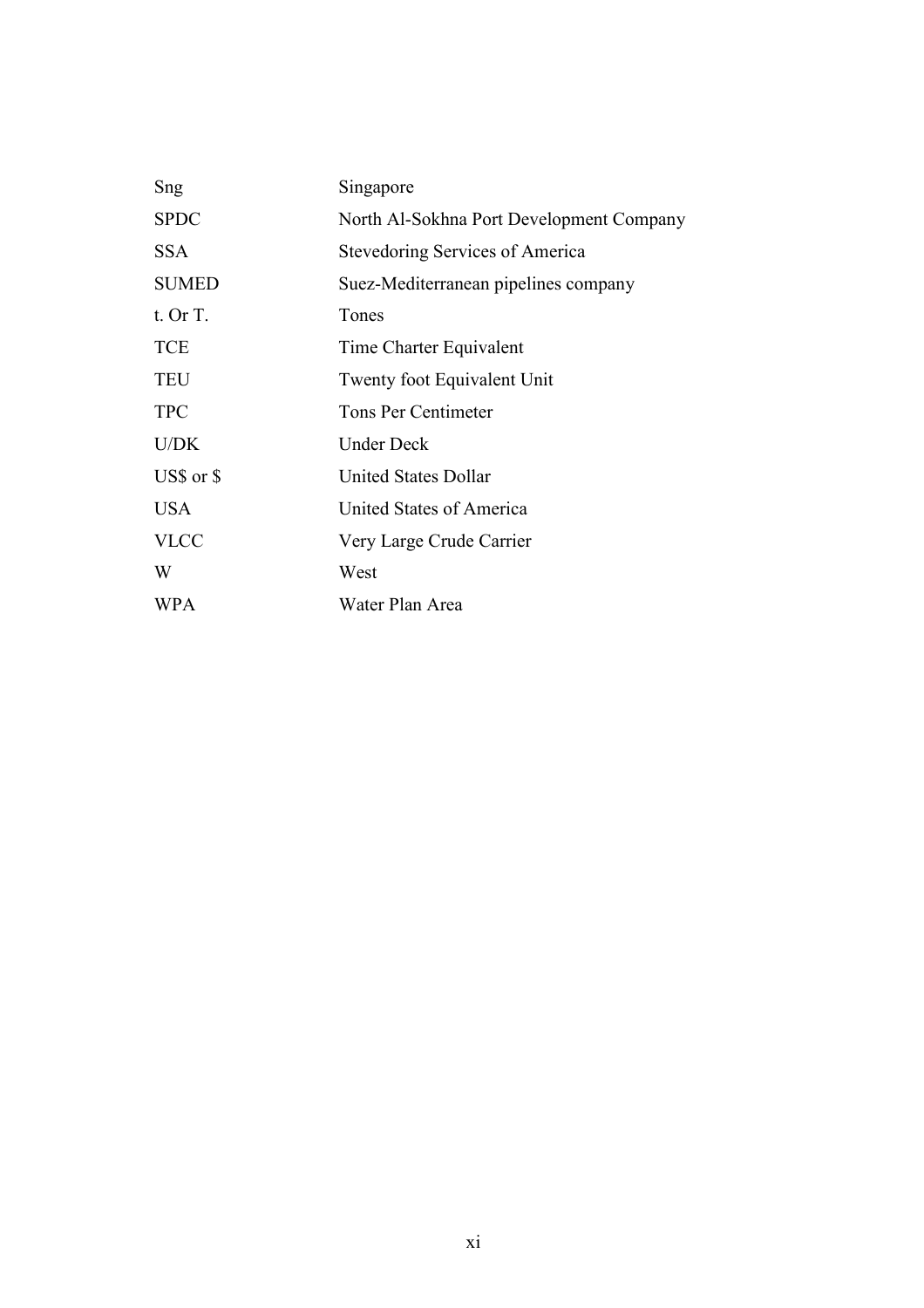| | |
|---|---|
| Sng | Singapore |
| SPDC | North Al-Sokhna Port Development Company |
| SSA | Stevedoring Services of America |
| SUMED | Suez-Mediterranean pipelines company |
| t. Or T. | Tones |
| TCE | Time Charter Equivalent |
| TEU | Twenty foot Equivalent Unit |
| TPC | Tons Per Centimeter |
| U/DK | Under Deck |
| US$ or $ | United States Dollar |
| USA | United States of America |
| VLCC | Very Large Crude Carrier |
| W | West |
| WPA | Water Plan Area |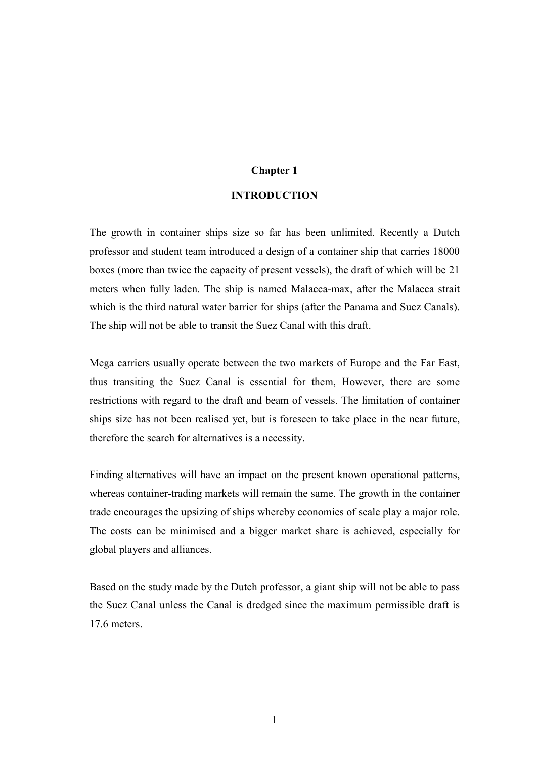# Chapter 1

## INTRODUCTION

The growth in container ships size so far has been unlimited. Recently a Dutch professor and student team introduced a design of a container ship that carries 18000 boxes (more than twice the capacity of present vessels), the draft of which will be 21 meters when fully laden. The ship is named Malacca-max, after the Malacca strait which is the third natural water barrier for ships (after the Panama and Suez Canals). The ship will not be able to transit the Suez Canal with this draft.

Mega carriers usually operate between the two markets of Europe and the Far East, thus transiting the Suez Canal is essential for them, However, there are some restrictions with regard to the draft and beam of vessels. The limitation of container ships size has not been realised yet, but is foreseen to take place in the near future, therefore the search for alternatives is a necessity.

Finding alternatives will have an impact on the present known operational patterns, whereas container-trading markets will remain the same. The growth in the container trade encourages the upsizing of ships whereby economies of scale play a major role. The costs can be minimised and a bigger market share is achieved, especially for global players and alliances.

Based on the study made by the Dutch professor, a giant ship will not be able to pass the Suez Canal unless the Canal is dredged since the maximum permissible draft is 17.6 meters.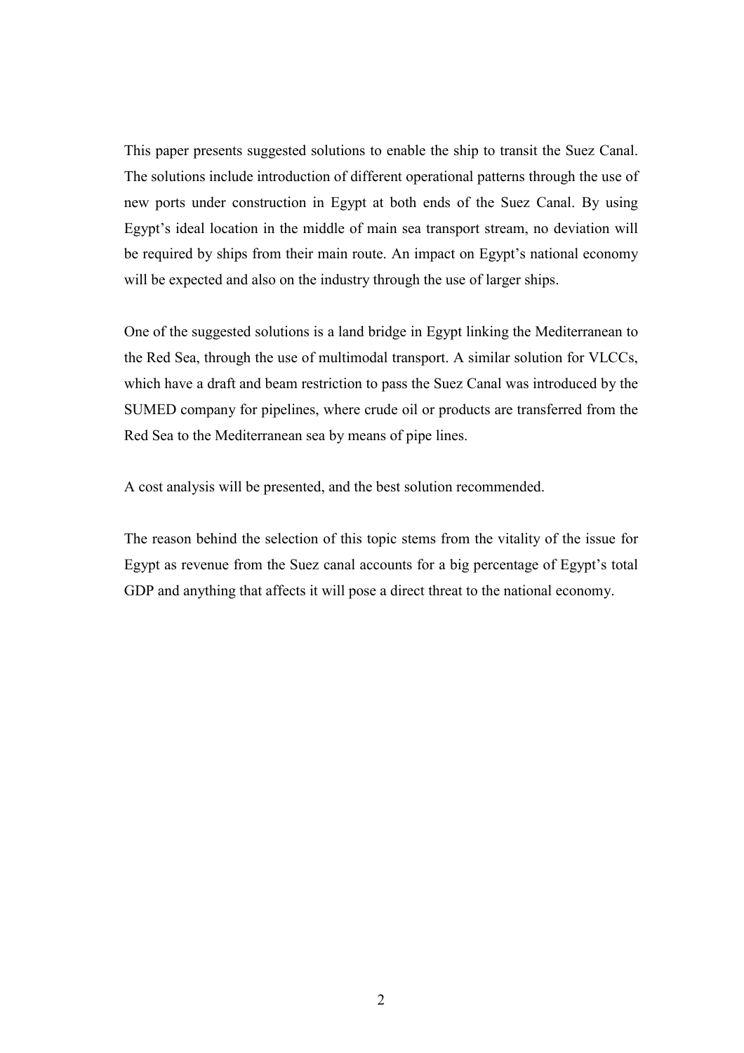This paper presents suggested solutions to enable the ship to transit the Suez Canal. The solutions include introduction of different operational patterns through the use of new ports under construction in Egypt at both ends of the Suez Canal. By using Egypt's ideal location in the middle of main sea transport stream, no deviation will be required by ships from their main route. An impact on Egypt's national economy will be expected and also on the industry through the use of larger ships.

One of the suggested solutions is a land bridge in Egypt linking the Mediterranean to the Red Sea, through the use of multimodal transport. A similar solution for VLCCs, which have a draft and beam restriction to pass the Suez Canal was introduced by the SUMED company for pipelines, where crude oil or products are transferred from the Red Sea to the Mediterranean sea by means of pipe lines.

A cost analysis will be presented, and the best solution recommended.

The reason behind the selection of this topic stems from the vitality of the issue for Egypt as revenue from the Suez canal accounts for a big percentage of Egypt's total GDP and anything that affects it will pose a direct threat to the national economy.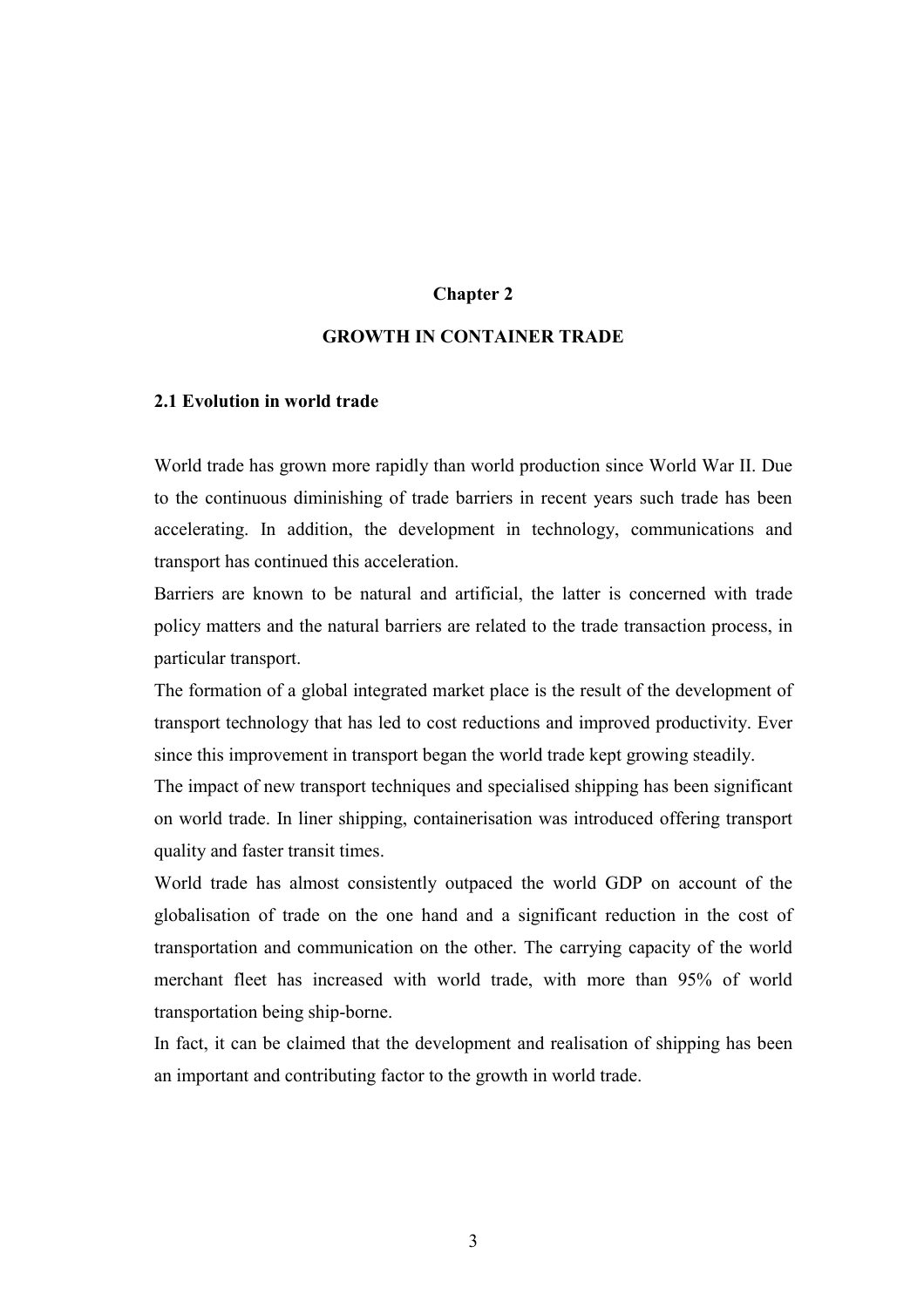# Chapter 2

# GROWTH IN CONTAINER TRADE

## 2.1 Evolution in world trade

World trade has grown more rapidly than world production since World War II. Due to the continuous diminishing of trade barriers in recent years such trade has been accelerating. In addition, the development in technology, communications and transport has continued this acceleration.

Barriers are known to be natural and artificial, the latter is concerned with trade policy matters and the natural barriers are related to the trade transaction process, in particular transport.

The formation of a global integrated market place is the result of the development of transport technology that has led to cost reductions and improved productivity. Ever since this improvement in transport began the world trade kept growing steadily.

The impact of new transport techniques and specialised shipping has been significant on world trade. In liner shipping, containerisation was introduced offering transport quality and faster transit times.

World trade has almost consistently outpaced the world GDP on account of the globalisation of trade on the one hand and a significant reduction in the cost of transportation and communication on the other. The carrying capacity of the world merchant fleet has increased with world trade, with more than 95% of world transportation being ship-borne.

In fact, it can be claimed that the development and realisation of shipping has been an important and contributing factor to the growth in world trade.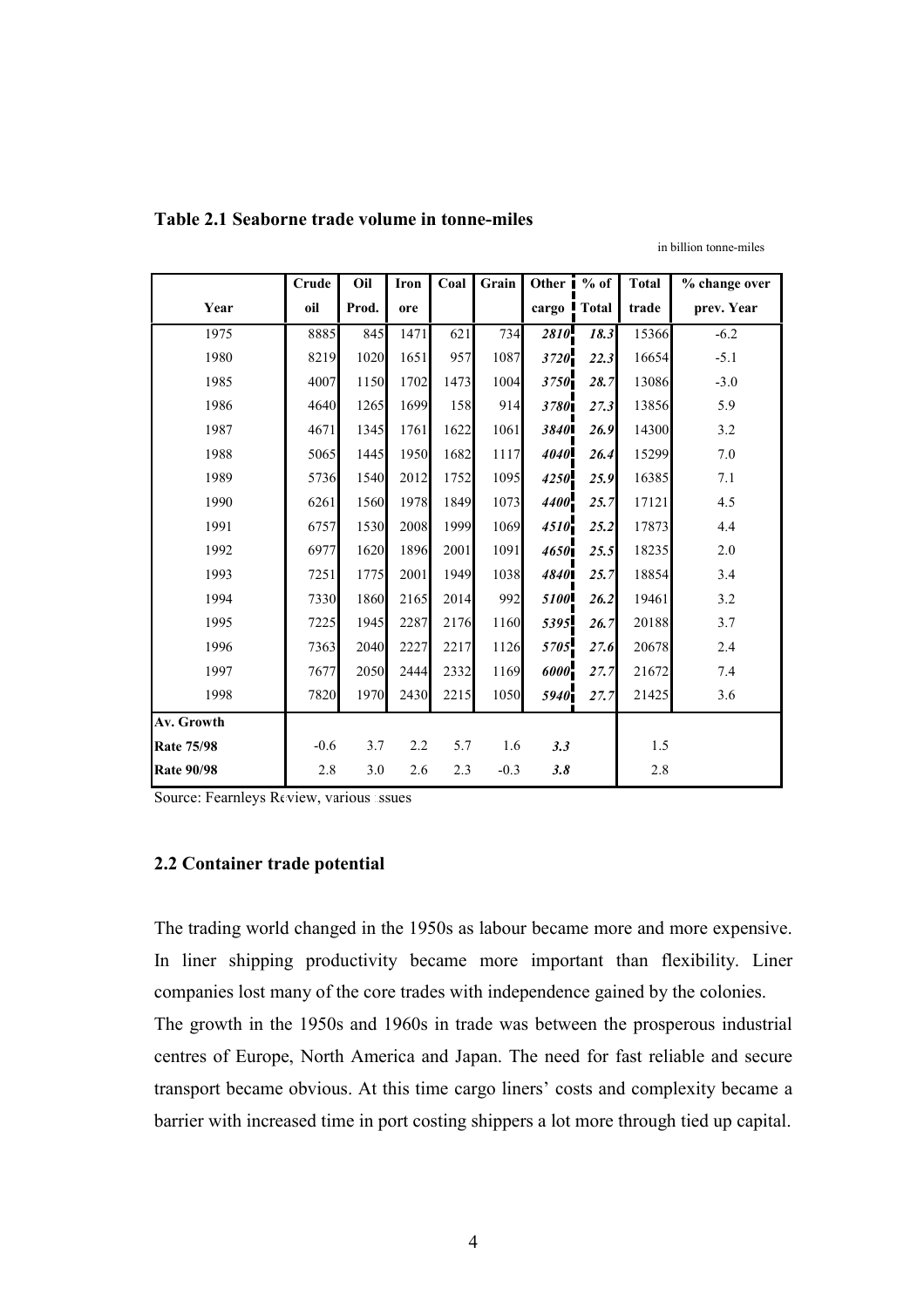**Table 2.1 Seaborne trade volume in tonne-miles**

in billion tonne-miles

| Year | Crude oil | Oil Prod. | Iron ore | Coal | Grain | Other cargo | % of Total | Total trade | % change over prev. Year |
|---|---|---|---|---|---|---|---|---|---|
| 1975 | 8885 | 845 | 1471 | 621 | 734 | ***2810*** | ***18.3*** | 15366 | -6.2 |
| 1980 | 8219 | 1020 | 1651 | 957 | 1087 | ***3720*** | ***22.3*** | 16654 | -5.1 |
| 1985 | 4007 | 1150 | 1702 | 1473 | 1004 | ***3750*** | ***28.7*** | 13086 | -3.0 |
| 1986 | 4640 | 1265 | 1699 | 158 | 914 | ***3780*** | ***27.3*** | 13856 | 5.9 |
| 1987 | 4671 | 1345 | 1761 | 1622 | 1061 | ***3840*** | ***26.9*** | 14300 | 3.2 |
| 1988 | 5065 | 1445 | 1950 | 1682 | 1117 | ***4040*** | ***26.4*** | 15299 | 7.0 |
| 1989 | 5736 | 1540 | 2012 | 1752 | 1095 | ***4250*** | ***25.9*** | 16385 | 7.1 |
| 1990 | 6261 | 1560 | 1978 | 1849 | 1073 | ***4400*** | ***25.7*** | 17121 | 4.5 |
| 1991 | 6757 | 1530 | 2008 | 1999 | 1069 | ***4510*** | ***25.2*** | 17873 | 4.4 |
| 1992 | 6977 | 1620 | 1896 | 2001 | 1091 | ***4650*** | ***25.5*** | 18235 | 2.0 |
| 1993 | 7251 | 1775 | 2001 | 1949 | 1038 | ***4840*** | ***25.7*** | 18854 | 3.4 |
| 1994 | 7330 | 1860 | 2165 | 2014 | 992 | ***5100*** | ***26.2*** | 19461 | 3.2 |
| 1995 | 7225 | 1945 | 2287 | 2176 | 1160 | ***5395*** | ***26.7*** | 20188 | 3.7 |
| 1996 | 7363 | 2040 | 2227 | 2217 | 1126 | ***5705*** | ***27.6*** | 20678 | 2.4 |
| 1997 | 7677 | 2050 | 2444 | 2332 | 1169 | ***6000*** | ***27.7*** | 21672 | 7.4 |
| 1998 | 7820 | 1970 | 2430 | 2215 | 1050 | ***5940*** | ***27.7*** | 21425 | 3.6 |
| **Av. Growth** | | | | | | | | | |
| **Rate 75/98** | -0.6 | 3.7 | 2.2 | 5.7 | 1.6 | ***3.3*** | | 1.5 | |
| **Rate 90/98** | 2.8 | 3.0 | 2.6 | 2.3 | -0.3 | ***3.8*** | | 2.8 | |

Source: Fearnleys Review, various issues

## 2.2 Container trade potential

The trading world changed in the 1950s as labour became more and more expensive. In liner shipping productivity became more important than flexibility. Liner companies lost many of the core trades with independence gained by the colonies.

The growth in the 1950s and 1960s in trade was between the prosperous industrial centres of Europe, North America and Japan. The need for fast reliable and secure transport became obvious. At this time cargo liners' costs and complexity became a barrier with increased time in port costing shippers a lot more through tied up capital.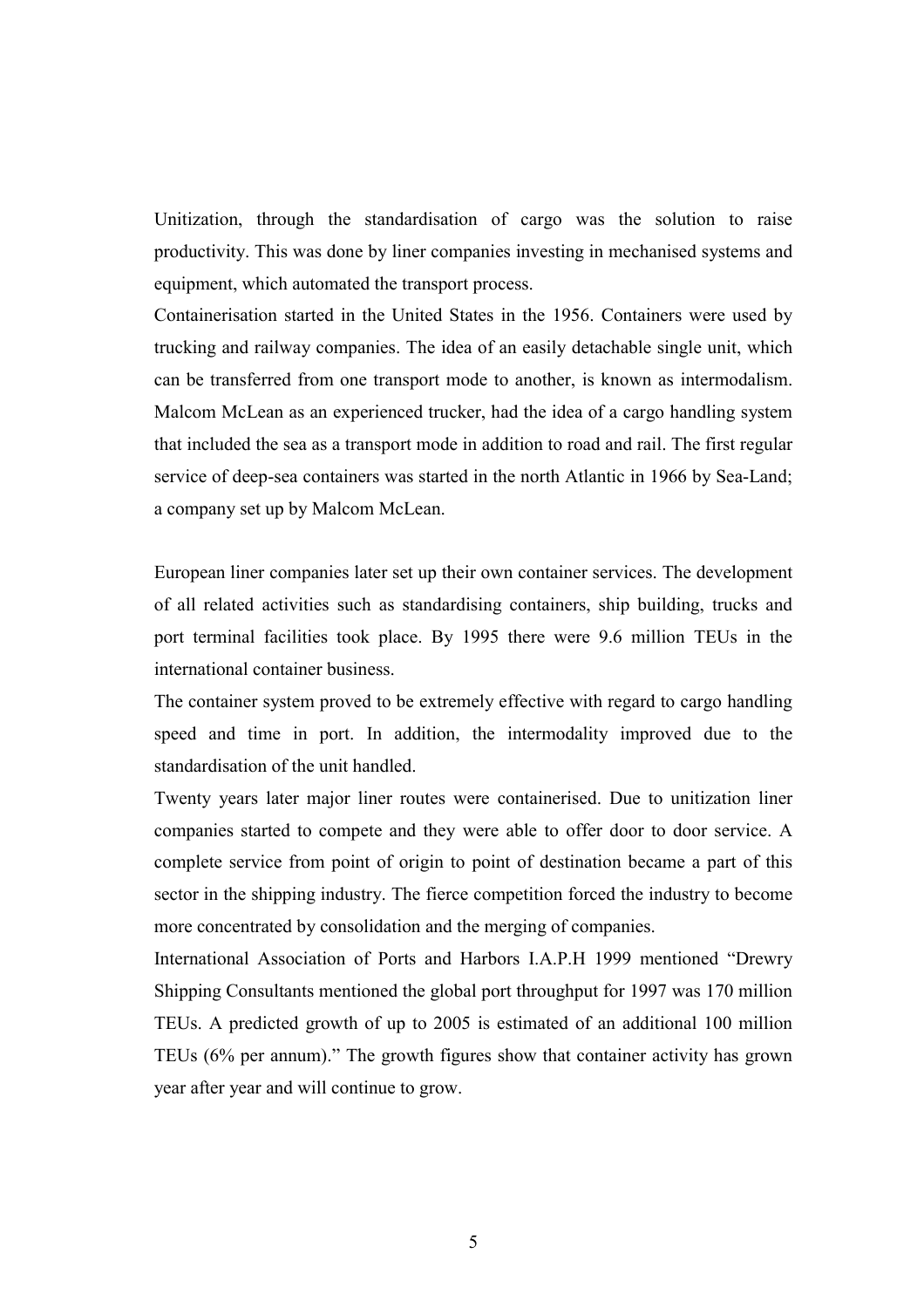Unitization, through the standardisation of cargo was the solution to raise productivity. This was done by liner companies investing in mechanised systems and equipment, which automated the transport process.

Containerisation started in the United States in the 1956. Containers were used by trucking and railway companies. The idea of an easily detachable single unit, which can be transferred from one transport mode to another, is known as intermodalism. Malcom McLean as an experienced trucker, had the idea of a cargo handling system that included the sea as a transport mode in addition to road and rail. The first regular service of deep-sea containers was started in the north Atlantic in 1966 by Sea-Land; a company set up by Malcom McLean.

European liner companies later set up their own container services. The development of all related activities such as standardising containers, ship building, trucks and port terminal facilities took place. By 1995 there were 9.6 million TEUs in the international container business.

The container system proved to be extremely effective with regard to cargo handling speed and time in port. In addition, the intermodality improved due to the standardisation of the unit handled.

Twenty years later major liner routes were containerised. Due to unitization liner companies started to compete and they were able to offer door to door service. A complete service from point of origin to point of destination became a part of this sector in the shipping industry. The fierce competition forced the industry to become more concentrated by consolidation and the merging of companies.

International Association of Ports and Harbors I.A.P.H 1999 mentioned "Drewry Shipping Consultants mentioned the global port throughput for 1997 was 170 million TEUs. A predicted growth of up to 2005 is estimated of an additional 100 million TEUs (6% per annum)." The growth figures show that container activity has grown year after year and will continue to grow.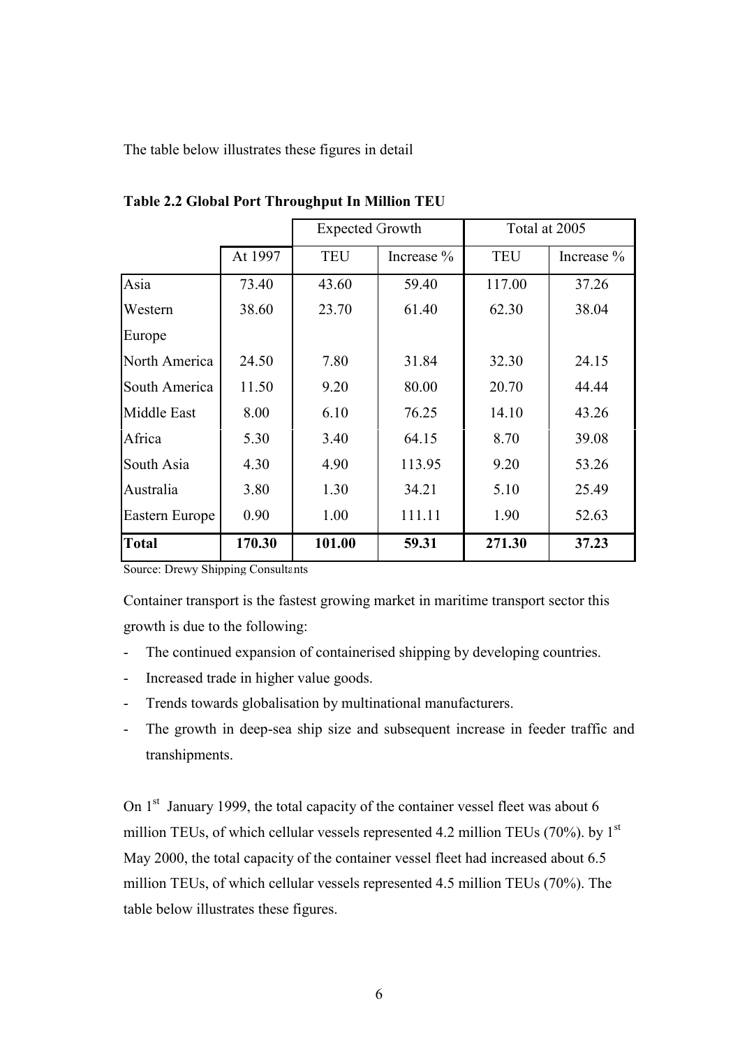The table below illustrates these figures in detail

**Table 2.2 Global Port Throughput In Million TEU**

| | | Expected Growth | | Total at 2005 | |
|---|---|---|---|---|---|
| | At 1997 | TEU | Increase % | TEU | Increase % |
| Asia | 73.40 | 43.60 | 59.40 | 117.00 | 37.26 |
| Western Europe | 38.60 | 23.70 | 61.40 | 62.30 | 38.04 |
| North America | 24.50 | 7.80 | 31.84 | 32.30 | 24.15 |
| South America | 11.50 | 9.20 | 80.00 | 20.70 | 44.44 |
| Middle East | 8.00 | 6.10 | 76.25 | 14.10 | 43.26 |
| Africa | 5.30 | 3.40 | 64.15 | 8.70 | 39.08 |
| South Asia | 4.30 | 4.90 | 113.95 | 9.20 | 53.26 |
| Australia | 3.80 | 1.30 | 34.21 | 5.10 | 25.49 |
| Eastern Europe | 0.90 | 1.00 | 111.11 | 1.90 | 52.63 |
| **Total** | **170.30** | **101.00** | **59.31** | **271.30** | **37.23** |

Source: Drewy Shipping Consultants

Container transport is the fastest growing market in maritime transport sector this growth is due to the following:

- The continued expansion of containerised shipping by developing countries.
- Increased trade in higher value goods.
- Trends towards globalisation by multinational manufacturers.
- The growth in deep-sea ship size and subsequent increase in feeder traffic and transhipments.

On 1st January 1999, the total capacity of the container vessel fleet was about 6 million TEUs, of which cellular vessels represented 4.2 million TEUs (70%). by 1st May 2000, the total capacity of the container vessel fleet had increased about 6.5 million TEUs, of which cellular vessels represented 4.5 million TEUs (70%). The table below illustrates these figures.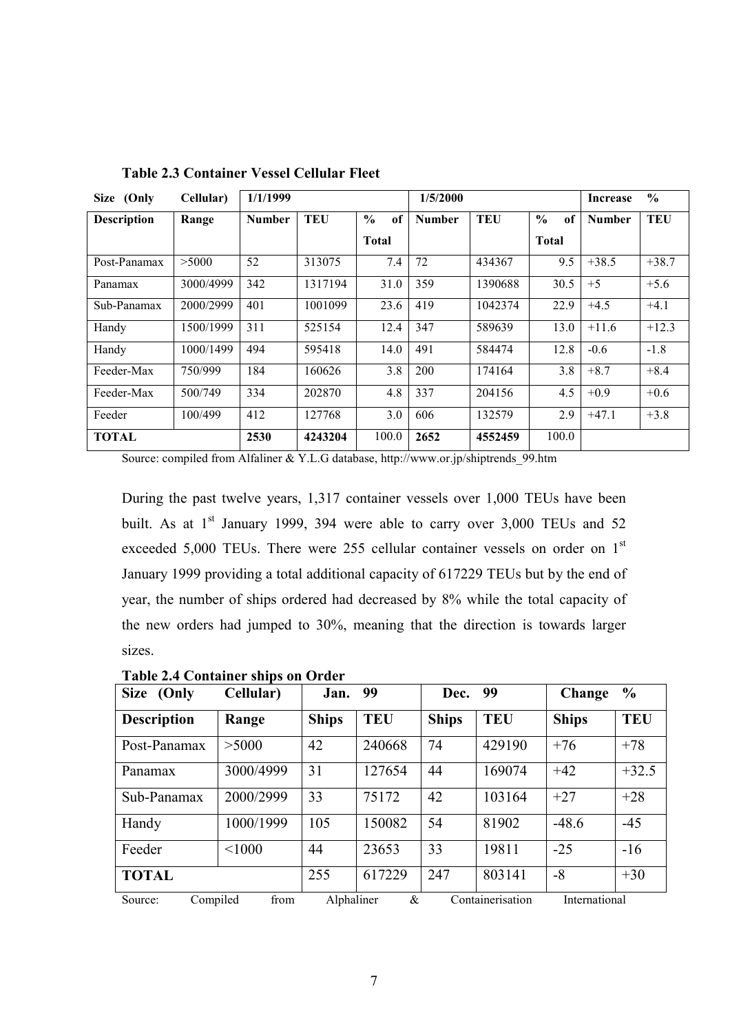**Table 2.3 Container Vessel Cellular Fleet**

| Size (Only | Cellular) | 1/1/1999 | | | 1/5/2000 | | | Increase | % |
|---|---|---|---|---|---|---|---|---|---|
| **Description** | **Range** | **Number** | **TEU** | **% of Total** | **Number** | **TEU** | **% of Total** | **Number** | **TEU** |
| Post-Panamax | >5000 | 52 | 313075 | 7.4 | 72 | 434367 | 9.5 | +38.5 | +38.7 |
| Panamax | 3000/4999 | 342 | 1317194 | 31.0 | 359 | 1390688 | 30.5 | +5 | +5.6 |
| Sub-Panamax | 2000/2999 | 401 | 1001099 | 23.6 | 419 | 1042374 | 22.9 | +4.5 | +4.1 |
| Handy | 1500/1999 | 311 | 525154 | 12.4 | 347 | 589639 | 13.0 | +11.6 | +12.3 |
| Handy | 1000/1499 | 494 | 595418 | 14.0 | 491 | 584474 | 12.8 | -0.6 | -1.8 |
| Feeder-Max | 750/999 | 184 | 160626 | 3.8 | 200 | 174164 | 3.8 | +8.7 | +8.4 |
| Feeder-Max | 500/749 | 334 | 202870 | 4.8 | 337 | 204156 | 4.5 | +0.9 | +0.6 |
| Feeder | 100/499 | 412 | 127768 | 3.0 | 606 | 132579 | 2.9 | +47.1 | +3.8 |
| **TOTAL** | | **2530** | **4243204** | 100.0 | **2652** | **4552459** | 100.0 | | |

Source: compiled from Alfaliner & Y.L.G database, http://www.or.jp/shiptrends_99.htm

During the past twelve years, 1,317 container vessels over 1,000 TEUs have been built. As at 1st January 1999, 394 were able to carry over 3,000 TEUs and 52 exceeded 5,000 TEUs. There were 255 cellular container vessels on order on 1st January 1999 providing a total additional capacity of 617229 TEUs but by the end of year, the number of ships ordered had decreased by 8% while the total capacity of the new orders had jumped to 30%, meaning that the direction is towards larger sizes.

**Table 2.4 Container ships on Order**

| Size (Only | Cellular) | Jan. 99 | | Dec. 99 | | Change % | |
|---|---|---|---|---|---|---|---|
| **Description** | **Range** | **Ships** | **TEU** | **Ships** | **TEU** | **Ships** | **TEU** |
| Post-Panamax | >5000 | 42 | 240668 | 74 | 429190 | +76 | +78 |
| Panamax | 3000/4999 | 31 | 127654 | 44 | 169074 | +42 | +32.5 |
| Sub-Panamax | 2000/2999 | 33 | 75172 | 42 | 103164 | +27 | +28 |
| Handy | 1000/1999 | 105 | 150082 | 54 | 81902 | -48.6 | -45 |
| Feeder | <1000 | 44 | 23653 | 33 | 19811 | -25 | -16 |
| **TOTAL** | | 255 | 617229 | 247 | 803141 | -8 | +30 |

Source: Compiled from Alphaliner & Containerisation International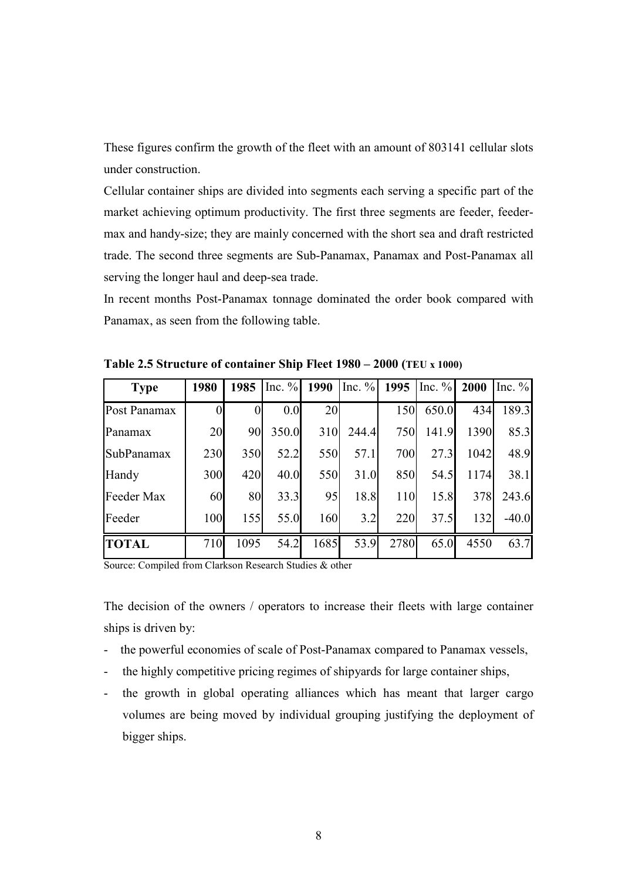These figures confirm the growth of the fleet with an amount of 803141 cellular slots under construction.

Cellular container ships are divided into segments each serving a specific part of the market achieving optimum productivity. The first three segments are feeder, feeder-max and handy-size; they are mainly concerned with the short sea and draft restricted trade. The second three segments are Sub-Panamax, Panamax and Post-Panamax all serving the longer haul and deep-sea trade.

In recent months Post-Panamax tonnage dominated the order book compared with Panamax, as seen from the following table.

**Table 2.5 Structure of container Ship Fleet 1980 – 2000 (TEU x 1000)**

| Type | 1980 | 1985 | Inc. % | 1990 | Inc. % | 1995 | Inc. % | 2000 | Inc. % |
|---|---|---|---|---|---|---|---|---|---|
| Post Panamax | 0 | 0 | 0.0 | 20 | | 150 | 650.0 | 434 | 189.3 |
| Panamax | 20 | 90 | 350.0 | 310 | 244.4 | 750 | 141.9 | 1390 | 85.3 |
| SubPanamax | 230 | 350 | 52.2 | 550 | 57.1 | 700 | 27.3 | 1042 | 48.9 |
| Handy | 300 | 420 | 40.0 | 550 | 31.0 | 850 | 54.5 | 1174 | 38.1 |
| Feeder Max | 60 | 80 | 33.3 | 95 | 18.8 | 110 | 15.8 | 378 | 243.6 |
| Feeder | 100 | 155 | 55.0 | 160 | 3.2 | 220 | 37.5 | 132 | -40.0 |
| **TOTAL** | 710 | 1095 | 54.2 | 1685 | 53.9 | 2780 | 65.0 | 4550 | 63.7 |

Source: Compiled from Clarkson Research Studies & other

The decision of the owners / operators to increase their fleets with large container ships is driven by:

- the powerful economies of scale of Post-Panamax compared to Panamax vessels,
- the highly competitive pricing regimes of shipyards for large container ships,
- the growth in global operating alliances which has meant that larger cargo volumes are being moved by individual grouping justifying the deployment of bigger ships.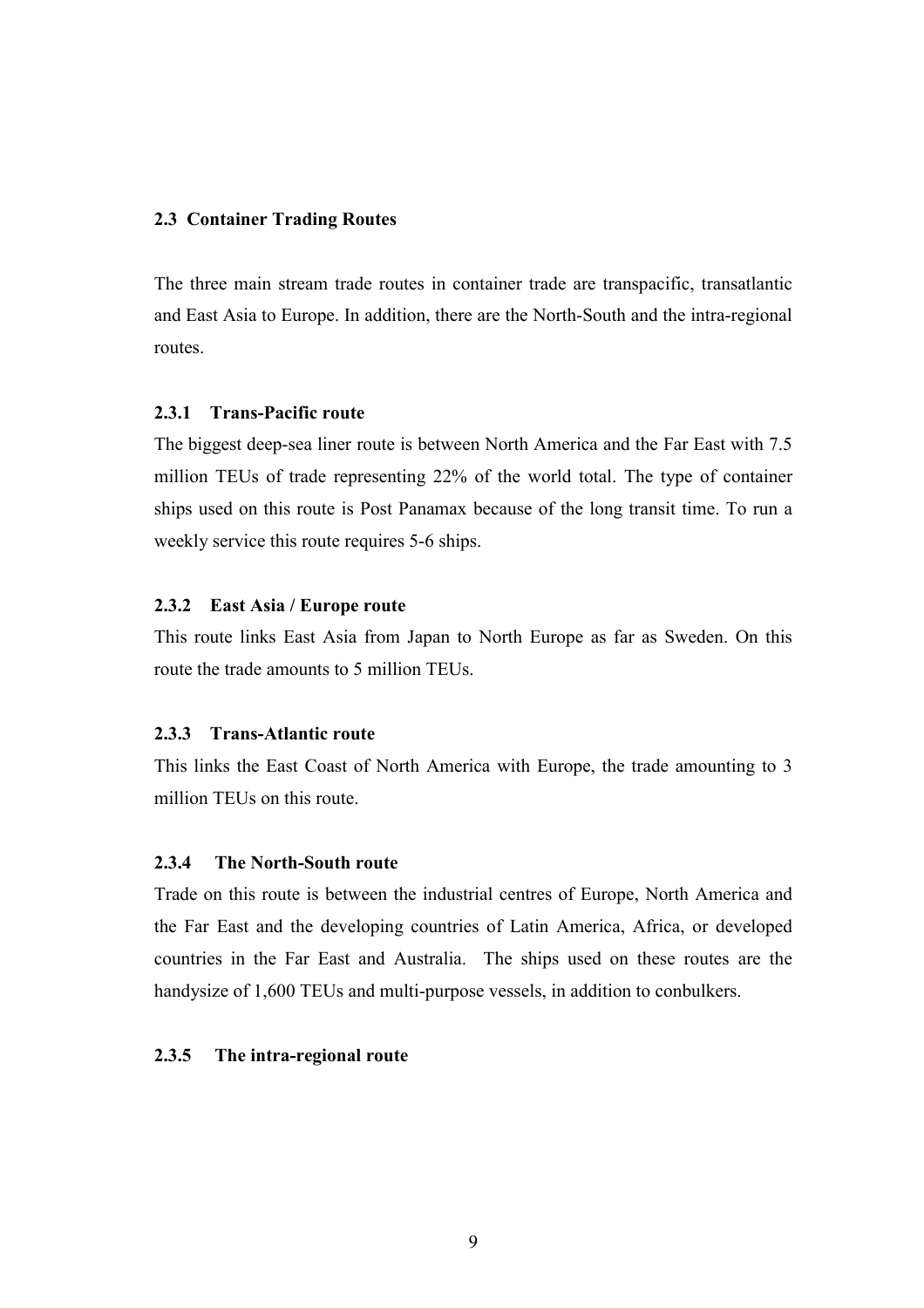## 2.3 Container Trading Routes

The three main stream trade routes in container trade are transpacific, transatlantic and East Asia to Europe. In addition, there are the North-South and the intra-regional routes.

### 2.3.1 Trans-Pacific route

The biggest deep-sea liner route is between North America and the Far East with 7.5 million TEUs of trade representing 22% of the world total. The type of container ships used on this route is Post Panamax because of the long transit time. To run a weekly service this route requires 5-6 ships.

### 2.3.2 East Asia / Europe route

This route links East Asia from Japan to North Europe as far as Sweden. On this route the trade amounts to 5 million TEUs.

### 2.3.3 Trans-Atlantic route

This links the East Coast of North America with Europe, the trade amounting to 3 million TEUs on this route.

### 2.3.4 The North-South route

Trade on this route is between the industrial centres of Europe, North America and the Far East and the developing countries of Latin America, Africa, or developed countries in the Far East and Australia. The ships used on these routes are the handysize of 1,600 TEUs and multi-purpose vessels, in addition to conbulkers.

### 2.3.5 The intra-regional route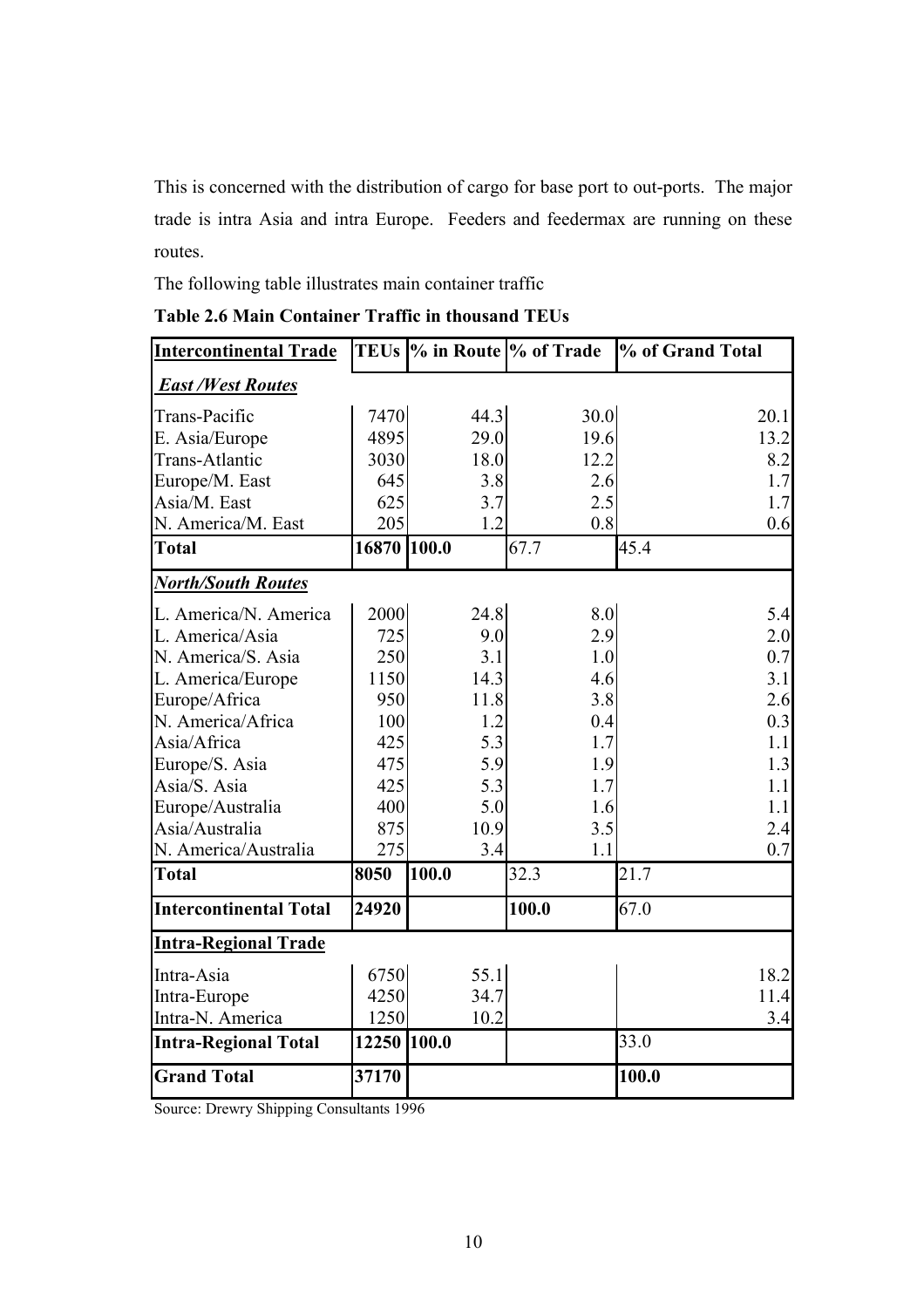This is concerned with the distribution of cargo for base port to out-ports. The major trade is intra Asia and intra Europe. Feeders and feedermax are running on these routes.

The following table illustrates main container traffic

**Table 2.6 Main Container Traffic in thousand TEUs**

| Intercontinental Trade | TEUs | % in Route | % of Trade | % of Grand Total |
|---|---|---|---|---|
| ***East /West Routes*** | | | | |
| Trans-Pacific | 7470 | 44.3 | 30.0 | 20.1 |
| E. Asia/Europe | 4895 | 29.0 | 19.6 | 13.2 |
| Trans-Atlantic | 3030 | 18.0 | 12.2 | 8.2 |
| Europe/M. East | 645 | 3.8 | 2.6 | 1.7 |
| Asia/M. East | 625 | 3.7 | 2.5 | 1.7 |
| N. America/M. East | 205 | 1.2 | 0.8 | 0.6 |
| **Total** | **16870** | **100.0** | 67.7 | 45.4 |
| ***North/South Routes*** | | | | |
| L. America/N. America | 2000 | 24.8 | 8.0 | 5.4 |
| L. America/Asia | 725 | 9.0 | 2.9 | 2.0 |
| N. America/S. Asia | 250 | 3.1 | 1.0 | 0.7 |
| L. America/Europe | 1150 | 14.3 | 4.6 | 3.1 |
| Europe/Africa | 950 | 11.8 | 3.8 | 2.6 |
| N. America/Africa | 100 | 1.2 | 0.4 | 0.3 |
| Asia/Africa | 425 | 5.3 | 1.7 | 1.1 |
| Europe/S. Asia | 475 | 5.9 | 1.9 | 1.3 |
| Asia/S. Asia | 425 | 5.3 | 1.7 | 1.1 |
| Europe/Australia | 400 | 5.0 | 1.6 | 1.1 |
| Asia/Australia | 875 | 10.9 | 3.5 | 2.4 |
| N. America/Australia | 275 | 3.4 | 1.1 | 0.7 |
| **Total** | **8050** | **100.0** | 32.3 | 21.7 |
| **Intercontinental Total** | **24920** | | **100.0** | 67.0 |
| **Intra-Regional Trade** | | | | |
| Intra-Asia | 6750 | 55.1 | | 18.2 |
| Intra-Europe | 4250 | 34.7 | | 11.4 |
| Intra-N. America | 1250 | 10.2 | | 3.4 |
| **Intra-Regional Total** | **12250** | **100.0** | | 33.0 |
| **Grand Total** | **37170** | | | **100.0** |

Source: Drewry Shipping Consultants 1996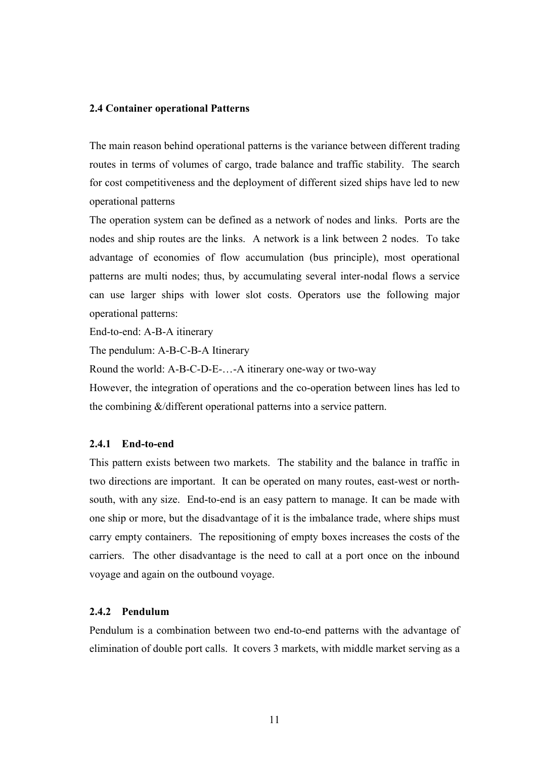## 2.4 Container operational Patterns

The main reason behind operational patterns is the variance between different trading routes in terms of volumes of cargo, trade balance and traffic stability. The search for cost competitiveness and the deployment of different sized ships have led to new operational patterns

The operation system can be defined as a network of nodes and links. Ports are the nodes and ship routes are the links. A network is a link between 2 nodes. To take advantage of economies of flow accumulation (bus principle), most operational patterns are multi nodes; thus, by accumulating several inter-nodal flows a service can use larger ships with lower slot costs. Operators use the following major operational patterns:

End-to-end: A-B-A itinerary

The pendulum: A-B-C-B-A Itinerary

Round the world: A-B-C-D-E-…-A itinerary one-way or two-way

However, the integration of operations and the co-operation between lines has led to the combining &/different operational patterns into a service pattern.

### 2.4.1 End-to-end

This pattern exists between two markets. The stability and the balance in traffic in two directions are important. It can be operated on many routes, east-west or north-south, with any size. End-to-end is an easy pattern to manage. It can be made with one ship or more, but the disadvantage of it is the imbalance trade, where ships must carry empty containers. The repositioning of empty boxes increases the costs of the carriers. The other disadvantage is the need to call at a port once on the inbound voyage and again on the outbound voyage.

### 2.4.2 Pendulum

Pendulum is a combination between two end-to-end patterns with the advantage of elimination of double port calls. It covers 3 markets, with middle market serving as a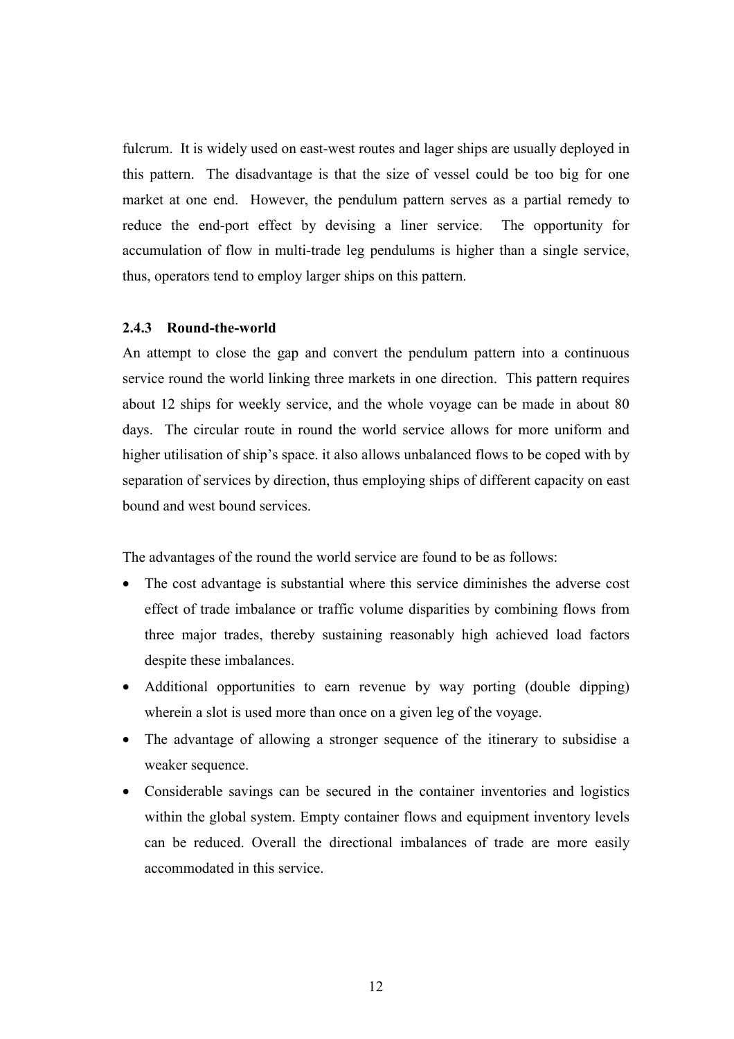fulcrum. It is widely used on east-west routes and lager ships are usually deployed in this pattern. The disadvantage is that the size of vessel could be too big for one market at one end. However, the pendulum pattern serves as a partial remedy to reduce the end-port effect by devising a liner service. The opportunity for accumulation of flow in multi-trade leg pendulums is higher than a single service, thus, operators tend to employ larger ships on this pattern.

### 2.4.3 Round-the-world

An attempt to close the gap and convert the pendulum pattern into a continuous service round the world linking three markets in one direction. This pattern requires about 12 ships for weekly service, and the whole voyage can be made in about 80 days. The circular route in round the world service allows for more uniform and higher utilisation of ship's space. it also allows unbalanced flows to be coped with by separation of services by direction, thus employing ships of different capacity on east bound and west bound services.

The advantages of the round the world service are found to be as follows:

- The cost advantage is substantial where this service diminishes the adverse cost effect of trade imbalance or traffic volume disparities by combining flows from three major trades, thereby sustaining reasonably high achieved load factors despite these imbalances.
- Additional opportunities to earn revenue by way porting (double dipping) wherein a slot is used more than once on a given leg of the voyage.
- The advantage of allowing a stronger sequence of the itinerary to subsidise a weaker sequence.
- Considerable savings can be secured in the container inventories and logistics within the global system. Empty container flows and equipment inventory levels can be reduced. Overall the directional imbalances of trade are more easily accommodated in this service.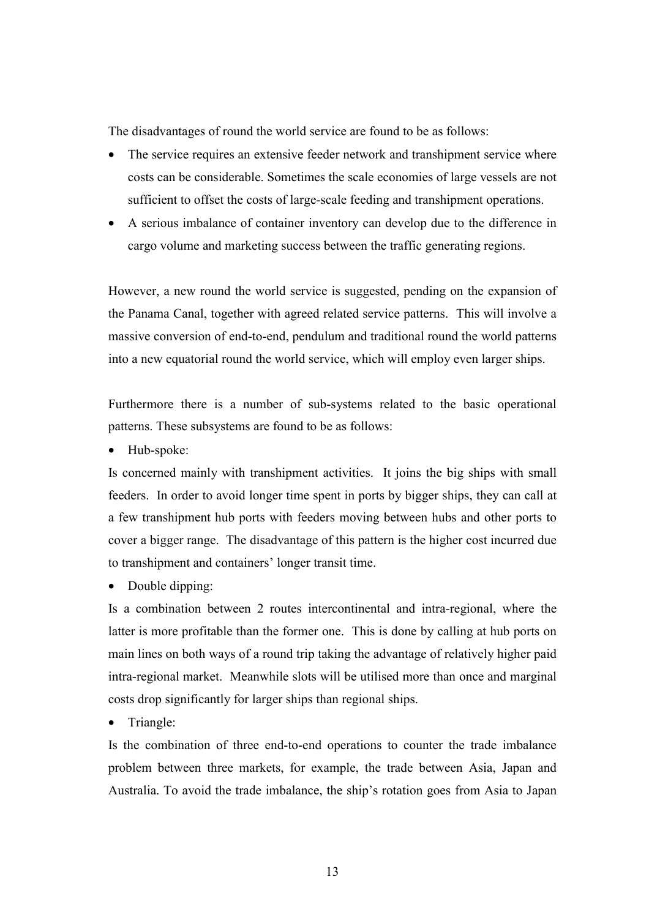The disadvantages of round the world service are found to be as follows:

- The service requires an extensive feeder network and transhipment service where costs can be considerable. Sometimes the scale economies of large vessels are not sufficient to offset the costs of large-scale feeding and transhipment operations.
- A serious imbalance of container inventory can develop due to the difference in cargo volume and marketing success between the traffic generating regions.

However, a new round the world service is suggested, pending on the expansion of the Panama Canal, together with agreed related service patterns. This will involve a massive conversion of end-to-end, pendulum and traditional round the world patterns into a new equatorial round the world service, which will employ even larger ships.

Furthermore there is a number of sub-systems related to the basic operational patterns. These subsystems are found to be as follows:

- Hub-spoke:

Is concerned mainly with transhipment activities. It joins the big ships with small feeders. In order to avoid longer time spent in ports by bigger ships, they can call at a few transhipment hub ports with feeders moving between hubs and other ports to cover a bigger range. The disadvantage of this pattern is the higher cost incurred due to transhipment and containers' longer transit time.

- Double dipping:

Is a combination between 2 routes intercontinental and intra-regional, where the latter is more profitable than the former one. This is done by calling at hub ports on main lines on both ways of a round trip taking the advantage of relatively higher paid intra-regional market. Meanwhile slots will be utilised more than once and marginal costs drop significantly for larger ships than regional ships.

- Triangle:

Is the combination of three end-to-end operations to counter the trade imbalance problem between three markets, for example, the trade between Asia, Japan and Australia. To avoid the trade imbalance, the ship's rotation goes from Asia to Japan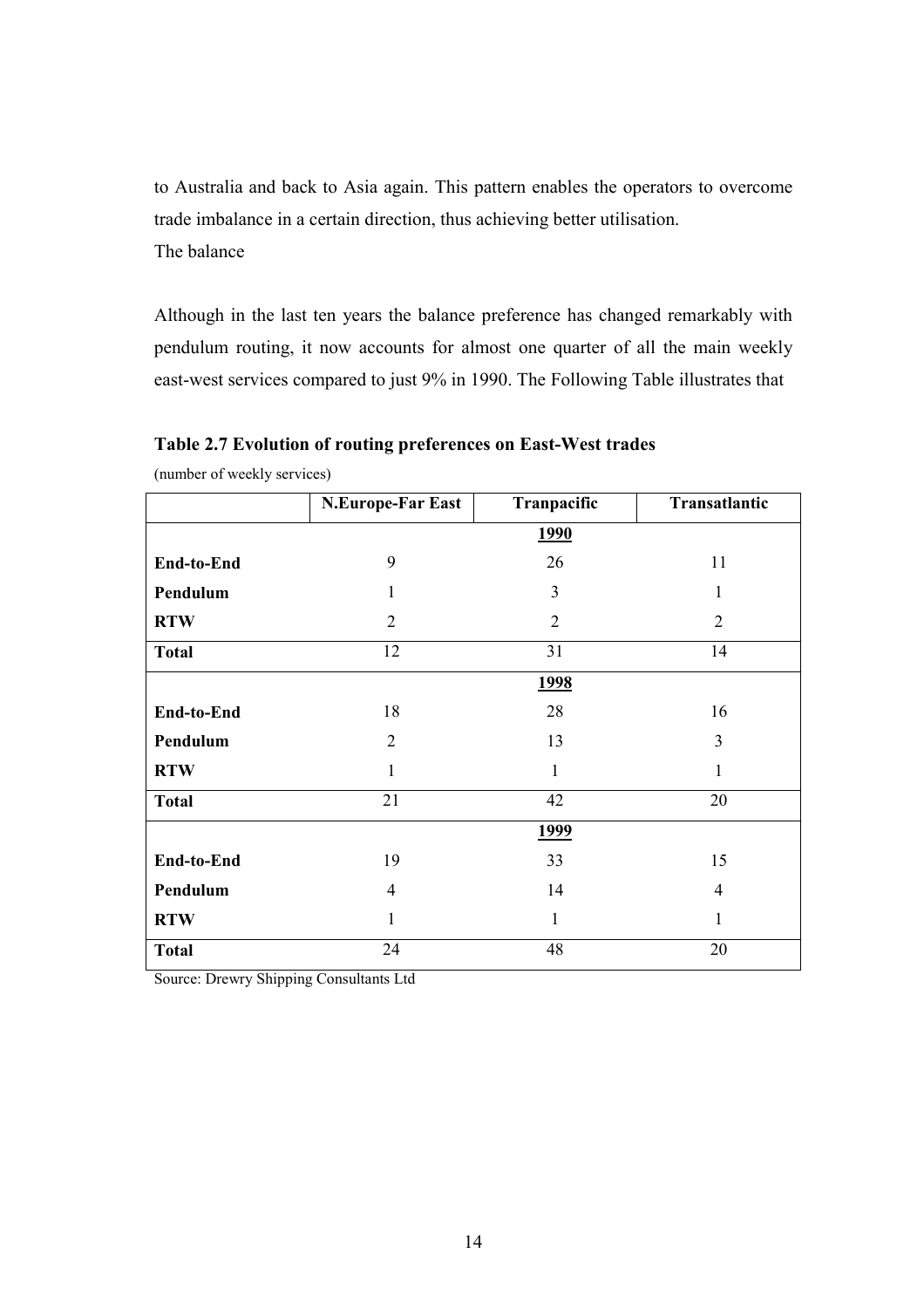to Australia and back to Asia again. This pattern enables the operators to overcome trade imbalance in a certain direction, thus achieving better utilisation.
The balance

Although in the last ten years the balance preference has changed remarkably with pendulum routing, it now accounts for almost one quarter of all the main weekly east-west services compared to just 9% in 1990. The Following Table illustrates that

**Table 2.7 Evolution of routing preferences on East-West trades**

(number of weekly services)

| | N.Europe-Far East | Tranpacific | Transatlantic |
|---|---|---|---|
| | | **1990** | |
| **End-to-End** | 9 | 26 | 11 |
| **Pendulum** | 1 | 3 | 1 |
| **RTW** | 2 | 2 | 2 |
| **Total** | 12 | 31 | 14 |
| | | **1998** | |
| **End-to-End** | 18 | 28 | 16 |
| **Pendulum** | 2 | 13 | 3 |
| **RTW** | 1 | 1 | 1 |
| **Total** | 21 | 42 | 20 |
| | | **1999** | |
| **End-to-End** | 19 | 33 | 15 |
| **Pendulum** | 4 | 14 | 4 |
| **RTW** | 1 | 1 | 1 |
| **Total** | 24 | 48 | 20 |

Source: Drewry Shipping Consultants Ltd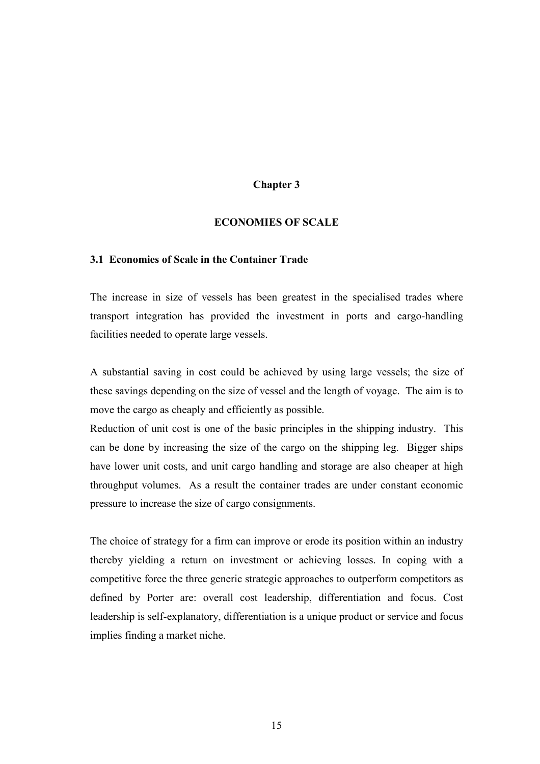# Chapter 3

# ECONOMIES OF SCALE

## 3.1 Economies of Scale in the Container Trade

The increase in size of vessels has been greatest in the specialised trades where transport integration has provided the investment in ports and cargo-handling facilities needed to operate large vessels.

A substantial saving in cost could be achieved by using large vessels; the size of these savings depending on the size of vessel and the length of voyage. The aim is to move the cargo as cheaply and efficiently as possible.
Reduction of unit cost is one of the basic principles in the shipping industry. This can be done by increasing the size of the cargo on the shipping leg. Bigger ships have lower unit costs, and unit cargo handling and storage are also cheaper at high throughput volumes. As a result the container trades are under constant economic pressure to increase the size of cargo consignments.

The choice of strategy for a firm can improve or erode its position within an industry thereby yielding a return on investment or achieving losses. In coping with a competitive force the three generic strategic approaches to outperform competitors as defined by Porter are: overall cost leadership, differentiation and focus. Cost leadership is self-explanatory, differentiation is a unique product or service and focus implies finding a market niche.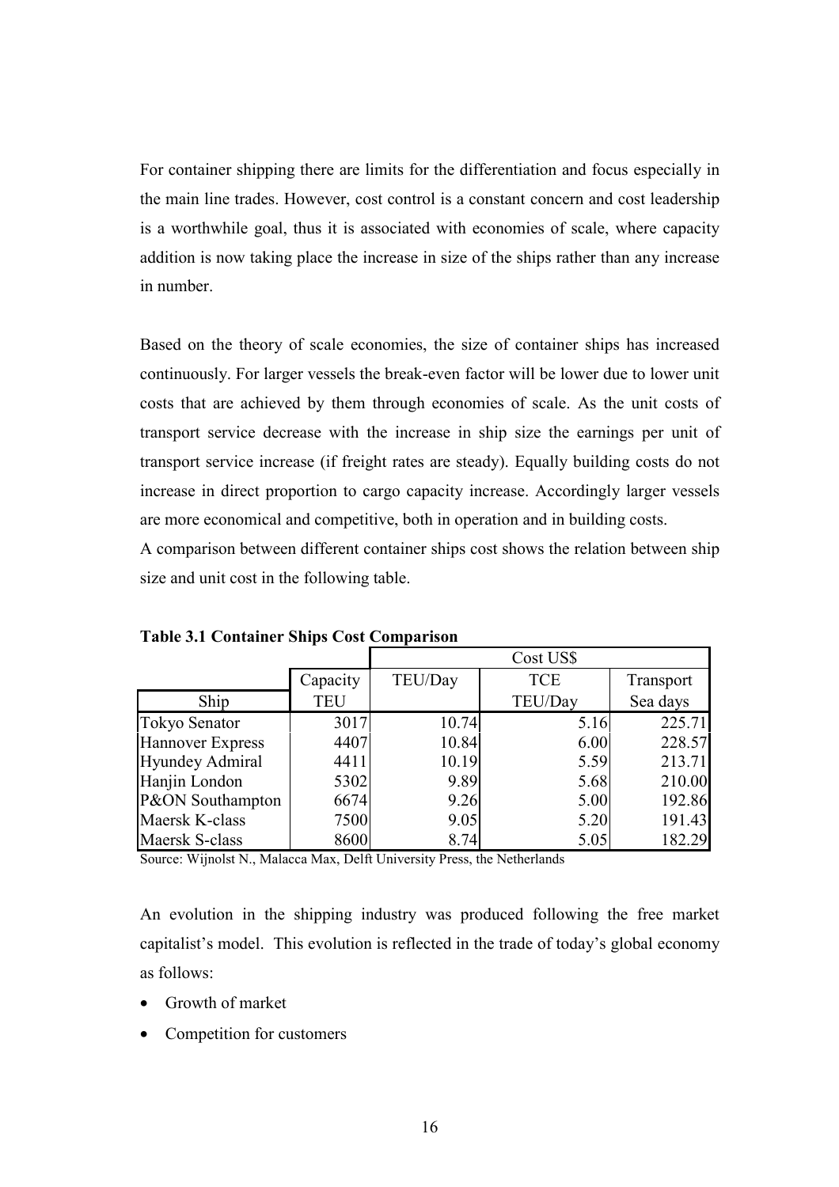For container shipping there are limits for the differentiation and focus especially in the main line trades. However, cost control is a constant concern and cost leadership is a worthwhile goal, thus it is associated with economies of scale, where capacity addition is now taking place the increase in size of the ships rather than any increase in number.

Based on the theory of scale economies, the size of container ships has increased continuously. For larger vessels the break-even factor will be lower due to lower unit costs that are achieved by them through economies of scale. As the unit costs of transport service decrease with the increase in ship size the earnings per unit of transport service increase (if freight rates are steady). Equally building costs do not increase in direct proportion to cargo capacity increase. Accordingly larger vessels are more economical and competitive, both in operation and in building costs.

A comparison between different container ships cost shows the relation between ship size and unit cost in the following table.

**Table 3.1 Container Ships Cost Comparison**

| Ship | Capacity TEU | Cost US$ | | |
|---|---|---|---|---|
| | | TEU/Day | TCE TEU/Day | Transport Sea days |
| Tokyo Senator | 3017 | 10.74 | 5.16 | 225.71 |
| Hannover Express | 4407 | 10.84 | 6.00 | 228.57 |
| Hyundey Admiral | 4411 | 10.19 | 5.59 | 213.71 |
| Hanjin London | 5302 | 9.89 | 5.68 | 210.00 |
| P&ON Southampton | 6674 | 9.26 | 5.00 | 192.86 |
| Maersk K-class | 7500 | 9.05 | 5.20 | 191.43 |
| Maersk S-class | 8600 | 8.74 | 5.05 | 182.29 |

Source: Wijnolst N., Malacca Max, Delft University Press, the Netherlands

An evolution in the shipping industry was produced following the free market capitalist's model. This evolution is reflected in the trade of today's global economy as follows:

- Growth of market
- Competition for customers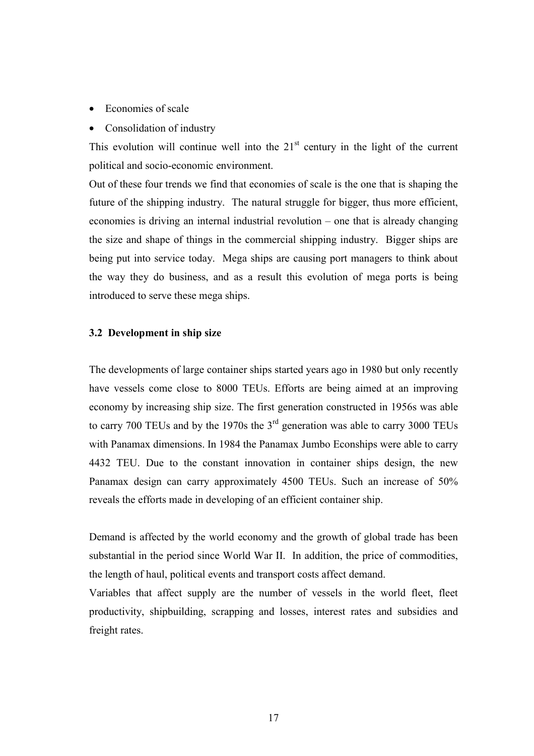- Economies of scale
- Consolidation of industry

This evolution will continue well into the 21st century in the light of the current political and socio-economic environment.

Out of these four trends we find that economies of scale is the one that is shaping the future of the shipping industry. The natural struggle for bigger, thus more efficient, economies is driving an internal industrial revolution – one that is already changing the size and shape of things in the commercial shipping industry. Bigger ships are being put into service today. Mega ships are causing port managers to think about the way they do business, and as a result this evolution of mega ports is being introduced to serve these mega ships.

### 3.2 Development in ship size

The developments of large container ships started years ago in 1980 but only recently have vessels come close to 8000 TEUs. Efforts are being aimed at an improving economy by increasing ship size. The first generation constructed in 1956s was able to carry 700 TEUs and by the 1970s the 3rd generation was able to carry 3000 TEUs with Panamax dimensions. In 1984 the Panamax Jumbo Econships were able to carry 4432 TEU. Due to the constant innovation in container ships design, the new Panamax design can carry approximately 4500 TEUs. Such an increase of 50% reveals the efforts made in developing of an efficient container ship.

Demand is affected by the world economy and the growth of global trade has been substantial in the period since World War II. In addition, the price of commodities, the length of haul, political events and transport costs affect demand.

Variables that affect supply are the number of vessels in the world fleet, fleet productivity, shipbuilding, scrapping and losses, interest rates and subsidies and freight rates.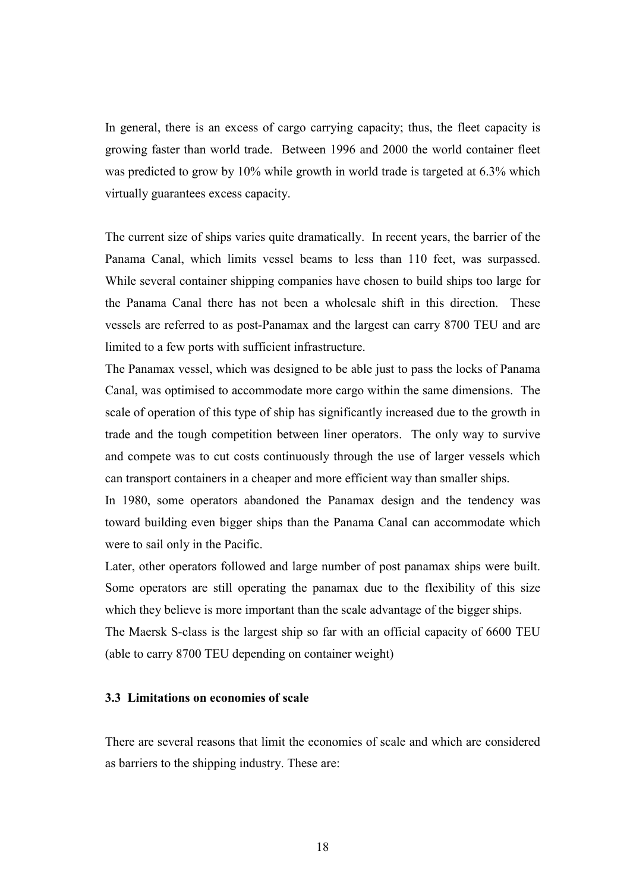In general, there is an excess of cargo carrying capacity; thus, the fleet capacity is growing faster than world trade. Between 1996 and 2000 the world container fleet was predicted to grow by 10% while growth in world trade is targeted at 6.3% which virtually guarantees excess capacity.

The current size of ships varies quite dramatically. In recent years, the barrier of the Panama Canal, which limits vessel beams to less than 110 feet, was surpassed. While several container shipping companies have chosen to build ships too large for the Panama Canal there has not been a wholesale shift in this direction. These vessels are referred to as post-Panamax and the largest can carry 8700 TEU and are limited to a few ports with sufficient infrastructure.

The Panamax vessel, which was designed to be able just to pass the locks of Panama Canal, was optimised to accommodate more cargo within the same dimensions. The scale of operation of this type of ship has significantly increased due to the growth in trade and the tough competition between liner operators. The only way to survive and compete was to cut costs continuously through the use of larger vessels which can transport containers in a cheaper and more efficient way than smaller ships.

In 1980, some operators abandoned the Panamax design and the tendency was toward building even bigger ships than the Panama Canal can accommodate which were to sail only in the Pacific.

Later, other operators followed and large number of post panamax ships were built. Some operators are still operating the panamax due to the flexibility of this size which they believe is more important than the scale advantage of the bigger ships.

The Maersk S-class is the largest ship so far with an official capacity of 6600 TEU (able to carry 8700 TEU depending on container weight)

### 3.3 Limitations on economies of scale

There are several reasons that limit the economies of scale and which are considered as barriers to the shipping industry. These are: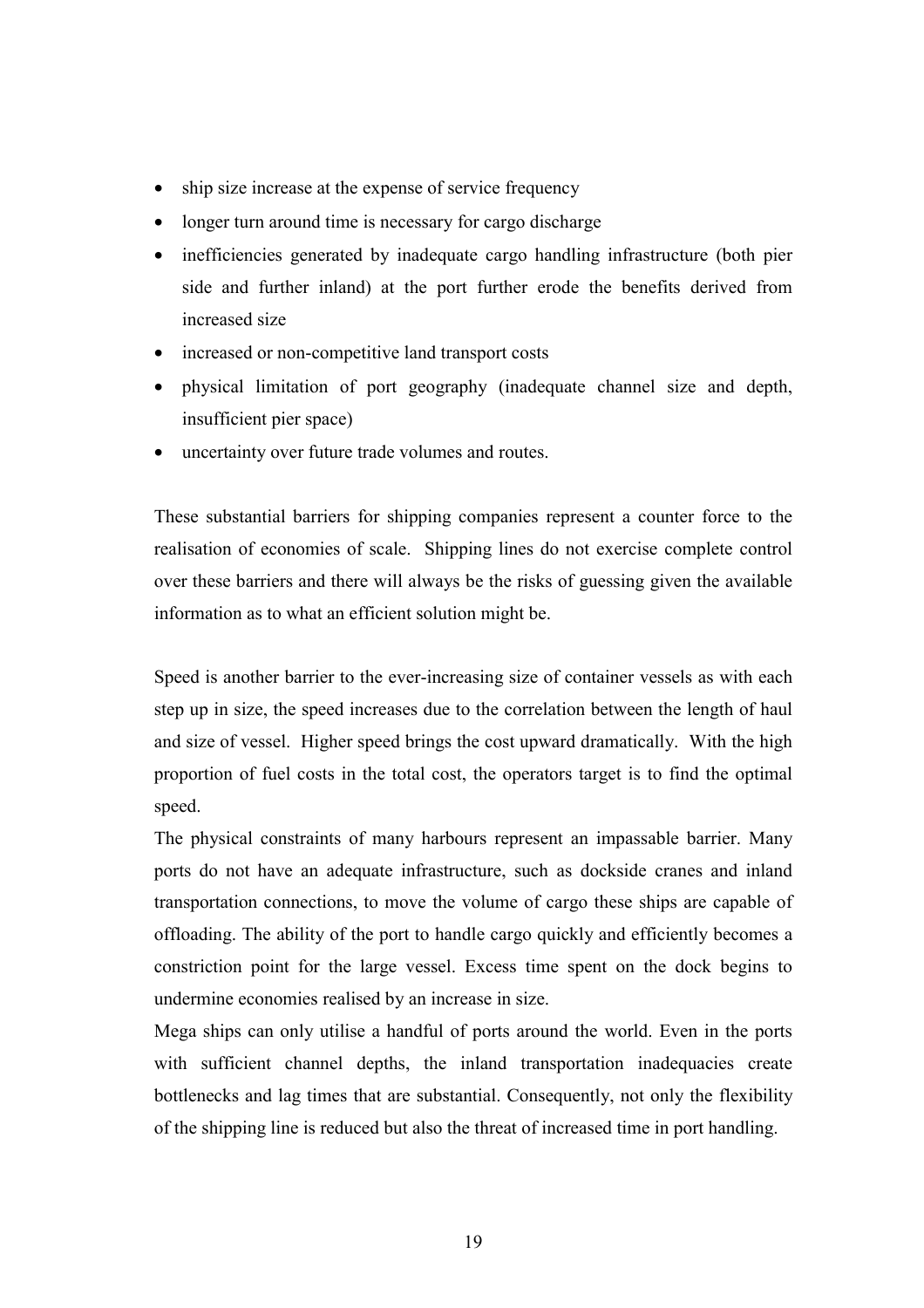- ship size increase at the expense of service frequency
- longer turn around time is necessary for cargo discharge
- inefficiencies generated by inadequate cargo handling infrastructure (both pier side and further inland) at the port further erode the benefits derived from increased size
- increased or non-competitive land transport costs
- physical limitation of port geography (inadequate channel size and depth, insufficient pier space)
- uncertainty over future trade volumes and routes.

These substantial barriers for shipping companies represent a counter force to the realisation of economies of scale. Shipping lines do not exercise complete control over these barriers and there will always be the risks of guessing given the available information as to what an efficient solution might be.

Speed is another barrier to the ever-increasing size of container vessels as with each step up in size, the speed increases due to the correlation between the length of haul and size of vessel. Higher speed brings the cost upward dramatically. With the high proportion of fuel costs in the total cost, the operators target is to find the optimal speed.

The physical constraints of many harbours represent an impassable barrier. Many ports do not have an adequate infrastructure, such as dockside cranes and inland transportation connections, to move the volume of cargo these ships are capable of offloading. The ability of the port to handle cargo quickly and efficiently becomes a constriction point for the large vessel. Excess time spent on the dock begins to undermine economies realised by an increase in size.

Mega ships can only utilise a handful of ports around the world. Even in the ports with sufficient channel depths, the inland transportation inadequacies create bottlenecks and lag times that are substantial. Consequently, not only the flexibility of the shipping line is reduced but also the threat of increased time in port handling.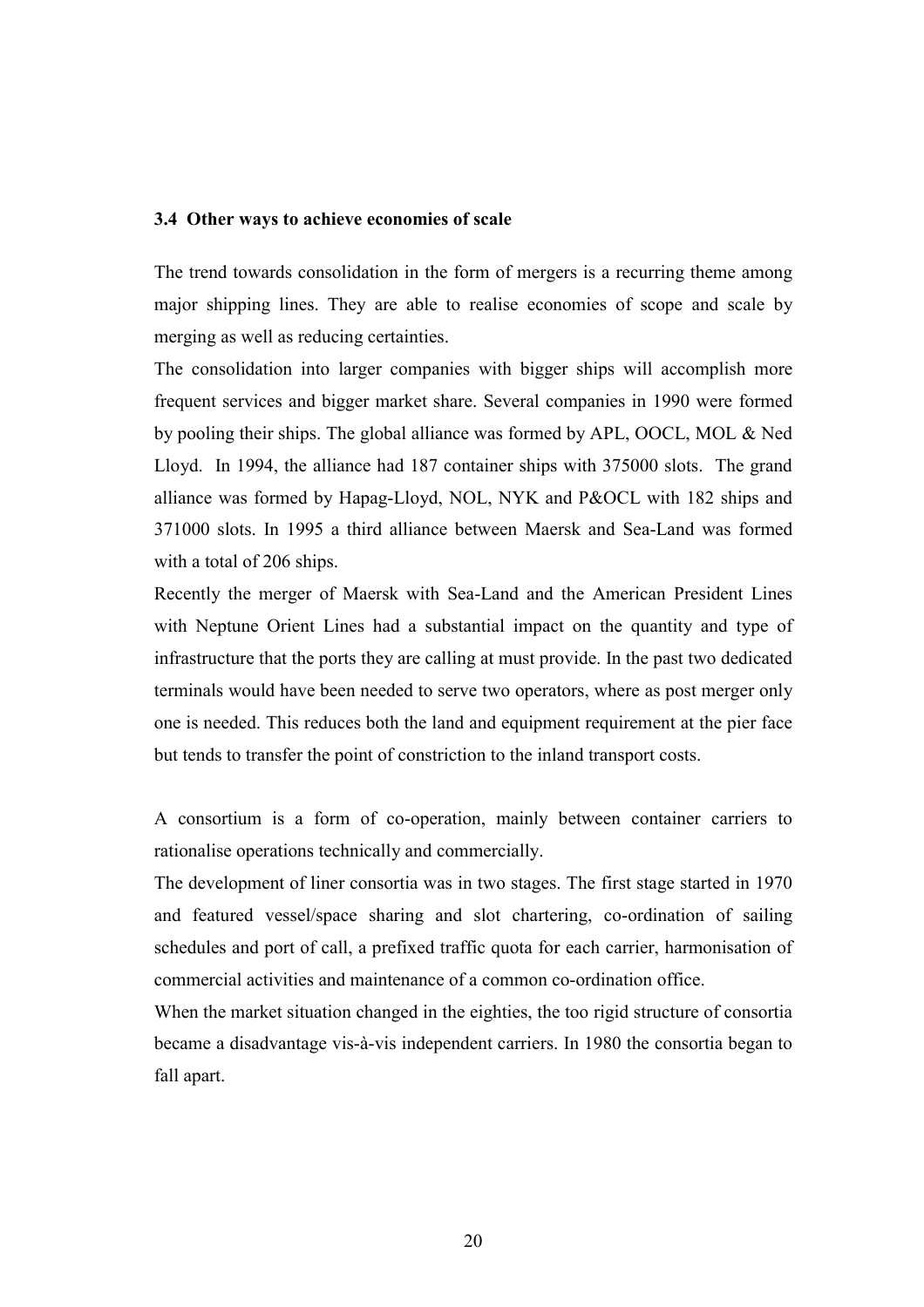### 3.4 Other ways to achieve economies of scale

The trend towards consolidation in the form of mergers is a recurring theme among major shipping lines. They are able to realise economies of scope and scale by merging as well as reducing certainties.

The consolidation into larger companies with bigger ships will accomplish more frequent services and bigger market share. Several companies in 1990 were formed by pooling their ships. The global alliance was formed by APL, OOCL, MOL & Ned Lloyd. In 1994, the alliance had 187 container ships with 375000 slots. The grand alliance was formed by Hapag-Lloyd, NOL, NYK and P&OCL with 182 ships and 371000 slots. In 1995 a third alliance between Maersk and Sea-Land was formed with a total of 206 ships.

Recently the merger of Maersk with Sea-Land and the American President Lines with Neptune Orient Lines had a substantial impact on the quantity and type of infrastructure that the ports they are calling at must provide. In the past two dedicated terminals would have been needed to serve two operators, where as post merger only one is needed. This reduces both the land and equipment requirement at the pier face but tends to transfer the point of constriction to the inland transport costs.

A consortium is a form of co-operation, mainly between container carriers to rationalise operations technically and commercially.

The development of liner consortia was in two stages. The first stage started in 1970 and featured vessel/space sharing and slot chartering, co-ordination of sailing schedules and port of call, a prefixed traffic quota for each carrier, harmonisation of commercial activities and maintenance of a common co-ordination office.

When the market situation changed in the eighties, the too rigid structure of consortia became a disadvantage vis-à-vis independent carriers. In 1980 the consortia began to fall apart.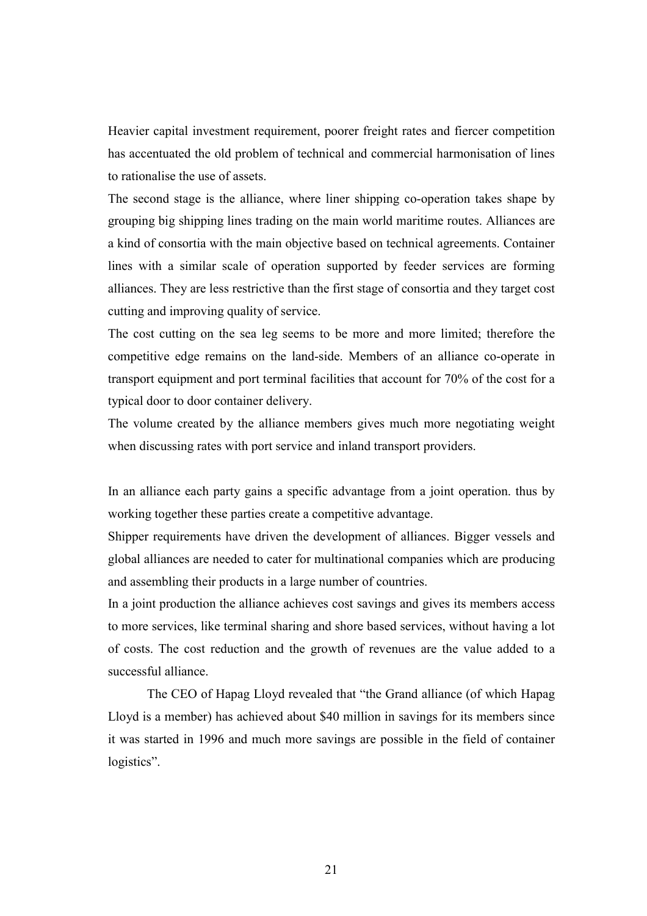Heavier capital investment requirement, poorer freight rates and fiercer competition has accentuated the old problem of technical and commercial harmonisation of lines to rationalise the use of assets.

The second stage is the alliance, where liner shipping co-operation takes shape by grouping big shipping lines trading on the main world maritime routes. Alliances are a kind of consortia with the main objective based on technical agreements. Container lines with a similar scale of operation supported by feeder services are forming alliances. They are less restrictive than the first stage of consortia and they target cost cutting and improving quality of service.

The cost cutting on the sea leg seems to be more and more limited; therefore the competitive edge remains on the land-side. Members of an alliance co-operate in transport equipment and port terminal facilities that account for 70% of the cost for a typical door to door container delivery.

The volume created by the alliance members gives much more negotiating weight when discussing rates with port service and inland transport providers.

In an alliance each party gains a specific advantage from a joint operation. thus by working together these parties create a competitive advantage.

Shipper requirements have driven the development of alliances. Bigger vessels and global alliances are needed to cater for multinational companies which are producing and assembling their products in a large number of countries.

In a joint production the alliance achieves cost savings and gives its members access to more services, like terminal sharing and shore based services, without having a lot of costs. The cost reduction and the growth of revenues are the value added to a successful alliance.

The CEO of Hapag Lloyd revealed that "the Grand alliance (of which Hapag Lloyd is a member) has achieved about $40 million in savings for its members since it was started in 1996 and much more savings are possible in the field of container logistics".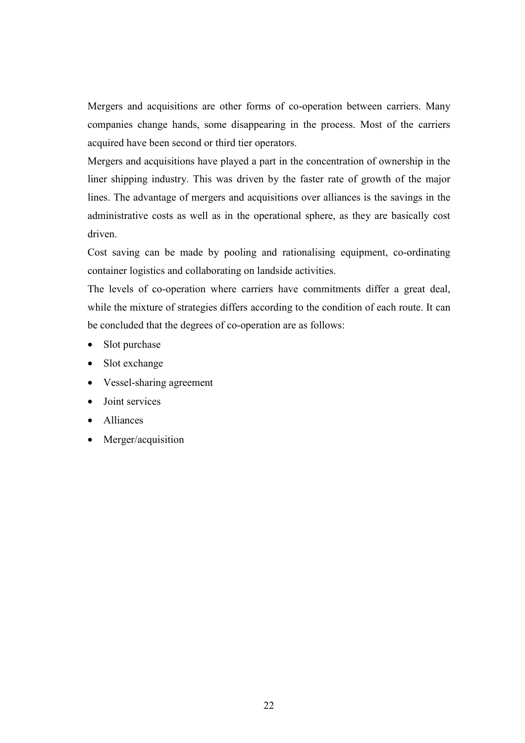Mergers and acquisitions are other forms of co-operation between carriers. Many companies change hands, some disappearing in the process. Most of the carriers acquired have been second or third tier operators.

Mergers and acquisitions have played a part in the concentration of ownership in the liner shipping industry. This was driven by the faster rate of growth of the major lines. The advantage of mergers and acquisitions over alliances is the savings in the administrative costs as well as in the operational sphere, as they are basically cost driven.

Cost saving can be made by pooling and rationalising equipment, co-ordinating container logistics and collaborating on landside activities.

The levels of co-operation where carriers have commitments differ a great deal, while the mixture of strategies differs according to the condition of each route. It can be concluded that the degrees of co-operation are as follows:

- Slot purchase
- Slot exchange
- Vessel-sharing agreement
- Joint services
- Alliances
- Merger/acquisition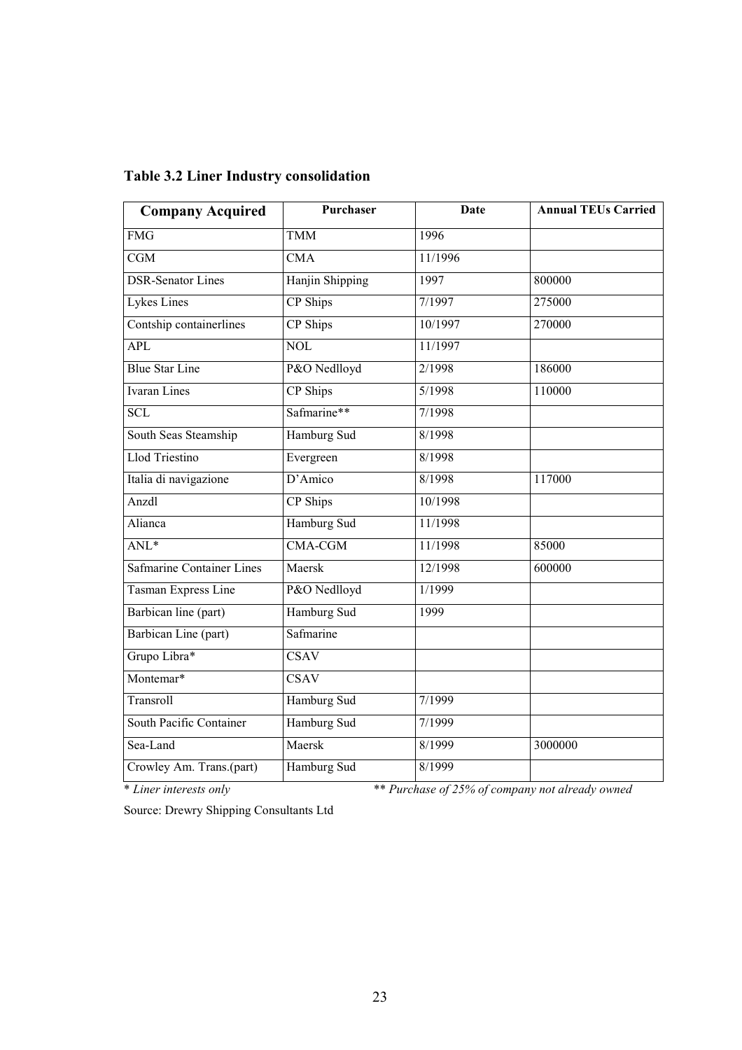**Table 3.2 Liner Industry consolidation**

| Company Acquired | Purchaser | Date | Annual TEUs Carried |
|---|---|---|---|
| FMG | TMM | 1996 | |
| CGM | CMA | 11/1996 | |
| DSR-Senator Lines | Hanjin Shipping | 1997 | 800000 |
| Lykes Lines | CP Ships | 7/1997 | 275000 |
| Contship containerlines | CP Ships | 10/1997 | 270000 |
| APL | NOL | 11/1997 | |
| Blue Star Line | P&O Nedlloyd | 2/1998 | 186000 |
| Ivaran Lines | CP Ships | 5/1998 | 110000 |
| SCL | Safmarine** | 7/1998 | |
| South Seas Steamship | Hamburg Sud | 8/1998 | |
| Llod Triestino | Evergreen | 8/1998 | |
| Italia di navigazione | D'Amico | 8/1998 | 117000 |
| Anzdl | CP Ships | 10/1998 | |
| Alianca | Hamburg Sud | 11/1998 | |
| ANL* | CMA-CGM | 11/1998 | 85000 |
| Safmarine Container Lines | Maersk | 12/1998 | 600000 |
| Tasman Express Line | P&O Nedlloyd | 1/1999 | |
| Barbican line (part) | Hamburg Sud | 1999 | |
| Barbican Line (part) | Safmarine | | |
| Grupo Libra* | CSAV | | |
| Montemar* | CSAV | | |
| Transroll | Hamburg Sud | 7/1999 | |
| South Pacific Container | Hamburg Sud | 7/1999 | |
| Sea-Land | Maersk | 8/1999 | 3000000 |
| Crowley Am. Trans.(part) | Hamburg Sud | 8/1999 | |

\* *Liner interests only* ** *Purchase of 25% of company not already owned*

Source: Drewry Shipping Consultants Ltd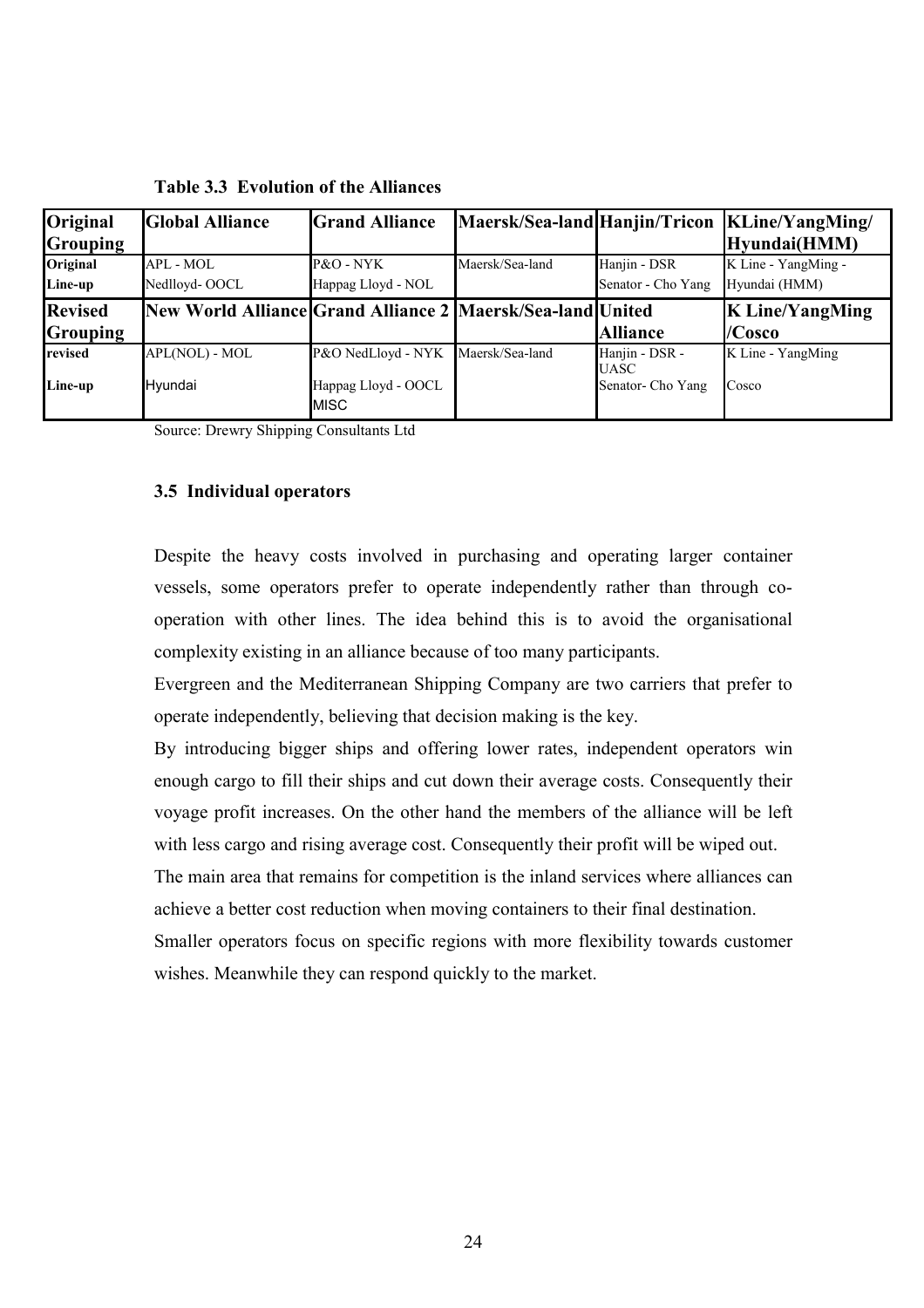**Table 3.3 Evolution of the Alliances**

| **Original Grouping** | **Global Alliance** | **Grand Alliance** | **Maersk/Sea-land** | **Hanjin/Tricon** | **KLine/YangMing/ Hyundai(HMM)** |
|---|---|---|---|---|---|
| **Original Line-up** | APL - MOL Nedlloyd- OOCL | P&O - NYK Happag Lloyd - NOL | Maersk/Sea-land | Hanjin - DSR Senator - Cho Yang | K Line - YangMing - Hyundai (HMM) |
| **Revised Grouping** | **New World Alliance** | **Grand Alliance 2** | **Maersk/Sea-land** | **United Alliance** | **K Line/YangMing /Cosco** |
| **revised Line-up** | APL(NOL) - MOL Hyundai | P&O NedLloyd - NYK Happag Lloyd - OOCL MISC | Maersk/Sea-land | Hanjin - DSR - UASC Senator- Cho Yang | K Line - YangMing Cosco |

Source: Drewry Shipping Consultants Ltd

### 3.5 Individual operators

Despite the heavy costs involved in purchasing and operating larger container vessels, some operators prefer to operate independently rather than through co-operation with other lines. The idea behind this is to avoid the organisational complexity existing in an alliance because of too many participants.

Evergreen and the Mediterranean Shipping Company are two carriers that prefer to operate independently, believing that decision making is the key.

By introducing bigger ships and offering lower rates, independent operators win enough cargo to fill their ships and cut down their average costs. Consequently their voyage profit increases. On the other hand the members of the alliance will be left with less cargo and rising average cost. Consequently their profit will be wiped out.

The main area that remains for competition is the inland services where alliances can achieve a better cost reduction when moving containers to their final destination.

Smaller operators focus on specific regions with more flexibility towards customer wishes. Meanwhile they can respond quickly to the market.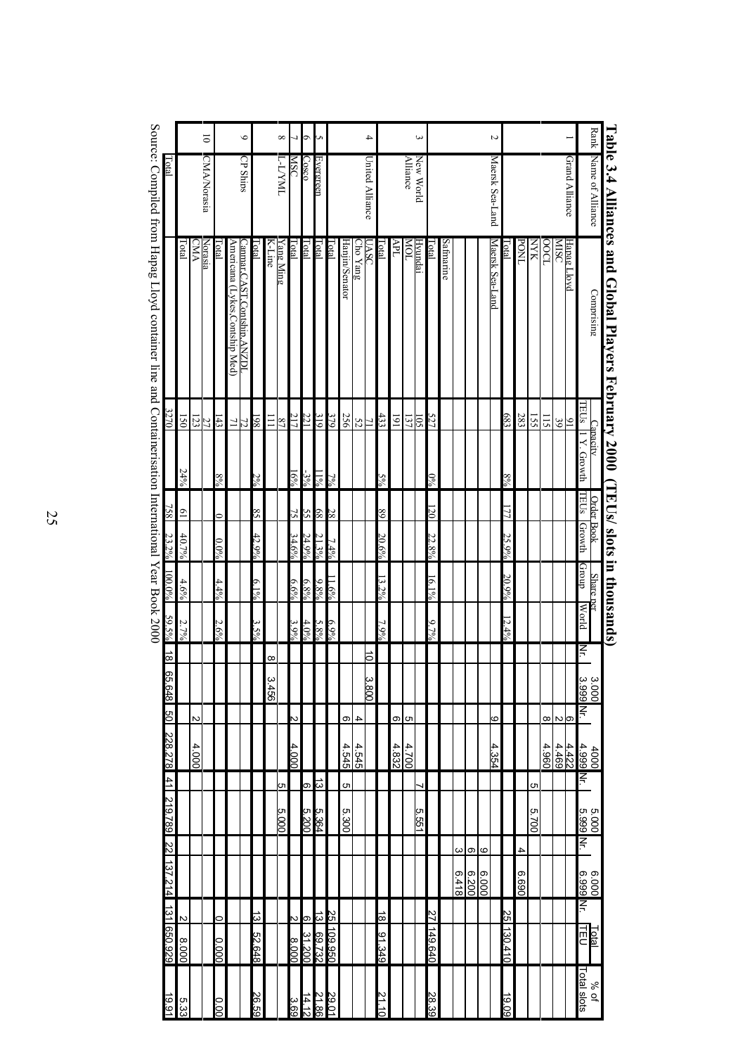**Table 3.4 Alliances and Global Players February 2000 (TEUs/ slots in thousands)**

| Rank | Name of Alliance | Comprising | Capacity TEUs | Capacity 1 Y. Growth | Order Book TEUs | Order Book Growth | Share per Group | Share per World | Nr. | 3.000 3.999 | Nr. | 4000 4.999 | Nr. | 5.000 5.999 | Nr. | 6.000 6.999 | Nr. | Total TEU | % of Total slots |
|---|---|---|---|---|---|---|---|---|---|---|---|---|---|---|---|---|---|---|---|
| 1 | Grand Alliance | Hapag Lloyd | 91 | | | | | | | | 6 | 4.422 | | | | | | | |
| | | MISC | 39 | | | | | | | | 2 | 4.469 | | | | | | | |
| | | OOCL | 115 | | | | | | | | 8 | 4.960 | | | | | | | |
| | | NYK | 155 | | | | | | | | | | 5 | 5.700 | | | | | |
| | | PONL | 283 | | | | | | | | | | | | 4 | 6.690 | | | |
| | | Total | 683 | 8% | 177 | 25.9% | 20.9% | 12.4% | | | | | | | | | 25 | 130.410 | 19.09 |
| 2 | Maersk Sea-Land | Maersk Sea-Land | | | | | | | | | 9 | 4.354 | | | 9 | 6.000 | | | |
| | | | | | | | | | | | | | | | 6 | 6.200 | | | |
| | | | | | | | | | | | | | | | 3 | 6.418 | | | |
| | | Safmarine | | | | | | | | | | | | | | | | | |
| | | Total | 527 | 0% | 120 | 22.8% | 16.1% | 9.7% | | | | | | | | | 27 | 149.640 | 28.39 |
| 3 | New World Alliance | Hyundai | 105 | | | | | | | | | | 7 | 5.551 | | | | | |
| | | MOL | 137 | | | | | | | | 5 | 4.700 | | | | | | | |
| | | APL | 191 | | | | | | | | 6 | 4.832 | | | | | | | |
| | | Total | 433 | 5% | 89 | 20.6% | 13.2% | 7.9% | | | | | | | | | 18 | 91.349 | 21.10 |
| 4 | United Alliance | UASC | 71 | | | | | | 10 | 3.800 | | | | | | | | | |
| | | Cho Yang | 52 | | | | | | | | 4 | 4.545 | | | | | | | |
| | | Hanjin/Senator | 256 | | | | | | | | 6 | 4.545 | 5 | 5.300 | | | | | |
| | | Total | 379 | 7% | 28 | 7.4% | 11.6% | 6.9% | | | | | | | | | 25 | 109.950 | 29.01 |
| 5 | Evergreen | Total | 319 | 11% | 68 | 21.3% | 9.8% | 5.8% | | | | | 13 | 5.364 | | | 13 | 69.732 | 21.86 |
| 6 | Cosco | Total | 221 | -3% | 55 | 24.9% | 6.8% | 4.0% | | | | | 6 | 5.200 | | | 6 | 31.200 | 14.12 |
| 7 | MSC | Total | 217 | 16% | 75 | 34.6% | 6.6% | 3.9% | | | 2 | 4.000 | | | | | 2 | 8.000 | 3.69 |
| 8 | L-/YML | Yang Ming | 87 | | | | | | | | | | 5 | 5.000 | | | | | |
| | | K-Line | 111 | | | | | | 8 | 3.456 | | | | | | | | | |
| | | Total | 198 | 2% | 85 | 42.9% | 6.1% | 3.5% | | | | | | | | | 13 | 52.648 | 26.59 |
| 9 | CP Ships | Canmar,CAST,Contship,ANZDL | 72 | | | | | | | | | | | | | | | | |
| | | Americana (Lykes,Contship Med) | 71 | | | | | | | | | | | | | | | | |
| | | Total | 143 | 8% | 0 | 0.0% | 4.4% | 2.6% | | | | | | | | | 0 | 0.000 | 0.00 |
| 10 | CMA/Norasia | Norasia | 27 | | | | | | | | | | | | | | | | |
| | | CMA | 123 | | | | | | | | 2 | 4.000 | | | | | | | |
| | | Total | 150 | 24% | 61 | 40.7% | 4.6% | 2.7% | | | | | | | | | 2 | 8.000 | 5.33 |
| | Total | | 3270 | | 758 | 23.2% | 100.0% | 59.5% | 18 | 65.648 | 50 | 228.278 | 41 | 219.789 | 22 | 137.214 | 131 | 650.929 | 19.91 |

Source: Compiled from Hapag Lloyd container line and Containerisation International Year Book 2000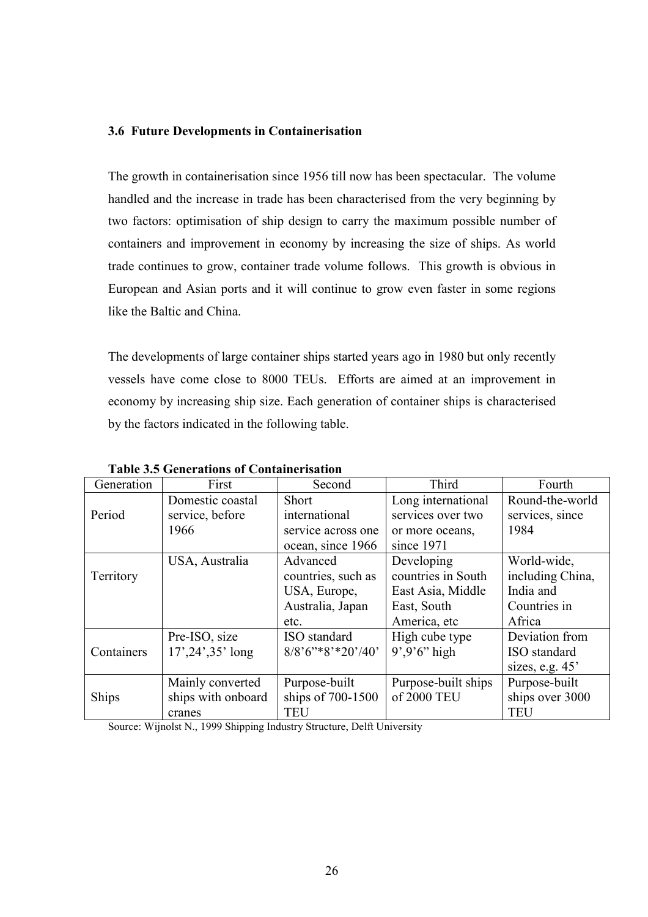### 3.6 Future Developments in Containerisation

The growth in containerisation since 1956 till now has been spectacular. The volume handled and the increase in trade has been characterised from the very beginning by two factors: optimisation of ship design to carry the maximum possible number of containers and improvement in economy by increasing the size of ships. As world trade continues to grow, container trade volume follows. This growth is obvious in European and Asian ports and it will continue to grow even faster in some regions like the Baltic and China.

The developments of large container ships started years ago in 1980 but only recently vessels have come close to 8000 TEUs. Efforts are aimed at an improvement in economy by increasing ship size. Each generation of container ships is characterised by the factors indicated in the following table.

**Table 3.5 Generations of Containerisation**

| Generation | First | Second | Third | Fourth |
|---|---|---|---|---|
| Period | Domestic coastal service, before 1966 | Short international service across one ocean, since 1966 | Long international services over two or more oceans, since 1971 | Round-the-world services, since 1984 |
| Territory | USA, Australia | Advanced countries, such as USA, Europe, Australia, Japan etc. | Developing countries in South East Asia, Middle East, South America, etc | World-wide, including China, India and Countries in Africa |
| Containers | Pre-ISO, size 17',24',35' long | ISO standard 8/8'6"*8'*20'/40' | High cube type 9',9'6" high | Deviation from ISO standard sizes, e.g. 45' |
| Ships | Mainly converted ships with onboard cranes | Purpose-built ships of 700-1500 TEU | Purpose-built ships of 2000 TEU | Purpose-built ships over 3000 TEU |

Source: Wijnolst N., 1999 Shipping Industry Structure, Delft University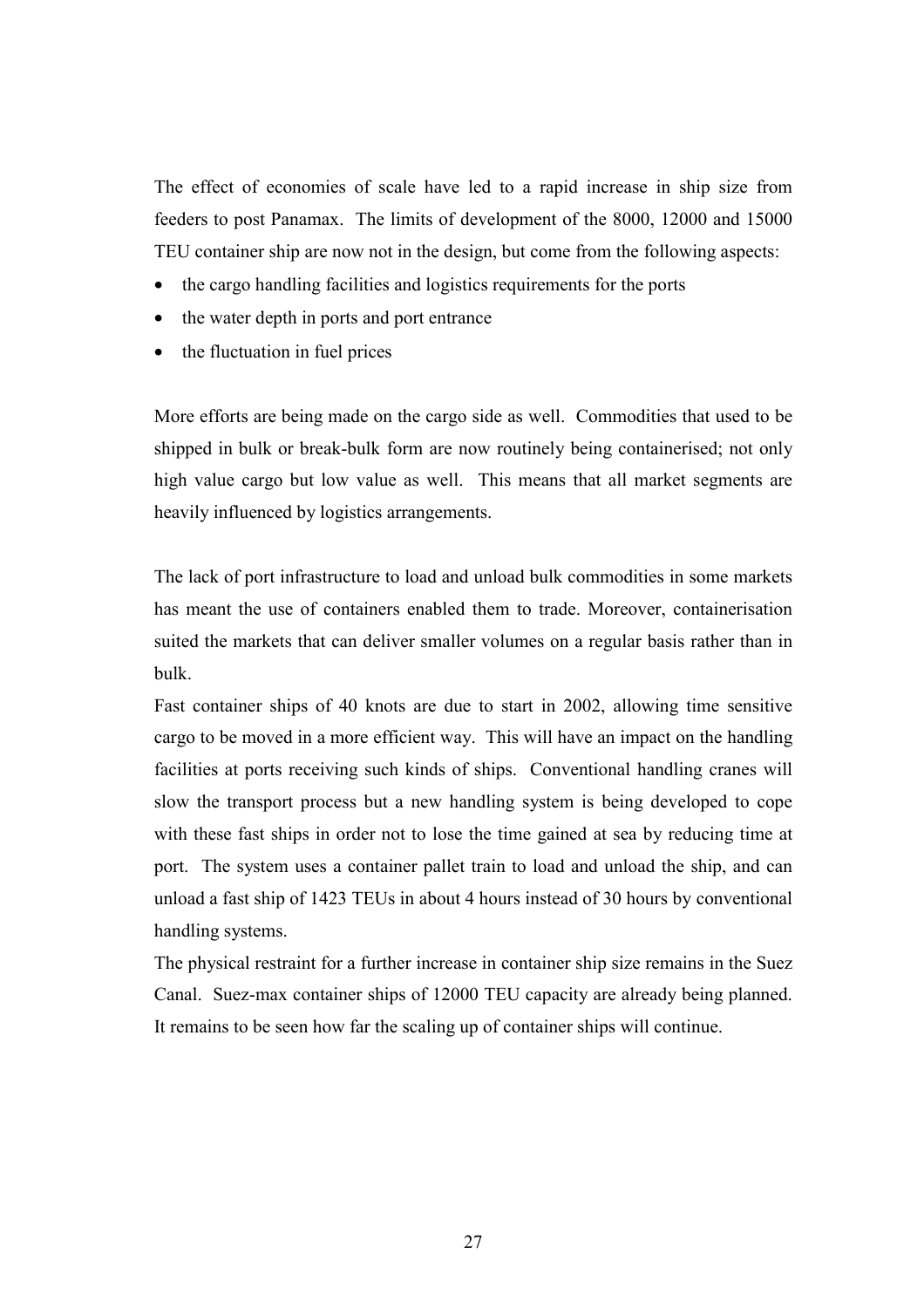The effect of economies of scale have led to a rapid increase in ship size from feeders to post Panamax. The limits of development of the 8000, 12000 and 15000 TEU container ship are now not in the design, but come from the following aspects:

- the cargo handling facilities and logistics requirements for the ports
- the water depth in ports and port entrance
- the fluctuation in fuel prices

More efforts are being made on the cargo side as well. Commodities that used to be shipped in bulk or break-bulk form are now routinely being containerised; not only high value cargo but low value as well. This means that all market segments are heavily influenced by logistics arrangements.

The lack of port infrastructure to load and unload bulk commodities in some markets has meant the use of containers enabled them to trade. Moreover, containerisation suited the markets that can deliver smaller volumes on a regular basis rather than in bulk.

Fast container ships of 40 knots are due to start in 2002, allowing time sensitive cargo to be moved in a more efficient way. This will have an impact on the handling facilities at ports receiving such kinds of ships. Conventional handling cranes will slow the transport process but a new handling system is being developed to cope with these fast ships in order not to lose the time gained at sea by reducing time at port. The system uses a container pallet train to load and unload the ship, and can unload a fast ship of 1423 TEUs in about 4 hours instead of 30 hours by conventional handling systems.

The physical restraint for a further increase in container ship size remains in the Suez Canal. Suez-max container ships of 12000 TEU capacity are already being planned. It remains to be seen how far the scaling up of container ships will continue.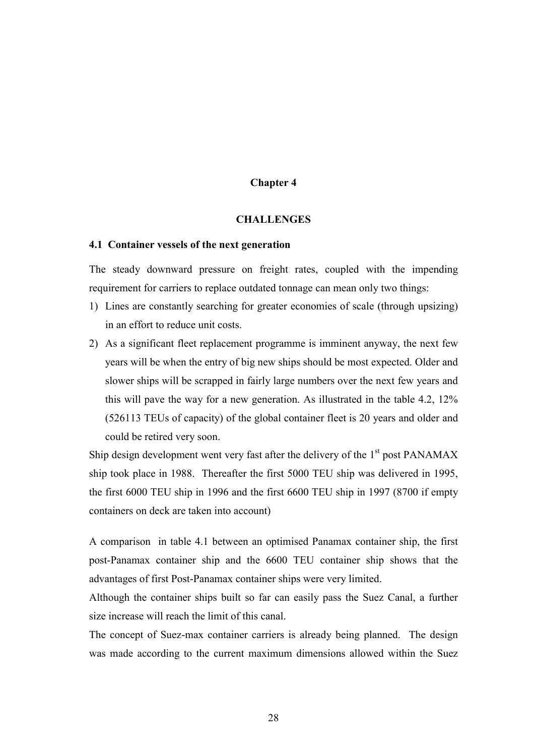# Chapter 4

# CHALLENGES

### 4.1 Container vessels of the next generation

The steady downward pressure on freight rates, coupled with the impending requirement for carriers to replace outdated tonnage can mean only two things:

1) Lines are constantly searching for greater economies of scale (through upsizing) in an effort to reduce unit costs.
2) As a significant fleet replacement programme is imminent anyway, the next few years will be when the entry of big new ships should be most expected. Older and slower ships will be scrapped in fairly large numbers over the next few years and this will pave the way for a new generation. As illustrated in the table 4.2, 12% (526113 TEUs of capacity) of the global container fleet is 20 years and older and could be retired very soon.

Ship design development went very fast after the delivery of the 1st post PANAMAX ship took place in 1988. Thereafter the first 5000 TEU ship was delivered in 1995, the first 6000 TEU ship in 1996 and the first 6600 TEU ship in 1997 (8700 if empty containers on deck are taken into account)

A comparison in table 4.1 between an optimised Panamax container ship, the first post-Panamax container ship and the 6600 TEU container ship shows that the advantages of first Post-Panamax container ships were very limited.

Although the container ships built so far can easily pass the Suez Canal, a further size increase will reach the limit of this canal.

The concept of Suez-max container carriers is already being planned. The design was made according to the current maximum dimensions allowed within the Suez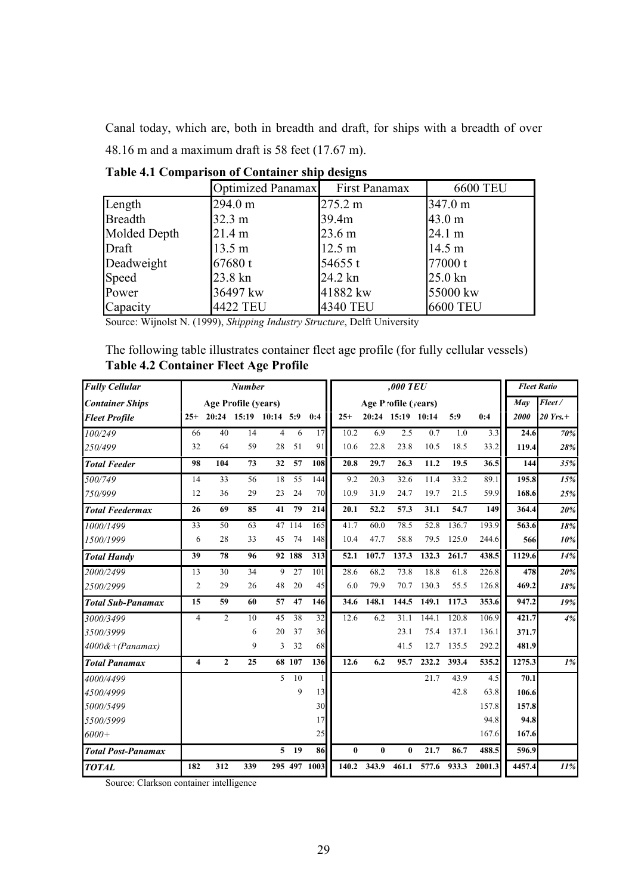Canal today, which are, both in breadth and draft, for ships with a breadth of over 48.16 m and a maximum draft is 58 feet (17.67 m).

**Table 4.1 Comparison of Container ship designs**

| | Optimized Panamax | First Panamax | 6600 TEU |
|---|---|---|---|
| Length | 294.0 m | 275.2 m | 347.0 m |
| Breadth | 32.3 m | 39.4m | 43.0 m |
| Molded Depth | 21.4 m | 23.6 m | 24.1 m |
| Draft | 13.5 m | 12.5 m | 14.5 m |
| Deadweight | 67680 t | 54655 t | 77000 t |
| Speed | 23.8 kn | 24.2 kn | 25.0 kn |
| Power | 36497 kw | 41882 kw | 55000 kw |
| Capacity | 4422 TEU | 4340 TEU | 6600 TEU |

Source: Wijnolst N. (1999), *Shipping Industry Structure*, Delft University

The following table illustrates container fleet age profile (for fully cellular vessels)

**Table 4.2 Container Fleet Age Profile**

| *Fully Cellular* | **Number** | | | | | | **,000 TEU** | | | | | | **Fleet Ratio** | |
|---|---|---|---|---|---|---|---|---|---|---|---|---|---|---|
| *Container Ships* | **Age Profile (years)** | | | | | | **Age Profile (years)** | | | | | | ***May*** | ***Fleet /*** |
| *Fleet Profile* | **25+** | **20:24** | **15:19** | **10:14** | **5:9** | **0:4** | **25+** | **20:24** | **15:19** | **10:14** | **5:9** | **0:4** | ***2000*** | ***20 Yrs.+*** |
| *100/249* | 66 | 40 | 14 | 4 | 6 | 17 | 10.2 | 6.9 | 2.5 | 0.7 | 1.0 | 3.3 | **24.6** | ***70%*** |
| *250/499* | 32 | 64 | 59 | 28 | 51 | 91 | 10.6 | 22.8 | 23.8 | 10.5 | 18.5 | 33.2 | **119.4** | ***28%*** |
| ***Total Feeder*** | **98** | **104** | **73** | **32** | **57** | **108** | **20.8** | **29.7** | **26.3** | **11.2** | **19.5** | **36.5** | **144** | ***35%*** |
| *500/749* | 14 | 33 | 56 | 18 | 55 | 144 | 9.2 | 20.3 | 32.6 | 11.4 | 33.2 | 89.1 | **195.8** | ***15%*** |
| *750/999* | 12 | 36 | 29 | 23 | 24 | 70 | 10.9 | 31.9 | 24.7 | 19.7 | 21.5 | 59.9 | **168.6** | ***25%*** |
| ***Total Feedermax*** | **26** | **69** | **85** | **41** | **79** | **214** | **20.1** | **52.2** | **57.3** | **31.1** | **54.7** | **149** | **364.4** | ***20%*** |
| *1000/1499* | 33 | 50 | 63 | 47 | 114 | 165 | 41.7 | 60.0 | 78.5 | 52.8 | 136.7 | 193.9 | **563.6** | ***18%*** |
| *1500/1999* | 6 | 28 | 33 | 45 | 74 | 148 | 10.4 | 47.7 | 58.8 | 79.5 | 125.0 | 244.6 | **566** | ***10%*** |
| ***Total Handy*** | **39** | **78** | **96** | **92** | **188** | **313** | **52.1** | **107.7** | **137.3** | **132.3** | **261.7** | **438.5** | **1129.6** | ***14%*** |
| *2000/2499* | 13 | 30 | 34 | 9 | 27 | 101 | 28.6 | 68.2 | 73.8 | 18.8 | 61.8 | 226.8 | **478** | ***20%*** |
| *2500/2999* | 2 | 29 | 26 | 48 | 20 | 45 | 6.0 | 79.9 | 70.7 | 130.3 | 55.5 | 126.8 | **469.2** | ***18%*** |
| ***Total Sub-Panamax*** | **15** | **59** | **60** | **57** | **47** | **146** | **34.6** | **148.1** | **144.5** | **149.1** | **117.3** | **353.6** | **947.2** | ***19%*** |
| *3000/3499* | 4 | 2 | 10 | 45 | 38 | 32 | 12.6 | 6.2 | 31.1 | 144.1 | 120.8 | 106.9 | **421.7** | ***4%*** |
| *3500/3999* | | | 6 | 20 | 37 | 36 | | | 23.1 | 75.4 | 137.1 | 136.1 | **371.7** | |
| *4000&+(Panamax)* | | | 9 | 3 | 32 | 68 | | | 41.5 | 12.7 | 135.5 | 292.2 | **481.9** | |
| ***Total Panamax*** | **4** | **2** | **25** | **68** | **107** | **136** | **12.6** | **6.2** | **95.7** | **232.2** | **393.4** | **535.2** | **1275.3** | ***1%*** |
| *4000/4499* | | | | 5 | 10 | 1 | | | | 21.7 | 43.9 | 4.5 | **70.1** | |
| *4500/4999* | | | | | 9 | 13 | | | | | 42.8 | 63.8 | **106.6** | |
| *5000/5499* | | | | | | 30 | | | | | | 157.8 | **157.8** | |
| *5500/5999* | | | | | | 17 | | | | | | 94.8 | **94.8** | |
| *6000+* | | | | | | 25 | | | | | | 167.6 | **167.6** | |
| ***Total Post-Panamax*** | | | | **5** | **19** | **86** | **0** | **0** | **0** | **21.7** | **86.7** | **488.5** | **596.9** | |
| ***TOTAL*** | **182** | **312** | **339** | **295** | **497** | **1003** | **140.2** | **343.9** | **461.1** | **577.6** | **933.3** | **2001.3** | **4457.4** | ***11%*** |

Source: Clarkson container intelligence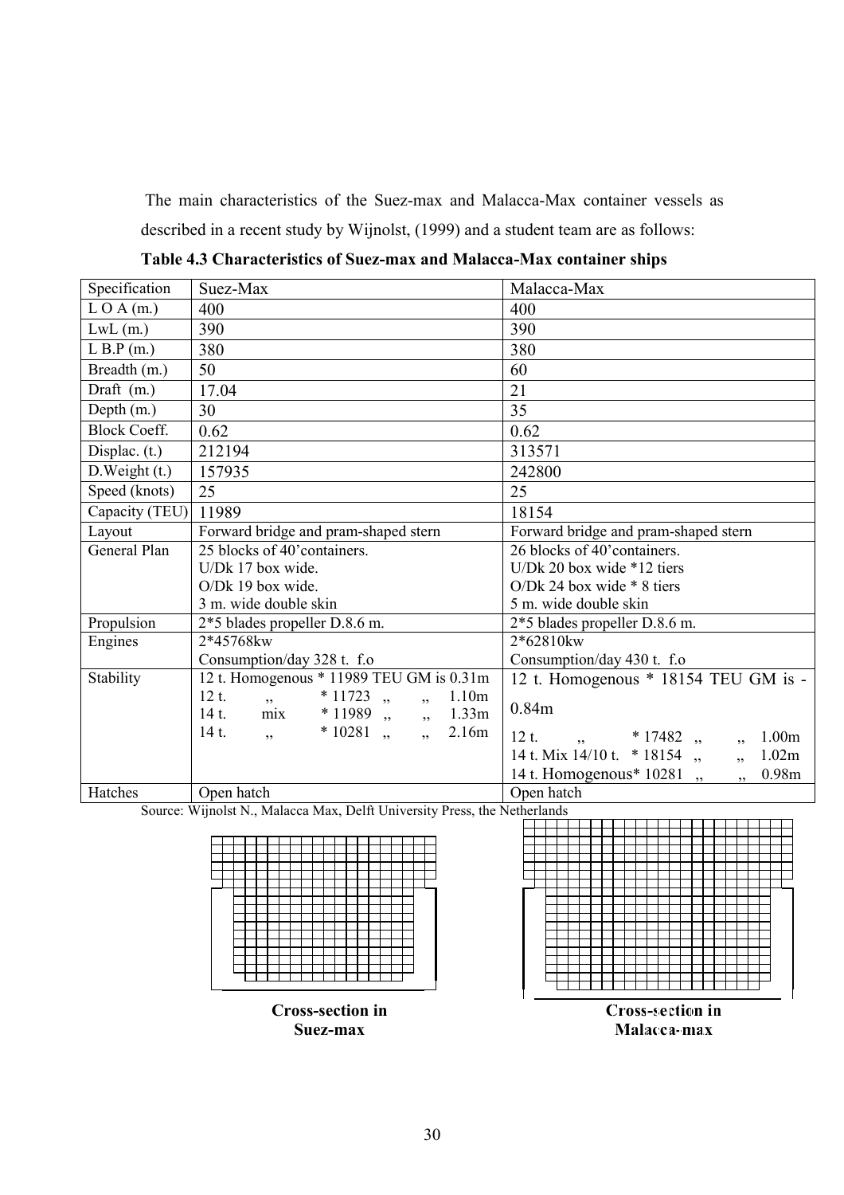The main characteristics of the Suez-max and Malacca-Max container vessels as described in a recent study by Wijnolst, (1999) and a student team are as follows:

**Table 4.3 Characteristics of Suez-max and Malacca-Max container ships**

| Specification | Suez-Max | Malacca-Max |
|---|---|---|
| L O A (m.) | 400 | 400 |
| LwL (m.) | 390 | 390 |
| L B.P (m.) | 380 | 380 |
| Breadth (m.) | 50 | 60 |
| Draft (m.) | 17.04 | 21 |
| Depth (m.) | 30 | 35 |
| Block Coeff. | 0.62 | 0.62 |
| Displac. (t.) | 212194 | 313571 |
| D.Weight (t.) | 157935 | 242800 |
| Speed (knots) | 25 | 25 |
| Capacity (TEU) | 11989 | 18154 |
| Layout | Forward bridge and pram-shaped stern | Forward bridge and pram-shaped stern |
| General Plan | 25 blocks of 40'containers.<br>U/Dk 17 box wide.<br>O/Dk 19 box wide.<br>3 m. wide double skin | 26 blocks of 40'containers.<br>U/Dk 20 box wide *12 tiers<br>O/Dk 24 box wide * 8 tiers<br>5 m. wide double skin |
| Propulsion | 2*5 blades propeller D.8.6 m. | 2*5 blades propeller D.8.6 m. |
| Engines | 2*45768kw<br>Consumption/day 328 t. f.o | 2*62810kw<br>Consumption/day 430 t. f.o |
| Stability | 12 t. Homogenous * 11989 TEU GM is 0.31m<br>12 t. „ * 11723 „ „ 1.10m<br>14 t. mix * 11989 „ „ 1.33m<br>14 t. „ * 10281 „ „ 2.16m | 12 t. Homogenous * 18154 TEU GM is -0.84m<br>12 t. „ * 17482 „ „ 1.00m<br>14 t. Mix 14/10 t. * 18154 „ „ 1.02m<br>14 t. Homogenous* 10281 „ „ 0.98m |
| Hatches | Open hatch | Open hatch |

Source: Wijnolst N., Malacca Max, Delft University Press, the Netherlands

**Cross-section in Suez-max**

**Cross-section in Malacca-max**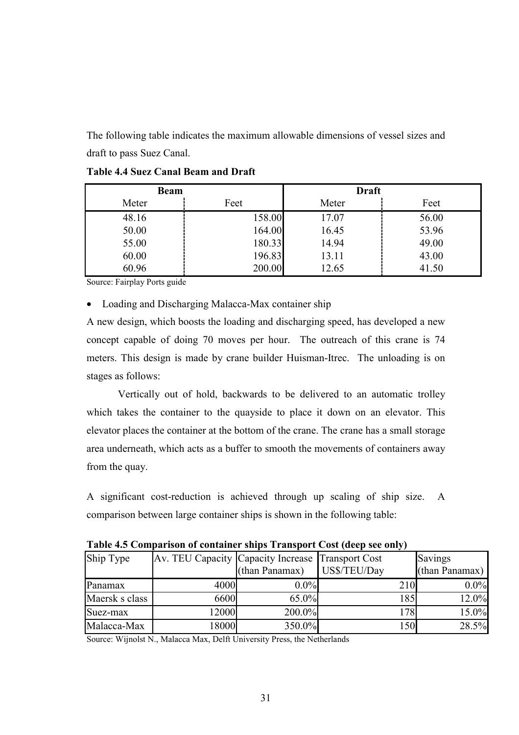The following table indicates the maximum allowable dimensions of vessel sizes and draft to pass Suez Canal.

**Table 4.4 Suez Canal Beam and Draft**

| Beam | | Draft | |
|---|---|---|---|
| Meter | Feet | Meter | Feet |
| 48.16 | 158.00 | 17.07 | 56.00 |
| 50.00 | 164.00 | 16.45 | 53.96 |
| 55.00 | 180.33 | 14.94 | 49.00 |
| 60.00 | 196.83 | 13.11 | 43.00 |
| 60.96 | 200.00 | 12.65 | 41.50 |

Source: Fairplay Ports guide

- Loading and Discharging Malacca-Max container ship

A new design, which boosts the loading and discharging speed, has developed a new concept capable of doing 70 moves per hour. The outreach of this crane is 74 meters. This design is made by crane builder Huisman-Itrec. The unloading is on stages as follows:

Vertically out of hold, backwards to be delivered to an automatic trolley which takes the container to the quayside to place it down on an elevator. This elevator places the container at the bottom of the crane. The crane has a small storage area underneath, which acts as a buffer to smooth the movements of containers away from the quay.

A significant cost-reduction is achieved through up scaling of ship size. A comparison between large container ships is shown in the following table:

**Table 4.5 Comparison of container ships Transport Cost (deep see only)**

| Ship Type | Av. TEU Capacity | Capacity Increase (than Panamax) | Transport Cost US$/TEU/Day | Savings (than Panamax) |
|---|---|---|---|---|
| Panamax | 4000 | 0.0% | 210 | 0.0% |
| Maersk s class | 6600 | 65.0% | 185 | 12.0% |
| Suez-max | 12000 | 200.0% | 178 | 15.0% |
| Malacca-Max | 18000 | 350.0% | 150 | 28.5% |

Source: Wijnolst N., Malacca Max, Delft University Press, the Netherlands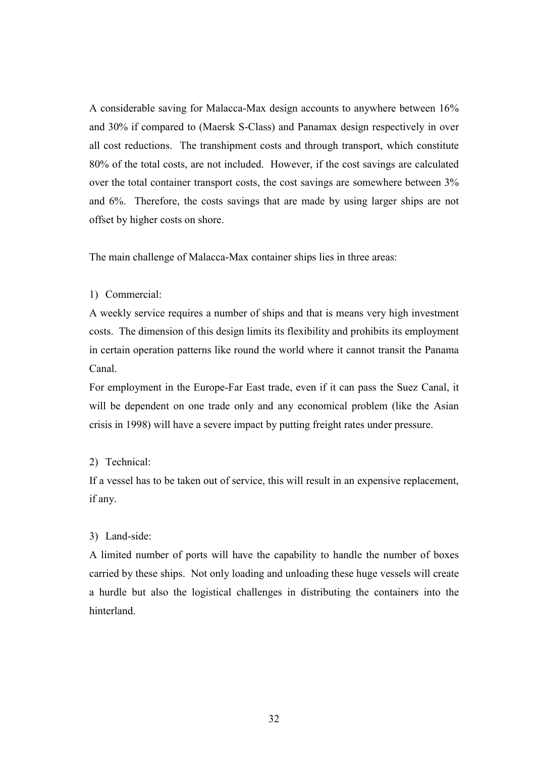A considerable saving for Malacca-Max design accounts to anywhere between 16% and 30% if compared to (Maersk S-Class) and Panamax design respectively in over all cost reductions. The transhipment costs and through transport, which constitute 80% of the total costs, are not included. However, if the cost savings are calculated over the total container transport costs, the cost savings are somewhere between 3% and 6%. Therefore, the costs savings that are made by using larger ships are not offset by higher costs on shore.

The main challenge of Malacca-Max container ships lies in three areas:

1) Commercial:

A weekly service requires a number of ships and that is means very high investment costs. The dimension of this design limits its flexibility and prohibits its employment in certain operation patterns like round the world where it cannot transit the Panama Canal.

For employment in the Europe-Far East trade, even if it can pass the Suez Canal, it will be dependent on one trade only and any economical problem (like the Asian crisis in 1998) will have a severe impact by putting freight rates under pressure.

2) Technical:

If a vessel has to be taken out of service, this will result in an expensive replacement, if any.

3) Land-side:

A limited number of ports will have the capability to handle the number of boxes carried by these ships. Not only loading and unloading these huge vessels will create a hurdle but also the logistical challenges in distributing the containers into the hinterland.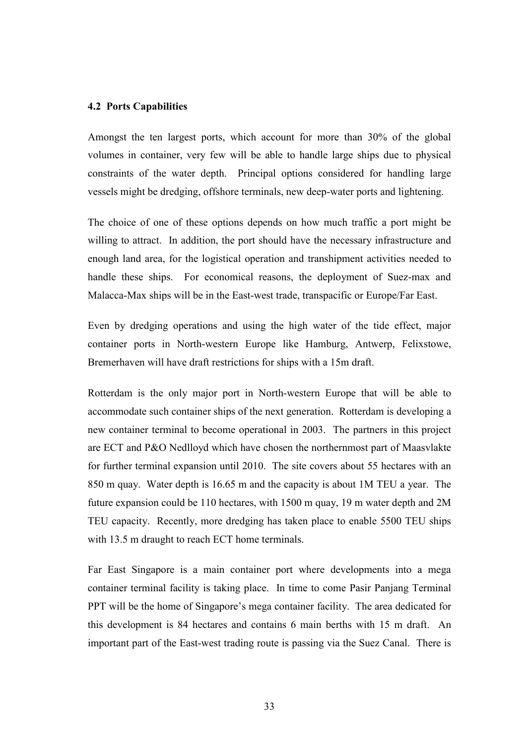### 4.2 Ports Capabilities

Amongst the ten largest ports, which account for more than 30% of the global volumes in container, very few will be able to handle large ships due to physical constraints of the water depth. Principal options considered for handling large vessels might be dredging, offshore terminals, new deep-water ports and lightening.

The choice of one of these options depends on how much traffic a port might be willing to attract. In addition, the port should have the necessary infrastructure and enough land area, for the logistical operation and transhipment activities needed to handle these ships. For economical reasons, the deployment of Suez-max and Malacca-Max ships will be in the East-west trade, transpacific or Europe/Far East.

Even by dredging operations and using the high water of the tide effect, major container ports in North-western Europe like Hamburg, Antwerp, Felixstowe, Bremerhaven will have draft restrictions for ships with a 15m draft.

Rotterdam is the only major port in North-western Europe that will be able to accommodate such container ships of the next generation. Rotterdam is developing a new container terminal to become operational in 2003. The partners in this project are ECT and P&O Nedlloyd which have chosen the northernmost part of Maasvlakte for further terminal expansion until 2010. The site covers about 55 hectares with an 850 m quay. Water depth is 16.65 m and the capacity is about 1M TEU a year. The future expansion could be 110 hectares, with 1500 m quay, 19 m water depth and 2M TEU capacity. Recently, more dredging has taken place to enable 5500 TEU ships with 13.5 m draught to reach ECT home terminals.

Far East Singapore is a main container port where developments into a mega container terminal facility is taking place. In time to come Pasir Panjang Terminal PPT will be the home of Singapore's mega container facility. The area dedicated for this development is 84 hectares and contains 6 main berths with 15 m draft. An important part of the East-west trading route is passing via the Suez Canal. There is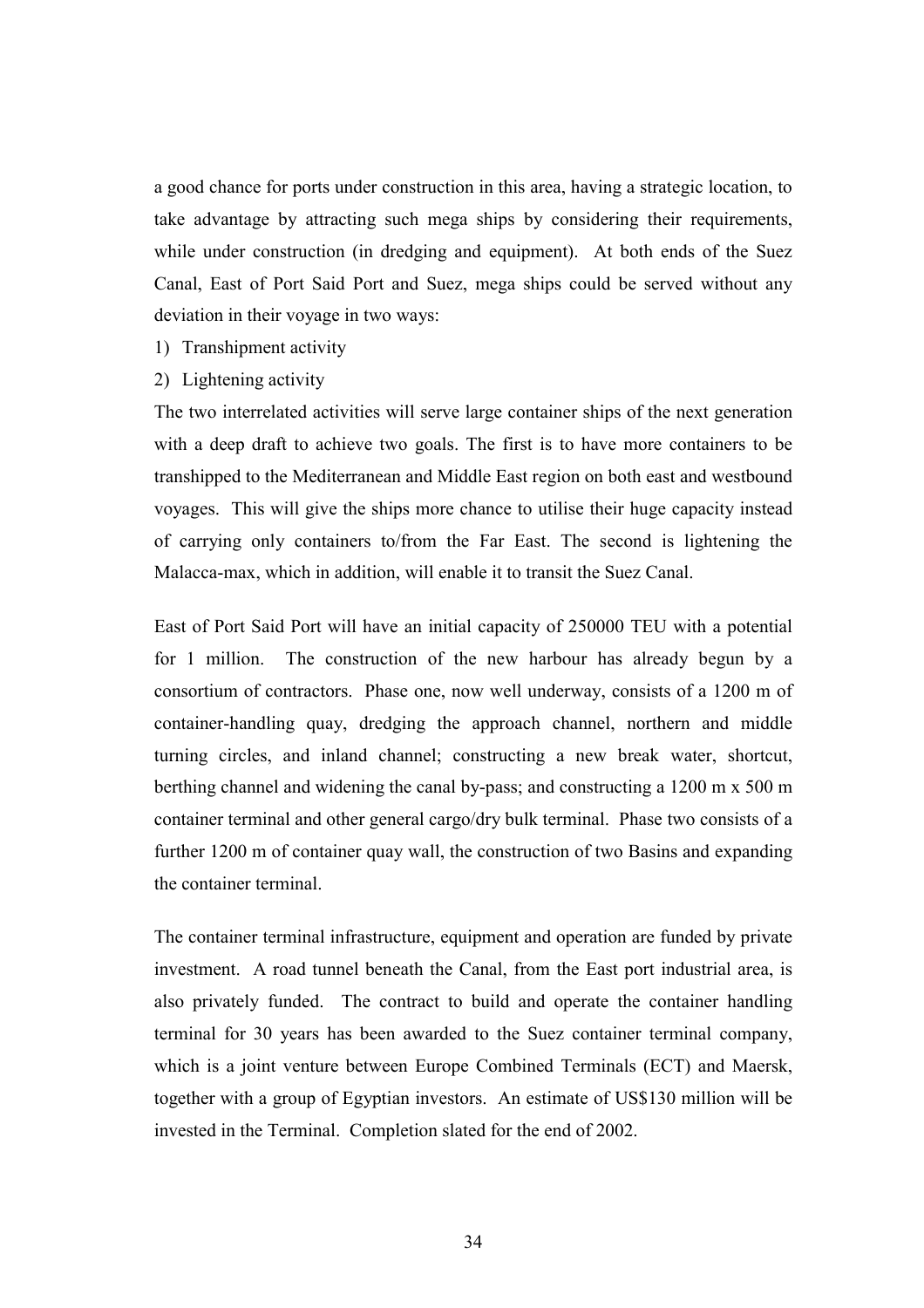a good chance for ports under construction in this area, having a strategic location, to take advantage by attracting such mega ships by considering their requirements, while under construction (in dredging and equipment). At both ends of the Suez Canal, East of Port Said Port and Suez, mega ships could be served without any deviation in their voyage in two ways:

1) Transhipment activity
2) Lightening activity

The two interrelated activities will serve large container ships of the next generation with a deep draft to achieve two goals. The first is to have more containers to be transhipped to the Mediterranean and Middle East region on both east and westbound voyages. This will give the ships more chance to utilise their huge capacity instead of carrying only containers to/from the Far East. The second is lightening the Malacca-max, which in addition, will enable it to transit the Suez Canal.

East of Port Said Port will have an initial capacity of 250000 TEU with a potential for 1 million. The construction of the new harbour has already begun by a consortium of contractors. Phase one, now well underway, consists of a 1200 m of container-handling quay, dredging the approach channel, northern and middle turning circles, and inland channel; constructing a new break water, shortcut, berthing channel and widening the canal by-pass; and constructing a 1200 m x 500 m container terminal and other general cargo/dry bulk terminal. Phase two consists of a further 1200 m of container quay wall, the construction of two Basins and expanding the container terminal.

The container terminal infrastructure, equipment and operation are funded by private investment. A road tunnel beneath the Canal, from the East port industrial area, is also privately funded. The contract to build and operate the container handling terminal for 30 years has been awarded to the Suez container terminal company, which is a joint venture between Europe Combined Terminals (ECT) and Maersk, together with a group of Egyptian investors. An estimate of US$130 million will be invested in the Terminal. Completion slated for the end of 2002.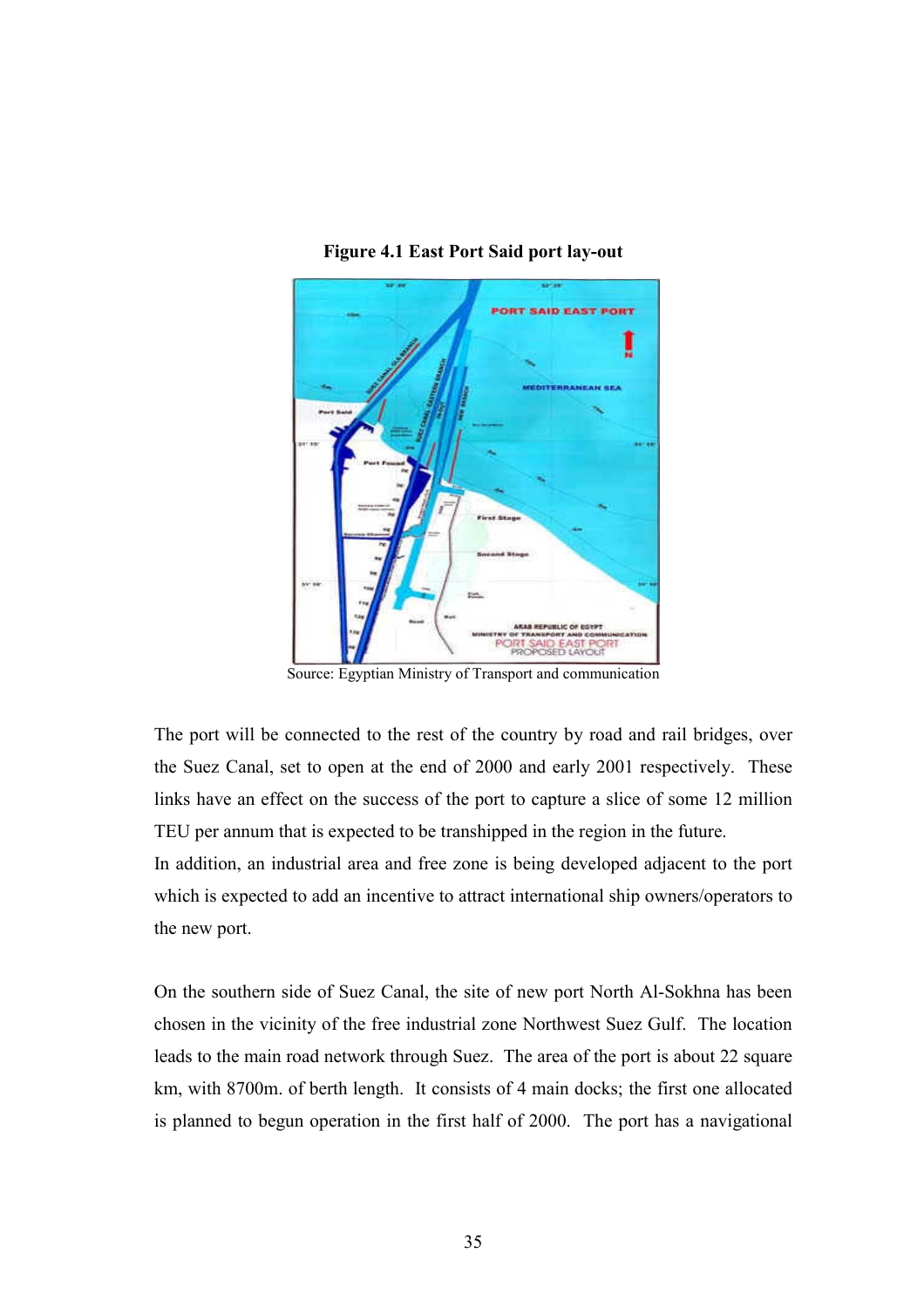**Figure 4.1 East Port Said port lay-out**

Source: Egyptian Ministry of Transport and communication

The port will be connected to the rest of the country by road and rail bridges, over the Suez Canal, set to open at the end of 2000 and early 2001 respectively. These links have an effect on the success of the port to capture a slice of some 12 million TEU per annum that is expected to be transhipped in the region in the future.

In addition, an industrial area and free zone is being developed adjacent to the port which is expected to add an incentive to attract international ship owners/operators to the new port.

On the southern side of Suez Canal, the site of new port North Al-Sokhna has been chosen in the vicinity of the free industrial zone Northwest Suez Gulf. The location leads to the main road network through Suez. The area of the port is about 22 square km, with 8700m. of berth length. It consists of 4 main docks; the first one allocated is planned to begun operation in the first half of 2000. The port has a navigational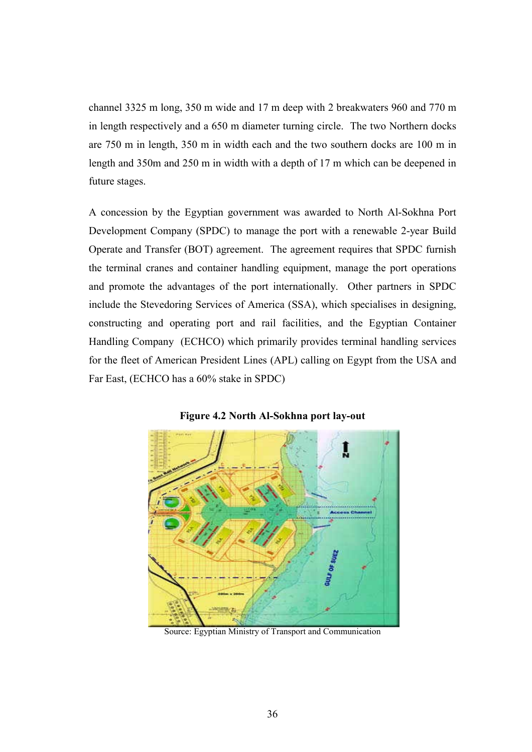channel 3325 m long, 350 m wide and 17 m deep with 2 breakwaters 960 and 770 m in length respectively and a 650 m diameter turning circle.  The two Northern docks are 750 m in length, 350 m in width each and the two southern docks are 100 m in length and 350m and 250 m in width with a depth of 17 m which can be deepened in future stages.

A concession by the Egyptian government was awarded to North Al-Sokhna Port Development Company (SPDC) to manage the port with a renewable 2-year Build Operate and Transfer (BOT) agreement.  The agreement requires that SPDC furnish the terminal cranes and container handling equipment, manage the port operations and promote the advantages of the port internationally.  Other partners in SPDC include the Stevedoring Services of America (SSA), which specialises in designing, constructing and operating port and rail facilities, and the Egyptian Container Handling Company  (ECHCO) which primarily provides terminal handling services for the fleet of American President Lines (APL) calling on Egypt from the USA and Far East, (ECHCO has a 60% stake in SPDC)

**Figure 4.2 North Al-Sokhna port lay-out**

Source: Egyptian Ministry of Transport and Communication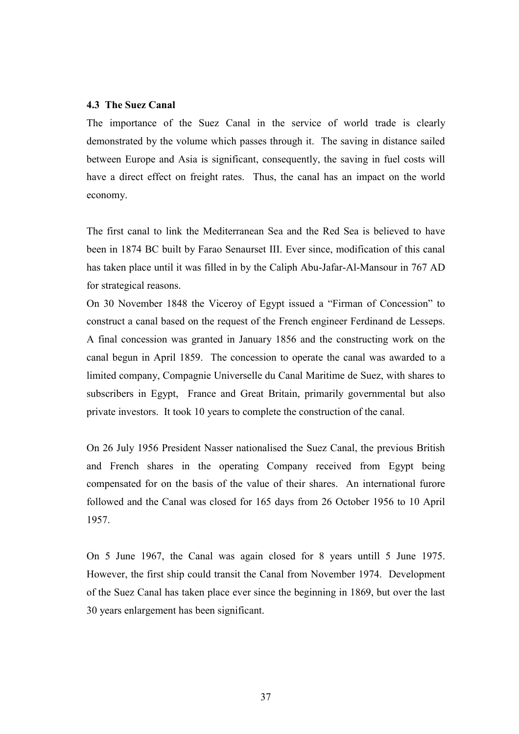### 4.3 The Suez Canal

The importance of the Suez Canal in the service of world trade is clearly demonstrated by the volume which passes through it. The saving in distance sailed between Europe and Asia is significant, consequently, the saving in fuel costs will have a direct effect on freight rates. Thus, the canal has an impact on the world economy.

The first canal to link the Mediterranean Sea and the Red Sea is believed to have been in 1874 BC built by Farao Senaurset III. Ever since, modification of this canal has taken place until it was filled in by the Caliph Abu-Jafar-Al-Mansour in 767 AD for strategical reasons.

On 30 November 1848 the Viceroy of Egypt issued a "Firman of Concession" to construct a canal based on the request of the French engineer Ferdinand de Lesseps. A final concession was granted in January 1856 and the constructing work on the canal begun in April 1859. The concession to operate the canal was awarded to a limited company, Compagnie Universelle du Canal Maritime de Suez, with shares to subscribers in Egypt, France and Great Britain, primarily governmental but also private investors. It took 10 years to complete the construction of the canal.

On 26 July 1956 President Nasser nationalised the Suez Canal, the previous British and French shares in the operating Company received from Egypt being compensated for on the basis of the value of their shares. An international furore followed and the Canal was closed for 165 days from 26 October 1956 to 10 April 1957.

On 5 June 1967, the Canal was again closed for 8 years untill 5 June 1975. However, the first ship could transit the Canal from November 1974. Development of the Suez Canal has taken place ever since the beginning in 1869, but over the last 30 years enlargement has been significant.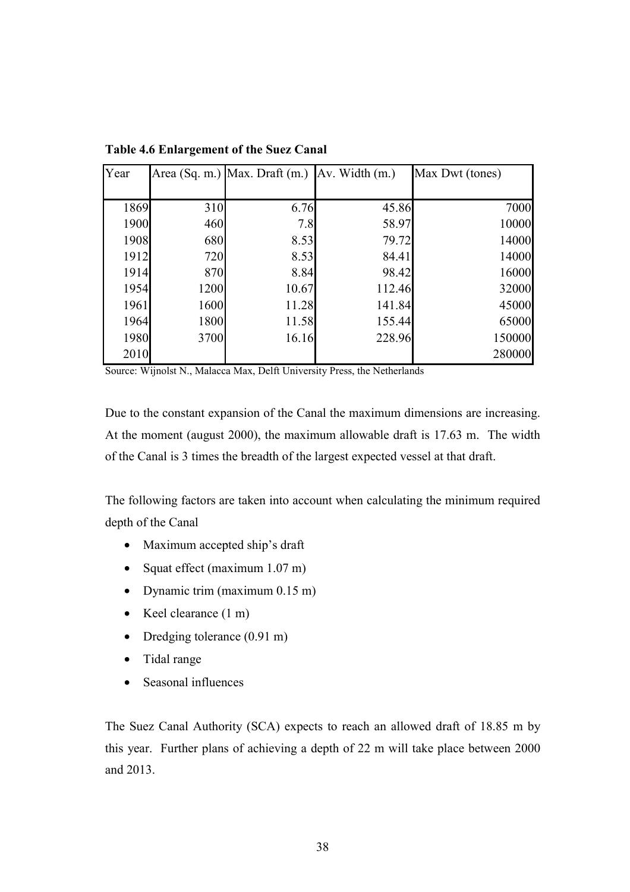**Table 4.6 Enlargement of the Suez Canal**

| Year | Area (Sq. m.) | Max. Draft (m.) | Av. Width (m.) | Max Dwt (tones) |
|---|---|---|---|---|
| 1869 | 310 | 6.76 | 45.86 | 7000 |
| 1900 | 460 | 7.8 | 58.97 | 10000 |
| 1908 | 680 | 8.53 | 79.72 | 14000 |
| 1912 | 720 | 8.53 | 84.41 | 14000 |
| 1914 | 870 | 8.84 | 98.42 | 16000 |
| 1954 | 1200 | 10.67 | 112.46 | 32000 |
| 1961 | 1600 | 11.28 | 141.84 | 45000 |
| 1964 | 1800 | 11.58 | 155.44 | 65000 |
| 1980 | 3700 | 16.16 | 228.96 | 150000 |
| 2010 | | | | 280000 |

Source: Wijnolst N., Malacca Max, Delft University Press, the Netherlands

Due to the constant expansion of the Canal the maximum dimensions are increasing. At the moment (august 2000), the maximum allowable draft is 17.63 m. The width of the Canal is 3 times the breadth of the largest expected vessel at that draft.

The following factors are taken into account when calculating the minimum required depth of the Canal

- Maximum accepted ship's draft
- Squat effect (maximum 1.07 m)
- Dynamic trim (maximum 0.15 m)
- Keel clearance (1 m)
- Dredging tolerance (0.91 m)
- Tidal range
- Seasonal influences

The Suez Canal Authority (SCA) expects to reach an allowed draft of 18.85 m by this year. Further plans of achieving a depth of 22 m will take place between 2000 and 2013.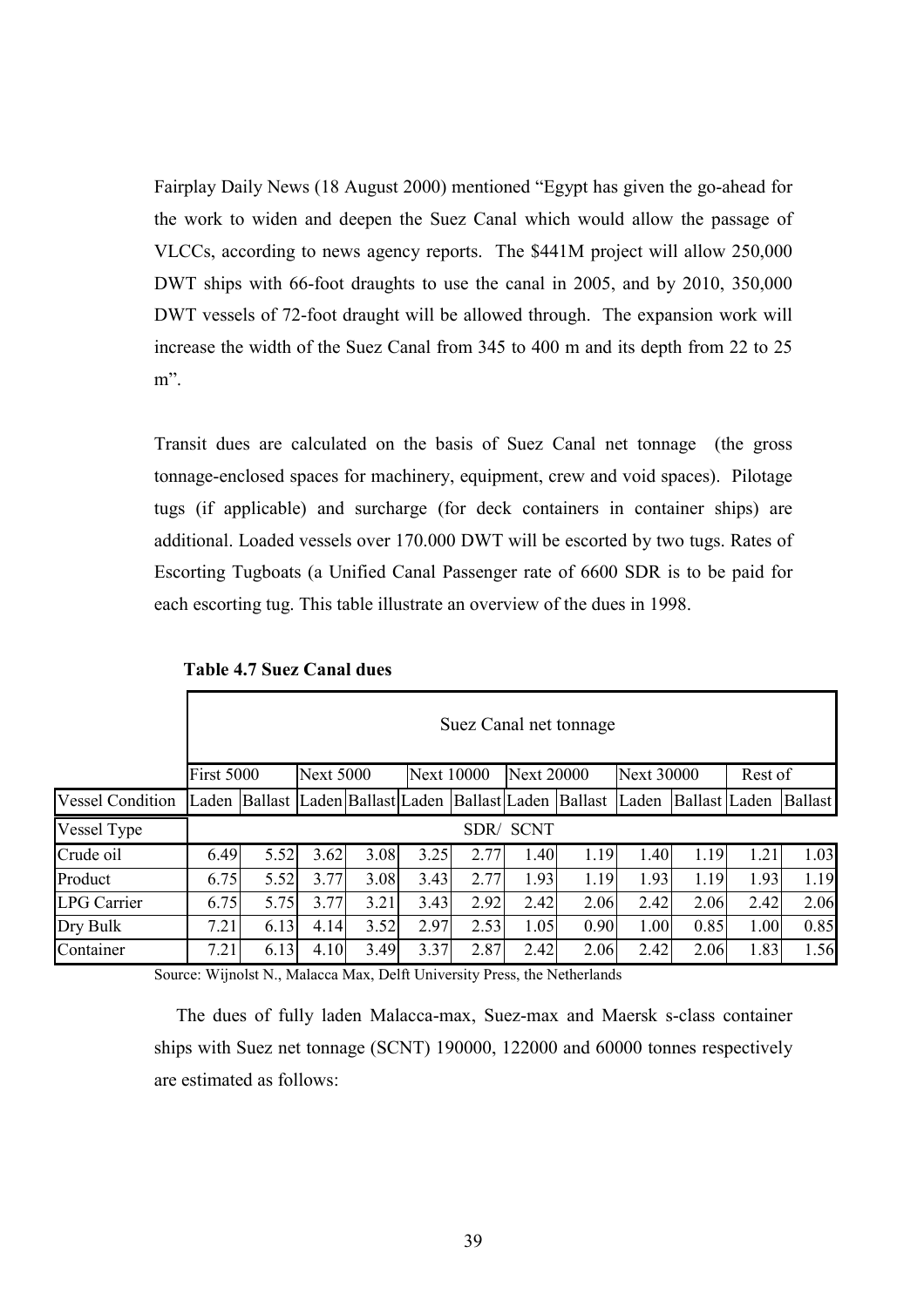Fairplay Daily News (18 August 2000) mentioned "Egypt has given the go-ahead for the work to widen and deepen the Suez Canal which would allow the passage of VLCCs, according to news agency reports. The $441M project will allow 250,000 DWT ships with 66-foot draughts to use the canal in 2005, and by 2010, 350,000 DWT vessels of 72-foot draught will be allowed through. The expansion work will increase the width of the Suez Canal from 345 to 400 m and its depth from 22 to 25 m".

Transit dues are calculated on the basis of Suez Canal net tonnage (the gross tonnage-enclosed spaces for machinery, equipment, crew and void spaces). Pilotage tugs (if applicable) and surcharge (for deck containers in container ships) are additional. Loaded vessels over 170.000 DWT will be escorted by two tugs. Rates of Escorting Tugboats (a Unified Canal Passenger rate of 6600 SDR is to be paid for each escorting tug. This table illustrate an overview of the dues in 1998.

**Table 4.7 Suez Canal dues**

| | Suez Canal net tonnage | | | | | | | | | | | |
|---|---|---|---|---|---|---|---|---|---|---|---|---|
| | First 5000 | | Next 5000 | | Next 10000 | | Next 20000 | | Next 30000 | | Rest of | |
| Vessel Condition | Laden | Ballast | Laden | Ballast | Laden | Ballast | Laden | Ballast | Laden | Ballast | Laden | Ballast |
| Vessel Type | SDR/ SCNT | | | | | | | | | | | |
| Crude oil | 6.49 | 5.52 | 3.62 | 3.08 | 3.25 | 2.77 | 1.40 | 1.19 | 1.40 | 1.19 | 1.21 | 1.03 |
| Product | 6.75 | 5.52 | 3.77 | 3.08 | 3.43 | 2.77 | 1.93 | 1.19 | 1.93 | 1.19 | 1.93 | 1.19 |
| LPG Carrier | 6.75 | 5.75 | 3.77 | 3.21 | 3.43 | 2.92 | 2.42 | 2.06 | 2.42 | 2.06 | 2.42 | 2.06 |
| Dry Bulk | 7.21 | 6.13 | 4.14 | 3.52 | 2.97 | 2.53 | 1.05 | 0.90 | 1.00 | 0.85 | 1.00 | 0.85 |
| Container | 7.21 | 6.13 | 4.10 | 3.49 | 3.37 | 2.87 | 2.42 | 2.06 | 2.42 | 2.06 | 1.83 | 1.56 |

Source: Wijnolst N., Malacca Max, Delft University Press, the Netherlands

The dues of fully laden Malacca-max, Suez-max and Maersk s-class container ships with Suez net tonnage (SCNT) 190000, 122000 and 60000 tonnes respectively are estimated as follows: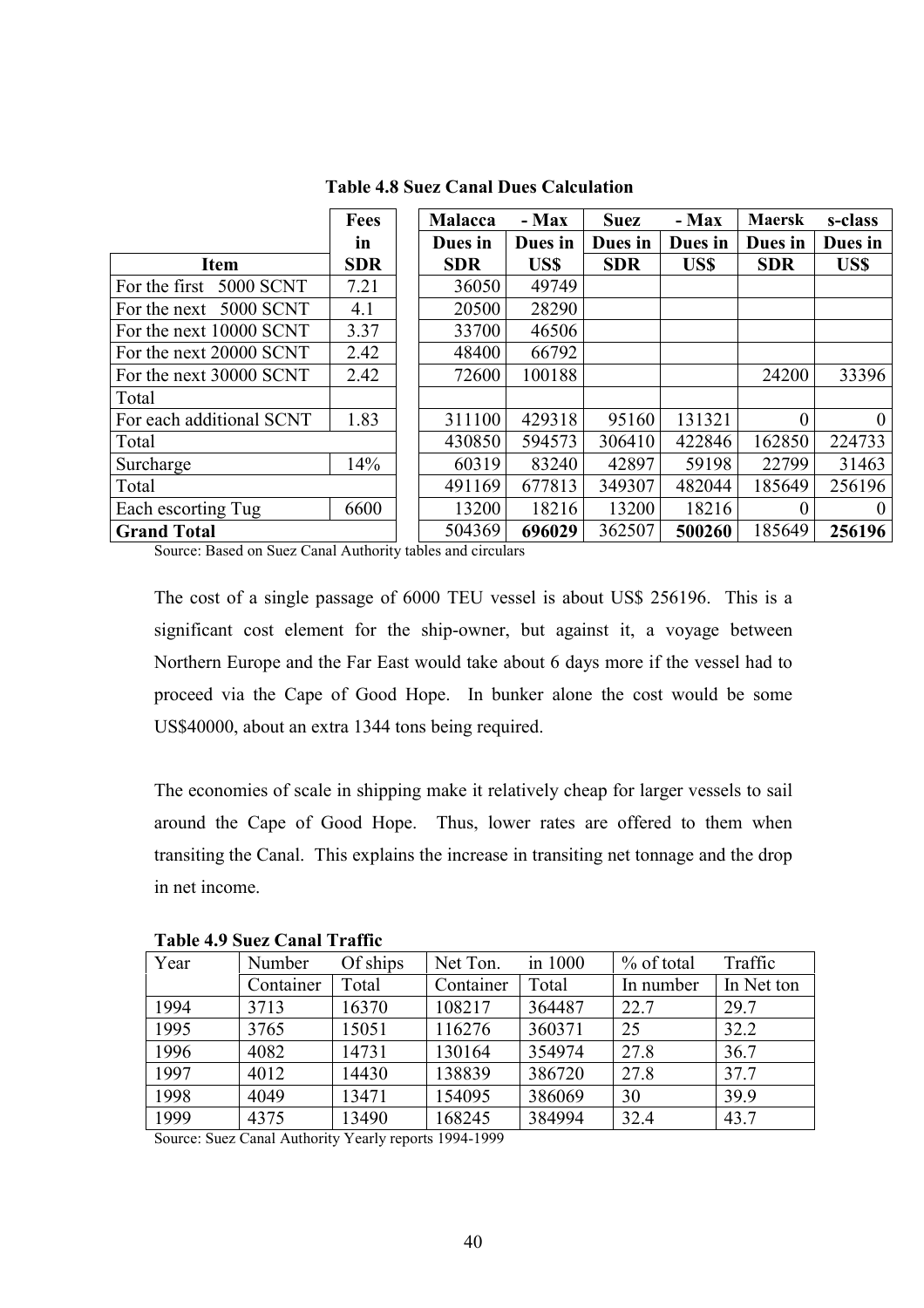**Table 4.8 Suez Canal Dues Calculation**

| Item | Fees in SDR | Malacca - Max Dues in SDR | Malacca - Max Dues in US$ | Suez - Max Dues in SDR | Suez - Max Dues in US$ | Maersk s-class Dues in SDR | Maersk s-class Dues in US$ |
|---|---|---|---|---|---|---|---|
| For the first 5000 SCNT | 7.21 | 36050 | 49749 | | | | |
| For the next 5000 SCNT | 4.1 | 20500 | 28290 | | | | |
| For the next 10000 SCNT | 3.37 | 33700 | 46506 | | | | |
| For the next 20000 SCNT | 2.42 | 48400 | 66792 | | | | |
| For the next 30000 SCNT | 2.42 | 72600 | 100188 | | | 24200 | 33396 |
| Total | | | | | | | |
| For each additional SCNT | 1.83 | 311100 | 429318 | 95160 | 131321 | 0 | 0 |
| Total | | 430850 | 594573 | 306410 | 422846 | 162850 | 224733 |
| Surcharge | 14% | 60319 | 83240 | 42897 | 59198 | 22799 | 31463 |
| Total | | 491169 | 677813 | 349307 | 482044 | 185649 | 256196 |
| Each escorting Tug | 6600 | 13200 | 18216 | 13200 | 18216 | 0 | 0 |
| **Grand Total** | | 504369 | **696029** | 362507 | **500260** | 185649 | **256196** |

Source: Based on Suez Canal Authority tables and circulars

The cost of a single passage of 6000 TEU vessel is about US$ 256196. This is a significant cost element for the ship-owner, but against it, a voyage between Northern Europe and the Far East would take about 6 days more if the vessel had to proceed via the Cape of Good Hope. In bunker alone the cost would be some US$40000, about an extra 1344 tons being required.

The economies of scale in shipping make it relatively cheap for larger vessels to sail around the Cape of Good Hope. Thus, lower rates are offered to them when transiting the Canal. This explains the increase in transiting net tonnage and the drop in net income.

**Table 4.9 Suez Canal Traffic**

| Year | Number Of ships | | Net Ton. in 1000 | | % of total Traffic | |
|---|---|---|---|---|---|---|
| | Container | Total | Container | Total | In number | In Net ton |
| 1994 | 3713 | 16370 | 108217 | 364487 | 22.7 | 29.7 |
| 1995 | 3765 | 15051 | 116276 | 360371 | 25 | 32.2 |
| 1996 | 4082 | 14731 | 130164 | 354974 | 27.8 | 36.7 |
| 1997 | 4012 | 14430 | 138839 | 386720 | 27.8 | 37.7 |
| 1998 | 4049 | 13471 | 154095 | 386069 | 30 | 39.9 |
| 1999 | 4375 | 13490 | 168245 | 384994 | 32.4 | 43.7 |

Source: Suez Canal Authority Yearly reports 1994-1999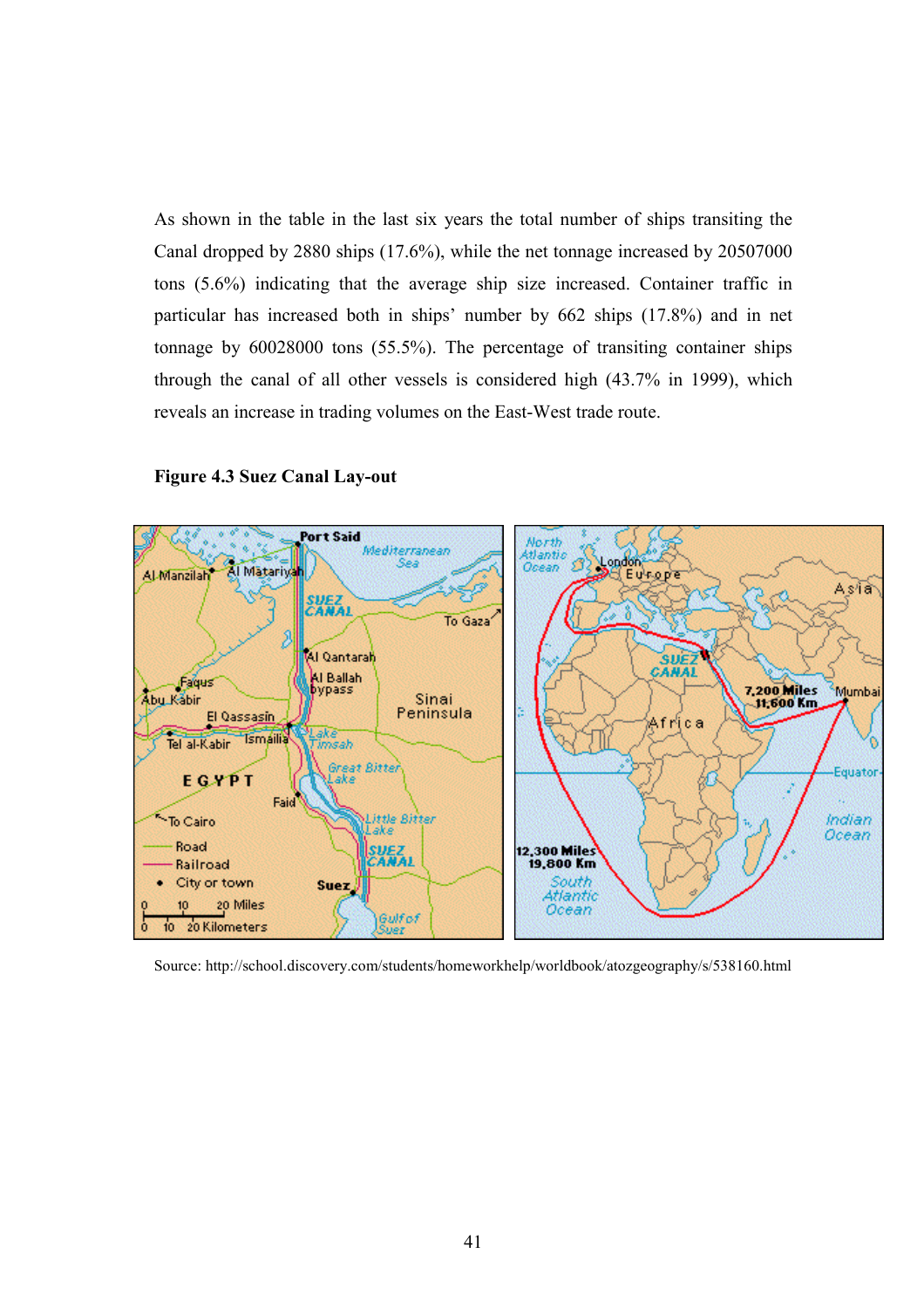As shown in the table in the last six years the total number of ships transiting the Canal dropped by 2880 ships (17.6%), while the net tonnage increased by 20507000 tons (5.6%) indicating that the average ship size increased. Container traffic in particular has increased both in ships' number by 662 ships (17.8%) and in net tonnage by 60028000 tons (55.5%). The percentage of transiting container ships through the canal of all other vessels is considered high (43.7% in 1999), which reveals an increase in trading volumes on the East-West trade route.

**Figure 4.3 Suez Canal Lay-out**

Source: http://school.discovery.com/students/homeworkhelp/worldbook/atozgeography/s/538160.html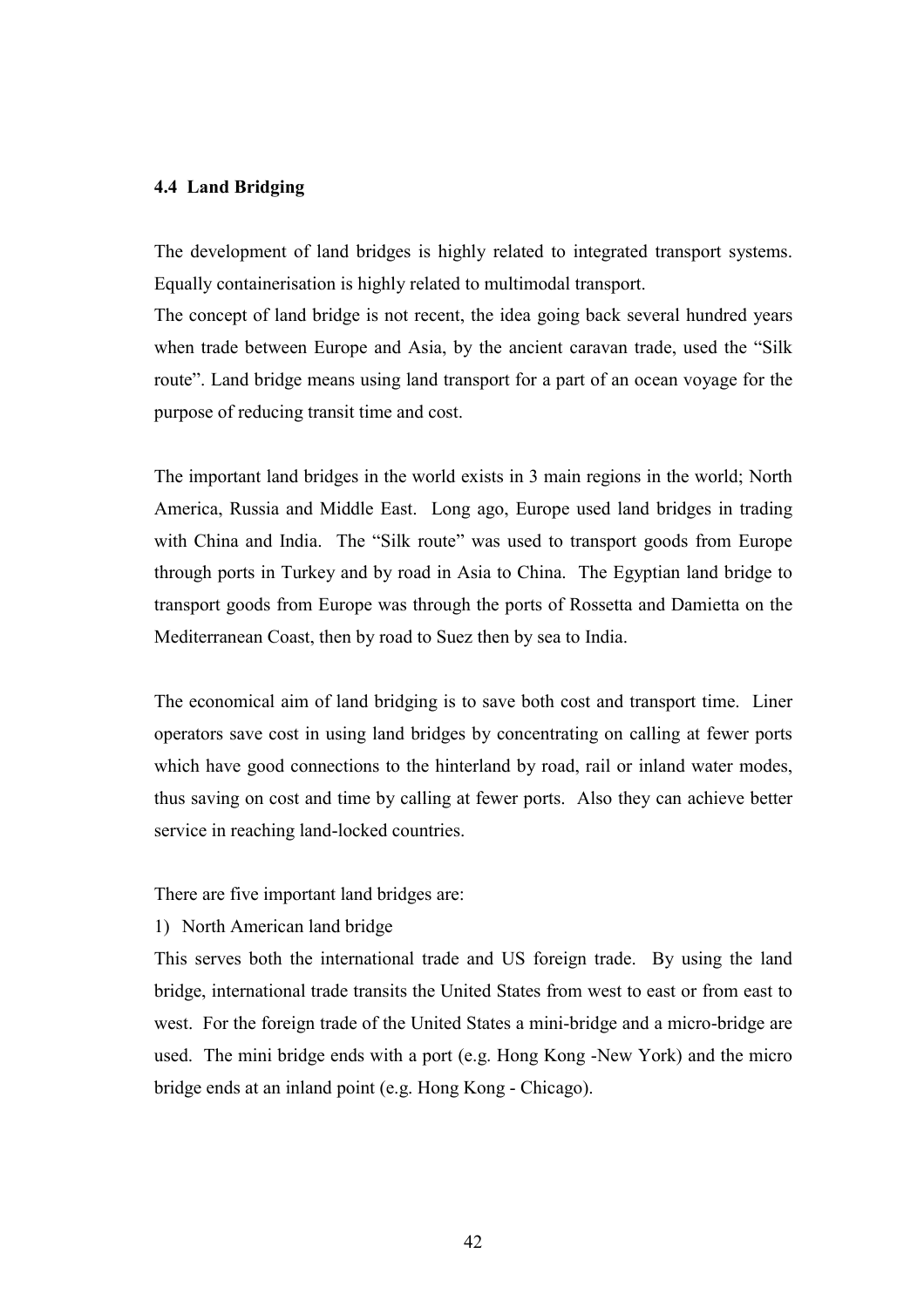### 4.4 Land Bridging

The development of land bridges is highly related to integrated transport systems. Equally containerisation is highly related to multimodal transport.

The concept of land bridge is not recent, the idea going back several hundred years when trade between Europe and Asia, by the ancient caravan trade, used the "Silk route". Land bridge means using land transport for a part of an ocean voyage for the purpose of reducing transit time and cost.

The important land bridges in the world exists in 3 main regions in the world; North America, Russia and Middle East. Long ago, Europe used land bridges in trading with China and India. The "Silk route" was used to transport goods from Europe through ports in Turkey and by road in Asia to China. The Egyptian land bridge to transport goods from Europe was through the ports of Rossetta and Damietta on the Mediterranean Coast, then by road to Suez then by sea to India.

The economical aim of land bridging is to save both cost and transport time. Liner operators save cost in using land bridges by concentrating on calling at fewer ports which have good connections to the hinterland by road, rail or inland water modes, thus saving on cost and time by calling at fewer ports. Also they can achieve better service in reaching land-locked countries.

There are five important land bridges are:

1) North American land bridge

This serves both the international trade and US foreign trade. By using the land bridge, international trade transits the United States from west to east or from east to west. For the foreign trade of the United States a mini-bridge and a micro-bridge are used. The mini bridge ends with a port (e.g. Hong Kong -New York) and the micro bridge ends at an inland point (e.g. Hong Kong - Chicago).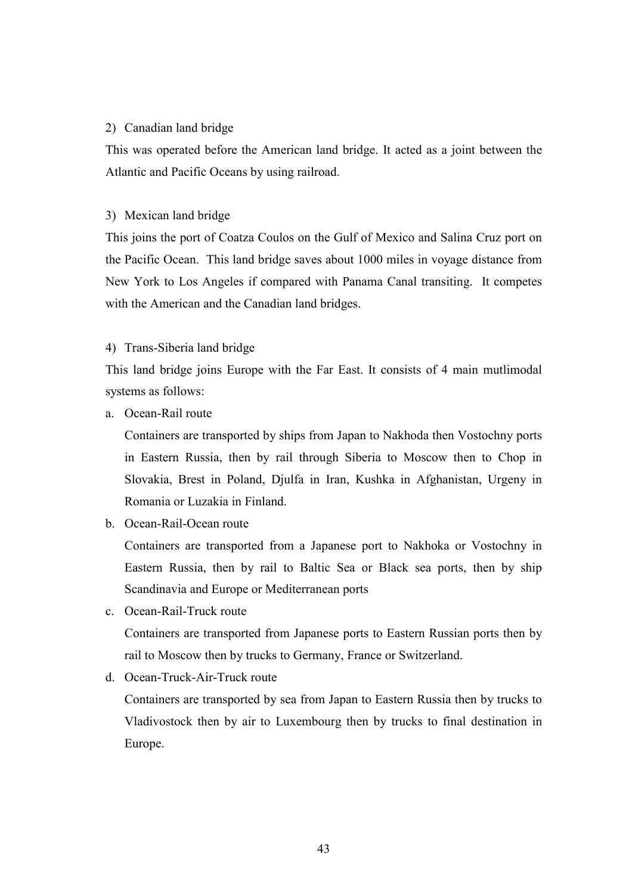2) Canadian land bridge

This was operated before the American land bridge. It acted as a joint between the Atlantic and Pacific Oceans by using railroad.

3) Mexican land bridge

This joins the port of Coatza Coulos on the Gulf of Mexico and Salina Cruz port on the Pacific Ocean. This land bridge saves about 1000 miles in voyage distance from New York to Los Angeles if compared with Panama Canal transiting. It competes with the American and the Canadian land bridges.

4) Trans-Siberia land bridge

This land bridge joins Europe with the Far East. It consists of 4 main mutlimodal systems as follows:

a. Ocean-Rail route

   Containers are transported by ships from Japan to Nakhoda then Vostochny ports in Eastern Russia, then by rail through Siberia to Moscow then to Chop in Slovakia, Brest in Poland, Djulfa in Iran, Kushka in Afghanistan, Urgeny in Romania or Luzakia in Finland.

b. Ocean-Rail-Ocean route

   Containers are transported from a Japanese port to Nakhoka or Vostochny in Eastern Russia, then by rail to Baltic Sea or Black sea ports, then by ship Scandinavia and Europe or Mediterranean ports

c. Ocean-Rail-Truck route

   Containers are transported from Japanese ports to Eastern Russian ports then by rail to Moscow then by trucks to Germany, France or Switzerland.

d. Ocean-Truck-Air-Truck route

   Containers are transported by sea from Japan to Eastern Russia then by trucks to Vladivostock then by air to Luxembourg then by trucks to final destination in Europe.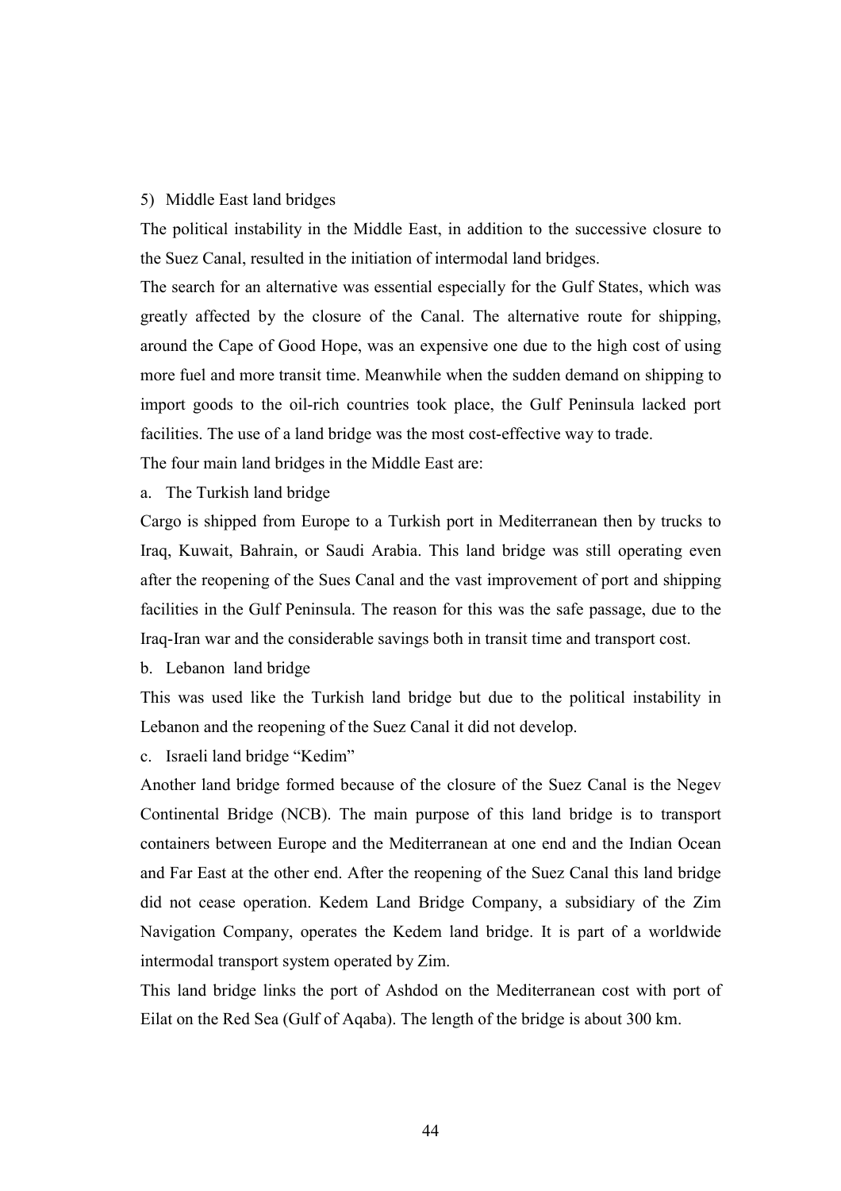5) Middle East land bridges

The political instability in the Middle East, in addition to the successive closure to the Suez Canal, resulted in the initiation of intermodal land bridges.

The search for an alternative was essential especially for the Gulf States, which was greatly affected by the closure of the Canal. The alternative route for shipping, around the Cape of Good Hope, was an expensive one due to the high cost of using more fuel and more transit time. Meanwhile when the sudden demand on shipping to import goods to the oil-rich countries took place, the Gulf Peninsula lacked port facilities. The use of a land bridge was the most cost-effective way to trade.

The four main land bridges in the Middle East are:

a. The Turkish land bridge

Cargo is shipped from Europe to a Turkish port in Mediterranean then by trucks to Iraq, Kuwait, Bahrain, or Saudi Arabia. This land bridge was still operating even after the reopening of the Sues Canal and the vast improvement of port and shipping facilities in the Gulf Peninsula. The reason for this was the safe passage, due to the Iraq-Iran war and the considerable savings both in transit time and transport cost.

b. Lebanon land bridge

This was used like the Turkish land bridge but due to the political instability in Lebanon and the reopening of the Suez Canal it did not develop.

c. Israeli land bridge "Kedim"

Another land bridge formed because of the closure of the Suez Canal is the Negev Continental Bridge (NCB). The main purpose of this land bridge is to transport containers between Europe and the Mediterranean at one end and the Indian Ocean and Far East at the other end. After the reopening of the Suez Canal this land bridge did not cease operation. Kedem Land Bridge Company, a subsidiary of the Zim Navigation Company, operates the Kedem land bridge. It is part of a worldwide intermodal transport system operated by Zim.

This land bridge links the port of Ashdod on the Mediterranean cost with port of Eilat on the Red Sea (Gulf of Aqaba). The length of the bridge is about 300 km.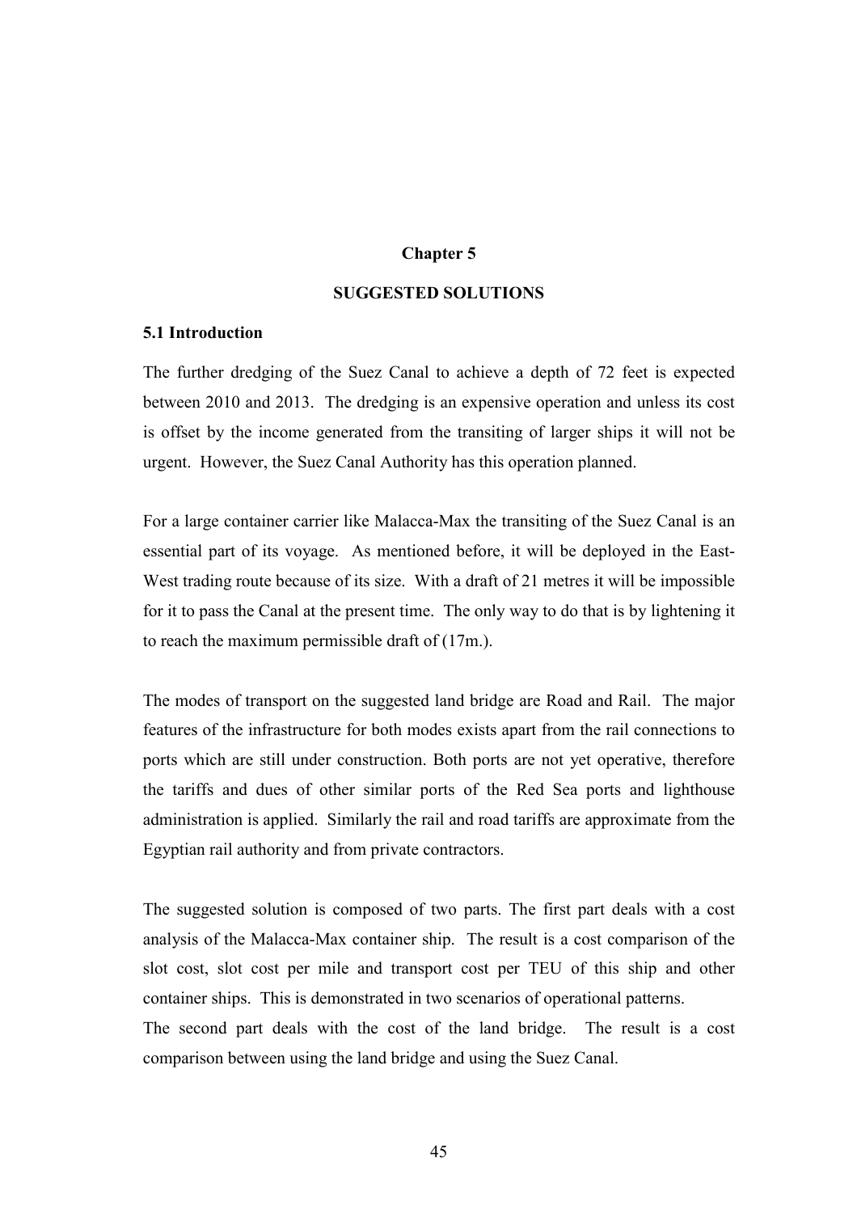# Chapter 5

# SUGGESTED SOLUTIONS

## 5.1 Introduction

The further dredging of the Suez Canal to achieve a depth of 72 feet is expected between 2010 and 2013. The dredging is an expensive operation and unless its cost is offset by the income generated from the transiting of larger ships it will not be urgent. However, the Suez Canal Authority has this operation planned.

For a large container carrier like Malacca-Max the transiting of the Suez Canal is an essential part of its voyage. As mentioned before, it will be deployed in the East-West trading route because of its size. With a draft of 21 metres it will be impossible for it to pass the Canal at the present time. The only way to do that is by lightening it to reach the maximum permissible draft of (17m.).

The modes of transport on the suggested land bridge are Road and Rail. The major features of the infrastructure for both modes exists apart from the rail connections to ports which are still under construction. Both ports are not yet operative, therefore the tariffs and dues of other similar ports of the Red Sea ports and lighthouse administration is applied. Similarly the rail and road tariffs are approximate from the Egyptian rail authority and from private contractors.

The suggested solution is composed of two parts. The first part deals with a cost analysis of the Malacca-Max container ship. The result is a cost comparison of the slot cost, slot cost per mile and transport cost per TEU of this ship and other container ships. This is demonstrated in two scenarios of operational patterns.

The second part deals with the cost of the land bridge. The result is a cost comparison between using the land bridge and using the Suez Canal.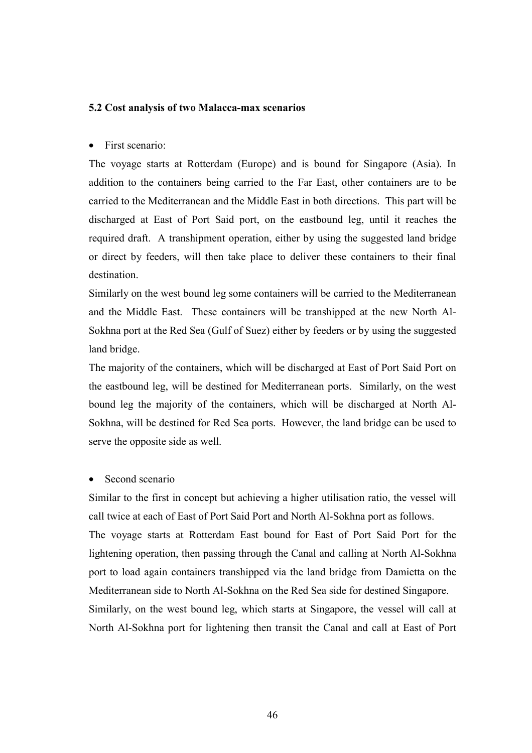### 5.2 Cost analysis of two Malacca-max scenarios

- First scenario:

The voyage starts at Rotterdam (Europe) and is bound for Singapore (Asia). In addition to the containers being carried to the Far East, other containers are to be carried to the Mediterranean and the Middle East in both directions. This part will be discharged at East of Port Said port, on the eastbound leg, until it reaches the required draft. A transhipment operation, either by using the suggested land bridge or direct by feeders, will then take place to deliver these containers to their final destination.

Similarly on the west bound leg some containers will be carried to the Mediterranean and the Middle East. These containers will be transhipped at the new North Al-Sokhna port at the Red Sea (Gulf of Suez) either by feeders or by using the suggested land bridge.

The majority of the containers, which will be discharged at East of Port Said Port on the eastbound leg, will be destined for Mediterranean ports. Similarly, on the west bound leg the majority of the containers, which will be discharged at North Al-Sokhna, will be destined for Red Sea ports. However, the land bridge can be used to serve the opposite side as well.

- Second scenario

Similar to the first in concept but achieving a higher utilisation ratio, the vessel will call twice at each of East of Port Said Port and North Al-Sokhna port as follows.

The voyage starts at Rotterdam East bound for East of Port Said Port for the lightening operation, then passing through the Canal and calling at North Al-Sokhna port to load again containers transhipped via the land bridge from Damietta on the Mediterranean side to North Al-Sokhna on the Red Sea side for destined Singapore.

Similarly, on the west bound leg, which starts at Singapore, the vessel will call at North Al-Sokhna port for lightening then transit the Canal and call at East of Port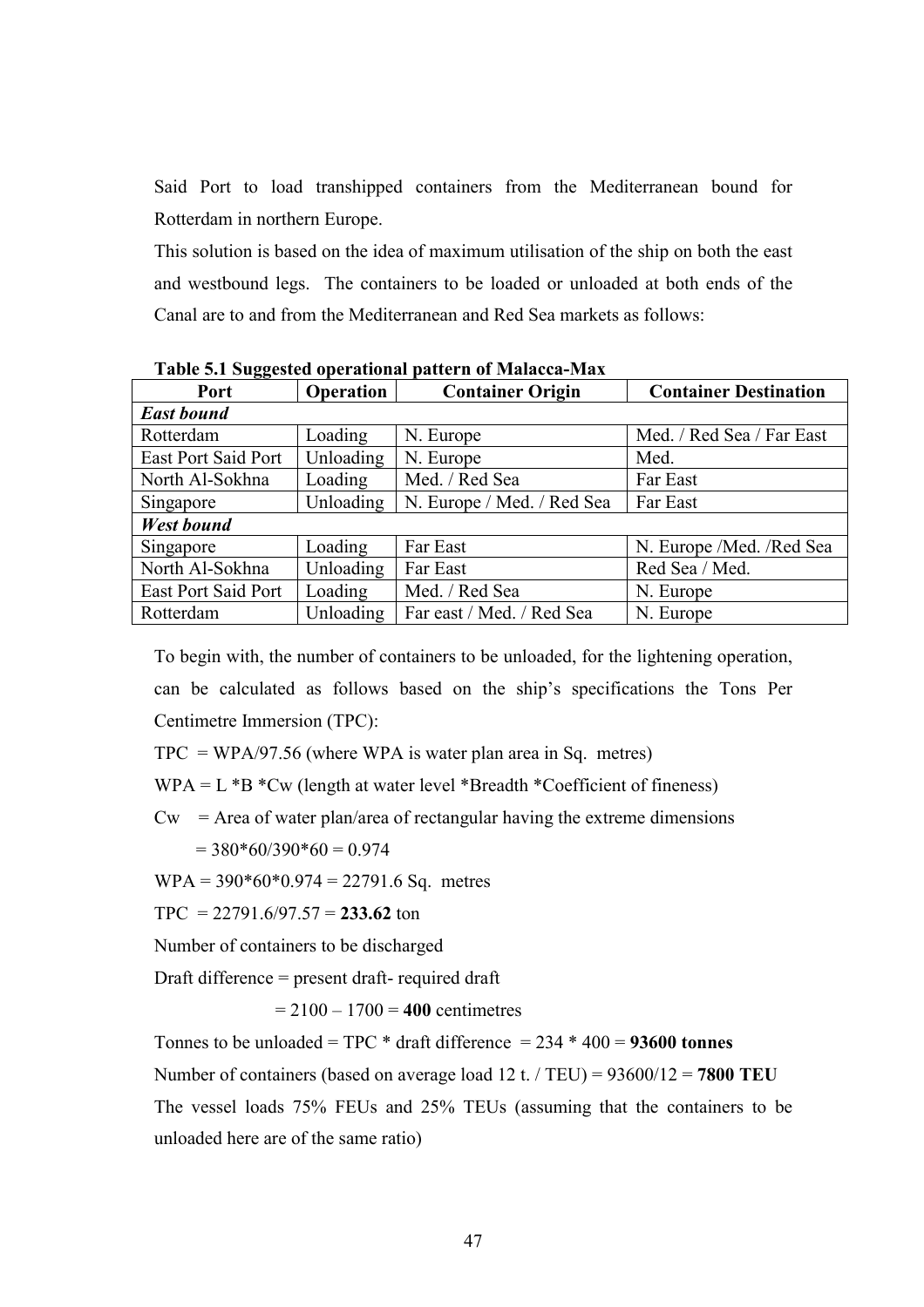Said Port to load transhipped containers from the Mediterranean bound for Rotterdam in northern Europe.

This solution is based on the idea of maximum utilisation of the ship on both the east and westbound legs. The containers to be loaded or unloaded at both ends of the Canal are to and from the Mediterranean and Red Sea markets as follows:

**Table 5.1 Suggested operational pattern of Malacca-Max**

| Port | Operation | Container Origin | Container Destination |
|---|---|---|---|
| ***East bound*** | | | |
| Rotterdam | Loading | N. Europe | Med. / Red Sea / Far East |
| East Port Said Port | Unloading | N. Europe | Med. |
| North Al-Sokhna | Loading | Med. / Red Sea | Far East |
| Singapore | Unloading | N. Europe / Med. / Red Sea | Far East |
| ***West bound*** | | | |
| Singapore | Loading | Far East | N. Europe /Med. /Red Sea |
| North Al-Sokhna | Unloading | Far East | Red Sea / Med. |
| East Port Said Port | Loading | Med. / Red Sea | N. Europe |
| Rotterdam | Unloading | Far east / Med. / Red Sea | N. Europe |

To begin with, the number of containers to be unloaded, for the lightening operation, can be calculated as follows based on the ship's specifications the Tons Per Centimetre Immersion (TPC):

TPC = WPA/97.56 (where WPA is water plan area in Sq. metres)

WPA = L *B *Cw (length at water level *Breadth *Coefficient of fineness)

Cw = Area of water plan/area of rectangular having the extreme dimensions

= 380*60/390*60 = 0.974

WPA = 390*60*0.974 = 22791.6 Sq. metres

TPC = 22791.6/97.57 = **233.62** ton

Number of containers to be discharged

Draft difference = present draft- required draft

= 2100 – 1700 = **400** centimetres

Tonnes to be unloaded = TPC * draft difference = 234 * 400 = **93600 tonnes**

Number of containers (based on average load 12 t. / TEU) = 93600/12 = **7800 TEU**

The vessel loads 75% FEUs and 25% TEUs (assuming that the containers to be unloaded here are of the same ratio)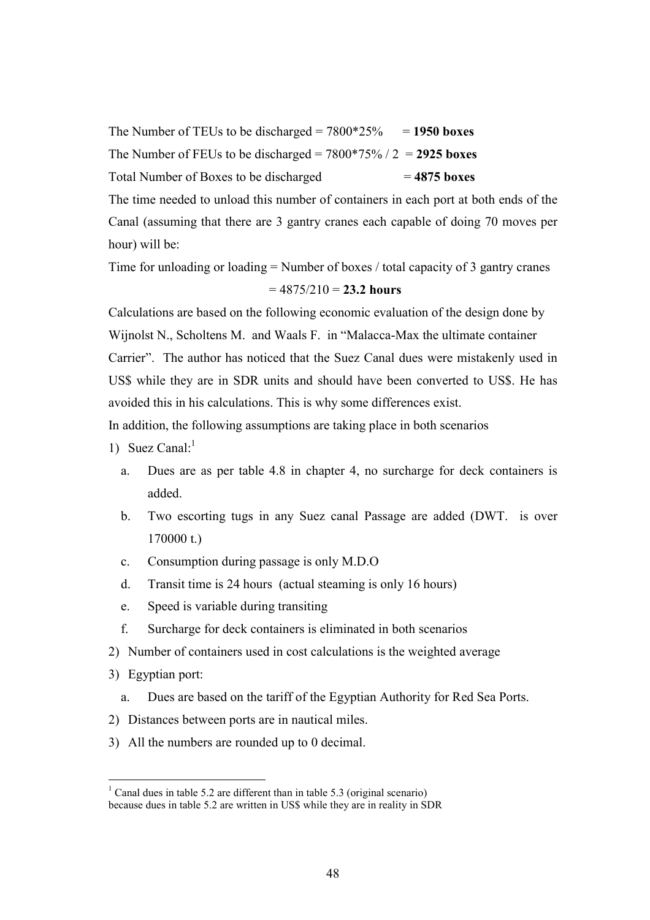The Number of TEUs to be discharged = 7800*25% = **1950 boxes**

The Number of FEUs to be discharged = 7800*75% / 2 = **2925 boxes**

Total Number of Boxes to be discharged = **4875 boxes**

The time needed to unload this number of containers in each port at both ends of the Canal (assuming that there are 3 gantry cranes each capable of doing 70 moves per hour) will be:

Time for unloading or loading = Number of boxes / total capacity of 3 gantry cranes

= 4875/210 = **23.2 hours**

Calculations are based on the following economic evaluation of the design done by Wijnolst N., Scholtens M. and Waals F. in "Malacca-Max the ultimate container Carrier". The author has noticed that the Suez Canal dues were mistakenly used in US$ while they are in SDR units and should have been converted to US$. He has avoided this in his calculations. This is why some differences exist.

In addition, the following assumptions are taking place in both scenarios

1) Suez Canal:[1]
   a. Dues are as per table 4.8 in chapter 4, no surcharge for deck containers is added.
   b. Two escorting tugs in any Suez canal Passage are added (DWT. is over 170000 t.)
   c. Consumption during passage is only M.D.O
   d. Transit time is 24 hours (actual steaming is only 16 hours)
   e. Speed is variable during transiting
   f. Surcharge for deck containers is eliminated in both scenarios
2) Number of containers used in cost calculations is the weighted average
3) Egyptian port:
   a. Dues are based on the tariff of the Egyptian Authority for Red Sea Ports.
2) Distances between ports are in nautical miles.
3) All the numbers are rounded up to 0 decimal.

---

[1] Canal dues in table 5.2 are different than in table 5.3 (original scenario) because dues in table 5.2 are written in US$ while they are in reality in SDR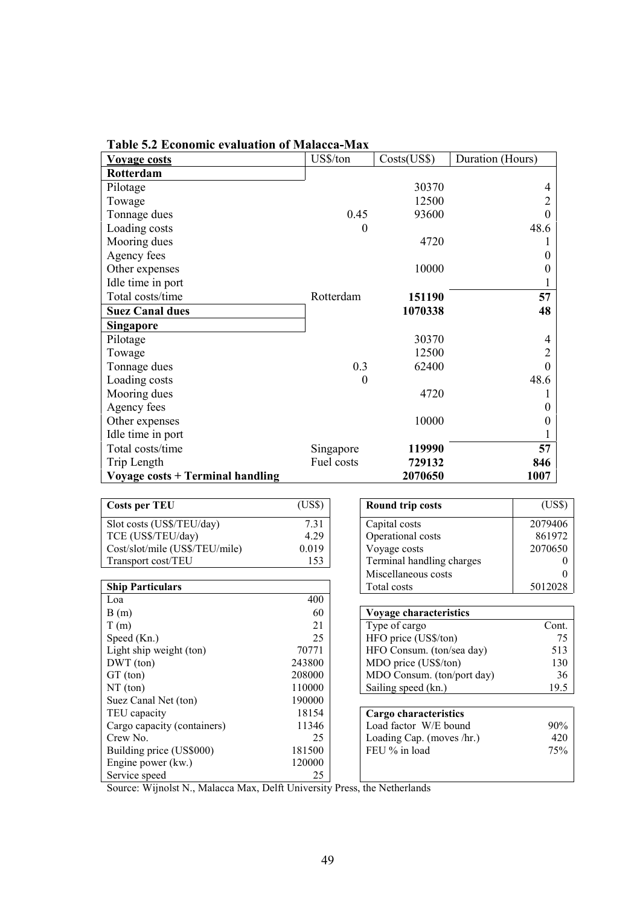**Table 5.2 Economic evaluation of Malacca-Max**

| Voyage costs | US$/ton | Costs(US$) | Duration (Hours) |
|---|---|---|---|
| **Rotterdam** | | | |
| Pilotage | | 30370 | 4 |
| Towage | | 12500 | 2 |
| Tonnage dues | 0.45 | 93600 | 0 |
| Loading costs | 0 | | 48.6 |
| Mooring dues | | 4720 | 1 |
| Agency fees | | | 0 |
| Other expenses | | 10000 | 0 |
| Idle time in port | | | 1 |
| Total costs/time | Rotterdam | **151190** | **57** |
| **Suez Canal dues** | | **1070338** | **48** |
| **Singapore** | | | |
| Pilotage | | 30370 | 4 |
| Towage | | 12500 | 2 |
| Tonnage dues | 0.3 | 62400 | 0 |
| Loading costs | 0 | | 48.6 |
| Mooring dues | | 4720 | 1 |
| Agency fees | | | 0 |
| Other expenses | | 10000 | 0 |
| Idle time in port | | | 1 |
| Total costs/time | Singapore | **119990** | **57** |
| Trip Length | Fuel costs | **729132** | **846** |
| **Voyage costs + Terminal handling** | | **2070650** | **1007** |

| Costs per TEU | (US$) |
|---|---|
| Slot costs (US$/TEU/day) | 7.31 |
| TCE (US$/TEU/day) | 4.29 |
| Cost/slot/mile (US$/TEU/mile) | 0.019 |
| Transport cost/TEU | 153 |

| Ship Particulars | |
|---|---|
| Loa | 400 |
| B (m) | 60 |
| T (m) | 21 |
| Speed (Kn.) | 25 |
| Light ship weight (ton) | 70771 |
| DWT (ton) | 243800 |
| GT (ton) | 208000 |
| NT (ton) | 110000 |
| Suez Canal Net (ton) | 190000 |
| TEU capacity | 18154 |
| Cargo capacity (containers) | 11346 |
| Crew No. | 25 |
| Building price (US$000) | 181500 |
| Engine power (kw.) | 120000 |
| Service speed | 25 |

| Round trip costs | (US$) |
|---|---|
| Capital costs | 2079406 |
| Operational costs | 861972 |
| Voyage costs | 2070650 |
| Terminal handling charges | 0 |
| Miscellaneous costs | 0 |
| Total costs | 5012028 |

| Voyage characteristics | |
|---|---|
| Type of cargo | Cont. |
| HFO price (US$/ton) | 75 |
| HFO Consum. (ton/sea day) | 513 |
| MDO price (US$/ton) | 130 |
| MDO Consum. (ton/port day) | 36 |
| Sailing speed (kn.) | 19.5 |

| Cargo characteristics | |
|---|---|
| Load factor W/E bound | 90% |
| Loading Cap. (moves /hr.) | 420 |
| FEU % in load | 75% |

Source: Wijnolst N., Malacca Max, Delft University Press, the Netherlands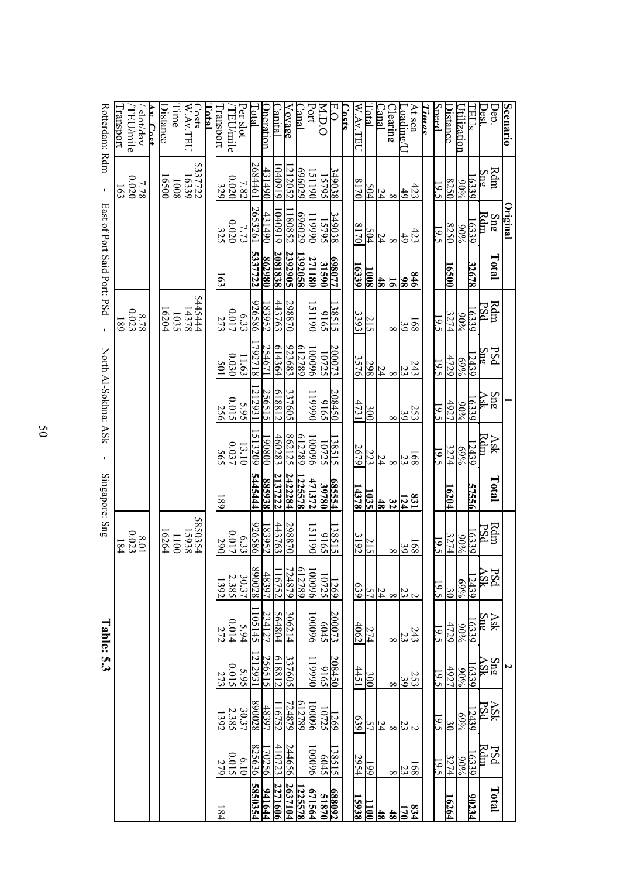**Table: 5.3**

| Scenario | Original | | | 1 | | | | | 2 | | | | | | |
|---|---|---|---|---|---|---|---|---|---|---|---|---|---|---|---|
| Dep. | Rdm | Sng | Total | Rdm | PSd | Sng | Ask | Total | Rdm | PSd | Ask | Sng | ASk | PSd | Total |
| Dest. | Sng | Rdm | | PSd | Sng | Ask | Rdm | | PSd | ASk | Sng | ASk | PSd | Rdm | |
| TEUs | 16339 | 16339 | **32678** | 16339 | 12439 | 16339 | 12439 | **57556** | 16339 | 12439 | 16339 | 16339 | 12439 | 16339 | **90234** |
| Utilization | 90% | 90% | | 90% | 69% | 90% | 69% | | 90% | 69% | 90% | 90% | 69% | 90% | |
| Distance | 8250 | 8250 | **16500** | 3274 | 4729 | 4927 | 3274 | **16204** | 3274 | 30 | 4729 | 4927 | 30 | 3274 | **16264** |
| Speed | 19.5 | 19.5 | | 19.5 | 19.5 | 19.5 | 19.5 | | 19.5 | 19.5 | 19.5 | 19.5 | 19.5 | 19.5 | |
| ***Times*** | | | | | | | | | | | | | | | |
| At sea | 423 | 423 | **846** | 168 | 243 | 253 | 168 | **831** | 168 | 2 | 243 | 253 | 2 | 168 | **834** |
| Loading/U | 49 | 49 | **98** | 39 | 23 | 39 | 23 | **124** | 39 | 23 | 23 | 39 | 23 | 23 | **170** |
| Clearing | 8 | 8 | **16** | 8 | 8 | 8 | 8 | **32** | 8 | 8 | 8 | 8 | 8 | 8 | **48** |
| Canal | 24 | 24 | **48** | | 24 | | 24 | **48** | | 24 | | | 24 | | **48** |
| Total | 504 | 504 | **1008** | 215 | 298 | 300 | 223 | **1035** | 215 | 57 | 274 | 300 | 57 | 191 | **1100** |
| W.Av.TEU | 8170 | 8170 | **16339** | 3393 | 3576 | 4731 | 2679 | **14378** | 3192 | 639 | 4062 | 4451 | 639 | 2954 | **15938** |
| ***Costs*** | | | | | | | | | | | | | | | |
| F.O | 349038 | 349038 | **698077** | 138515 | 200073 | 208450 | 138515 | **685554** | 138515 | 1269 | 200073 | 208450 | 1269 | 138515 | **688092** |
| M.D.O | 15795 | 15795 | **31590** | 9165 | 10725 | 9165 | 10725 | **39780** | 9165 | 10725 | 6045 | 9165 | 10725 | 6045 | **51870** |
| Port | 151190 | 119990 | **271180** | 151190 | 100096 | 119990 | 100096 | **471372** | 151190 | 100096 | 100096 | 119990 | 100096 | 100096 | **671564** |
| Canal | 696029 | 696029 | **1392058** | | 612789 | | 612789 | **1225578** | | 612789 | | | 612789 | | **1225578** |
| Voyage | 1212052 | 1180852 | **2392905** | 298870 | 923683 | 337605 | 862125 | **2422284** | 298870 | 724879 | 306214 | 337605 | 724879 | 244656 | **2637104** |
| Capital | 1040919 | 1040919 | **2081838** | 443763 | 614364 | 618812 | 460283 | **2137222** | 443763 | 116752 | 564804 | 618812 | 116752 | 410723 | **2271606** |
| Operation | 431490 | 431490 | **862980** | 183952 | 254671 | 256515 | 190800 | **885938** | 183952 | 48397 | 234127 | 256515 | 48397 | 170256 | **941644** |
| Total | 2684461 | 2653261 | **5337722** | 926586 | 1792718 | 1212931 | 1513209 | **5445444** | 926586 | 890028 | 1105145 | 1212931 | 890028 | 825636 | **5850354** |
| Per slot | 7.82 | 7.73 | | 6.33 | 11.63 | 5.95 | 13.10 | | 6.33 | 30.37 | 5.94 | 5.95 | 30.37 | 6.10 | |
| /TEU/mile | 0.020 | 0.020 | | 0.017 | 0.030 | 0.015 | 0.037 | | 0.017 | 2.385 | 0.014 | 0.015 | 2.385 | 0.015 | |
| Transport | 329 | 325 | 163 | 273 | 501 | 256 | 565 | 189 | 290 | 1392 | 272 | 273 | 1392 | 279 | 184 |
| ***Total*** | | | | | | | | | | | | | | | |
| Costs | 5337722 | | | 5445444 | | | | | 5850354 | | | | | | |
| W.Av.TEU | 16339 | | | 14378 | | | | | 15938 | | | | | | |
| Time | 1008 | | | 1035 | | | | | 1100 | | | | | | |
| Distance | 16500 | | | 16204 | | | | | 16264 | | | | | | |
| ***Av. Cost*** | | | | | | | | | | | | | | | |
| / slot/day | 7.78 | | | 8.78 | | | | | 8.01 | | | | | | |
| /TEU/mile | 0.020 | | | 0.023 | | | | | 0.023 | | | | | | |
| Transport | 163 | | | 189 | | | | | 184 | | | | | | |

Rotterdam: Rdm - East of Port Said Port: PSd - North Al-Sokhna: ASk - Singapore: Sng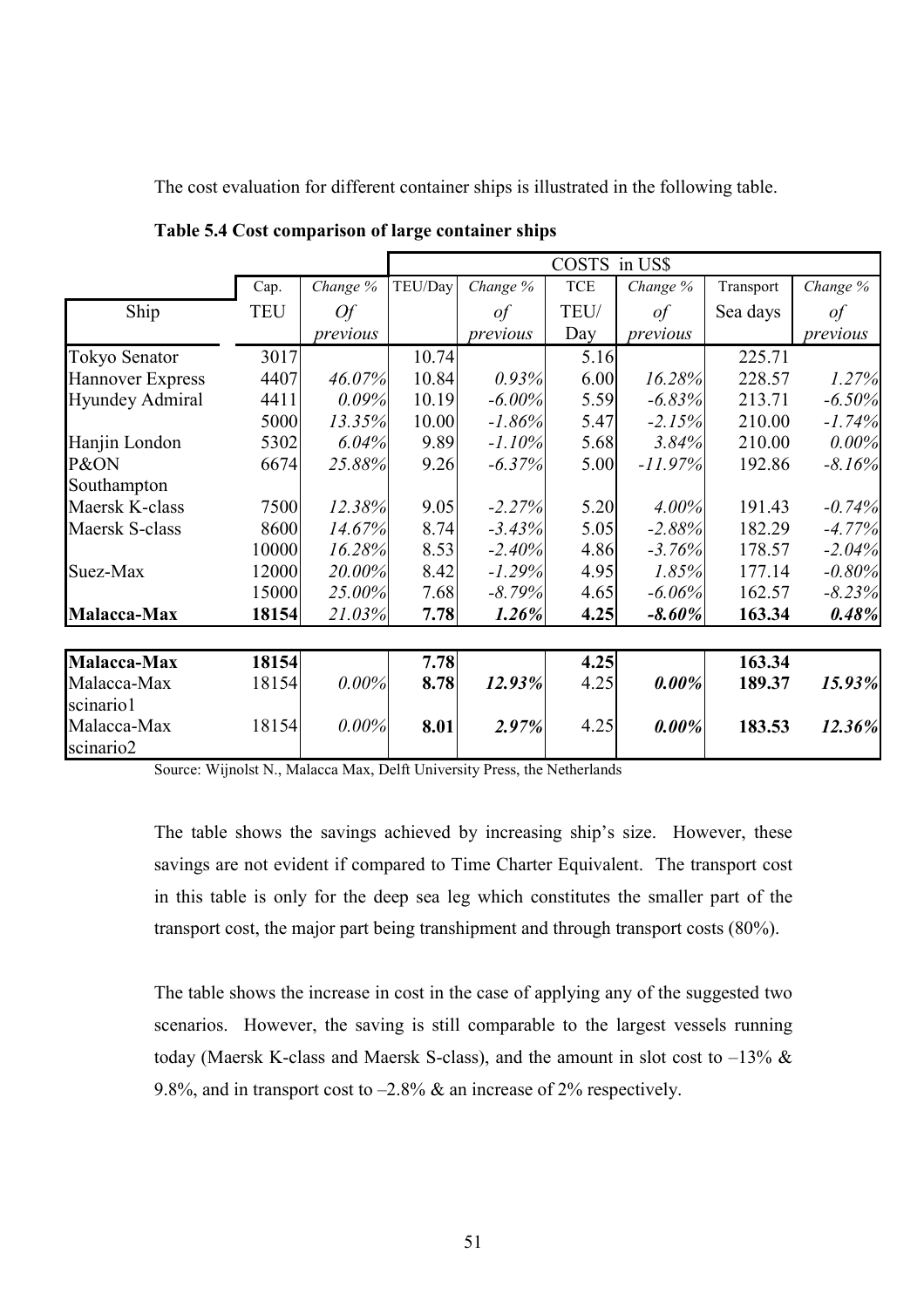The cost evaluation for different container ships is illustrated in the following table.

**Table 5.4 Cost comparison of large container ships**

| | | | COSTS in US$ | | | | | |
|---|---|---|---|---|---|---|---|---|
| | Cap. | *Change %* | TEU/Day | *Change %* | TCE | *Change %* | Transport | *Change %* |
| Ship | TEU | *Of previous* | | *of previous* | TEU/ Day | *of previous* | Sea days | *of previous* |
| Tokyo Senator | 3017 | | 10.74 | | 5.16 | | 225.71 | |
| Hannover Express | 4407 | *46.07%* | 10.84 | *0.93%* | 6.00 | *16.28%* | 228.57 | *1.27%* |
| Hyundey Admiral | 4411 | *0.09%* | 10.19 | *-6.00%* | 5.59 | *-6.83%* | 213.71 | *-6.50%* |
| | 5000 | *13.35%* | 10.00 | *-1.86%* | 5.47 | *-2.15%* | 210.00 | *-1.74%* |
| Hanjin London | 5302 | *6.04%* | 9.89 | *-1.10%* | 5.68 | *3.84%* | 210.00 | *0.00%* |
| P&ON Southampton | 6674 | *25.88%* | 9.26 | *-6.37%* | 5.00 | *-11.97%* | 192.86 | *-8.16%* |
| Maersk K-class | 7500 | *12.38%* | 9.05 | *-2.27%* | 5.20 | *4.00%* | 191.43 | *-0.74%* |
| Maersk S-class | 8600 | *14.67%* | 8.74 | *-3.43%* | 5.05 | *-2.88%* | 182.29 | *-4.77%* |
| | 10000 | *16.28%* | 8.53 | *-2.40%* | 4.86 | *-3.76%* | 178.57 | *-2.04%* |
| Suez-Max | 12000 | *20.00%* | 8.42 | *-1.29%* | 4.95 | *1.85%* | 177.14 | *-0.80%* |
| | 15000 | *25.00%* | 7.68 | *-8.79%* | 4.65 | *-6.06%* | 162.57 | *-8.23%* |
| **Malacca-Max** | **18154** | ***21.03%*** | **7.78** | ***1.26%*** | **4.25** | ***-8.60%*** | **163.34** | ***0.48%*** |
| **Malacca-Max** | **18154** | | **7.78** | | **4.25** | | **163.34** | |
| Malacca-Max scinario1 | 18154 | *0.00%* | **8.78** | ***12.93%*** | 4.25 | ***0.00%*** | **189.37** | ***15.93%*** |
| Malacca-Max scinario2 | 18154 | *0.00%* | **8.01** | ***2.97%*** | 4.25 | ***0.00%*** | **183.53** | ***12.36%*** |

Source: Wijnolst N., Malacca Max, Delft University Press, the Netherlands

The table shows the savings achieved by increasing ship's size. However, these savings are not evident if compared to Time Charter Equivalent. The transport cost in this table is only for the deep sea leg which constitutes the smaller part of the transport cost, the major part being transhipment and through transport costs (80%).

The table shows the increase in cost in the case of applying any of the suggested two scenarios. However, the saving is still comparable to the largest vessels running today (Maersk K-class and Maersk S-class), and the amount in slot cost to –13% & 9.8%, and in transport cost to –2.8% & an increase of 2% respectively.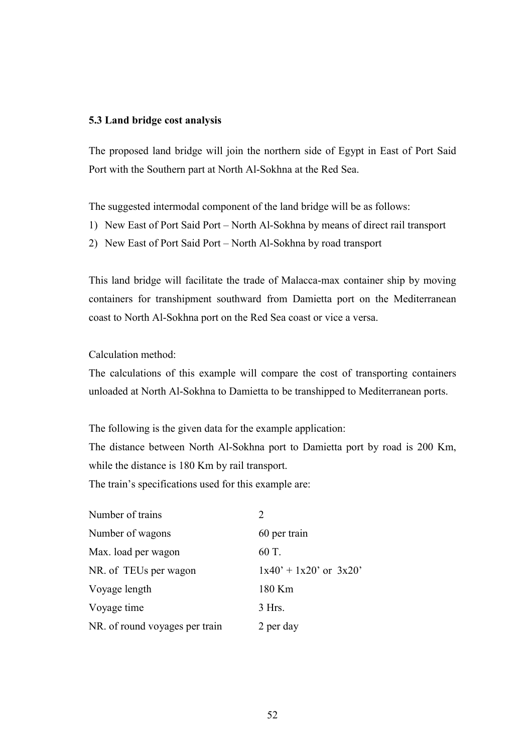### 5.3 Land bridge cost analysis

The proposed land bridge will join the northern side of Egypt in East of Port Said Port with the Southern part at North Al-Sokhna at the Red Sea.

The suggested intermodal component of the land bridge will be as follows:

1) New East of Port Said Port – North Al-Sokhna by means of direct rail transport
2) New East of Port Said Port – North Al-Sokhna by road transport

This land bridge will facilitate the trade of Malacca-max container ship by moving containers for transhipment southward from Damietta port on the Mediterranean coast to North Al-Sokhna port on the Red Sea coast or vice a versa.

Calculation method:

The calculations of this example will compare the cost of transporting containers unloaded at North Al-Sokhna to Damietta to be transhipped to Mediterranean ports.

The following is the given data for the example application:

The distance between North Al-Sokhna port to Damietta port by road is 200 Km, while the distance is 180 Km by rail transport.

The train's specifications used for this example are:

| | |
|---|---|
| Number of trains | 2 |
| Number of wagons | 60 per train |
| Max. load per wagon | 60 T. |
| NR. of TEUs per wagon | 1x40' + 1x20' or 3x20' |
| Voyage length | 180 Km |
| Voyage time | 3 Hrs. |
| NR. of round voyages per train | 2 per day |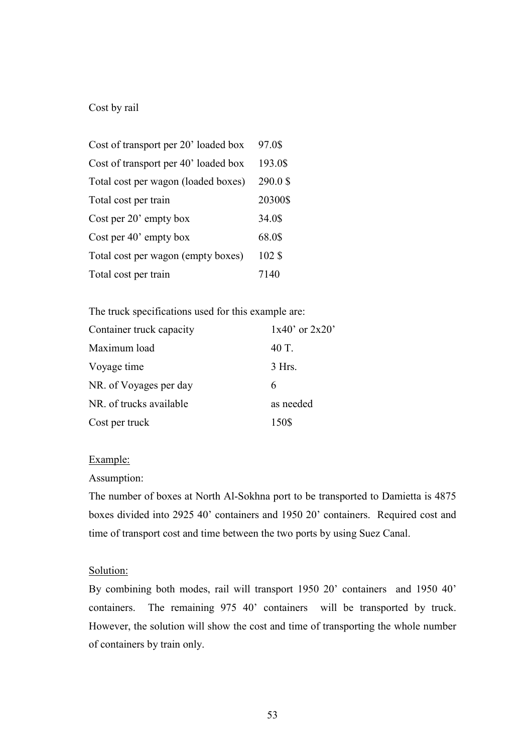Cost by rail

| | |
|---|---|
| Cost of transport per 20' loaded box | 97.0$ |
| Cost of transport per 40' loaded box | 193.0$ |
| Total cost per wagon (loaded boxes) | 290.0 $ |
| Total cost per train | 20300$ |
| Cost per 20' empty box | 34.0$ |
| Cost per 40' empty box | 68.0$ |
| Total cost per wagon (empty boxes) | 102 $ |
| Total cost per train | 7140 |

The truck specifications used for this example are:

| | |
|---|---|
| Container truck capacity | 1x40' or 2x20' |
| Maximum load | 40 T. |
| Voyage time | 3 Hrs. |
| NR. of Voyages per day | 6 |
| NR. of trucks available | as needed |
| Cost per truck | 150$ |

<u>Example:</u>

Assumption:

The number of boxes at North Al-Sokhna port to be transported to Damietta is 4875 boxes divided into 2925 40' containers and 1950 20' containers. Required cost and time of transport cost and time between the two ports by using Suez Canal.

<u>Solution:</u>

By combining both modes, rail will transport 1950 20' containers and 1950 40' containers. The remaining 975 40' containers will be transported by truck. However, the solution will show the cost and time of transporting the whole number of containers by train only.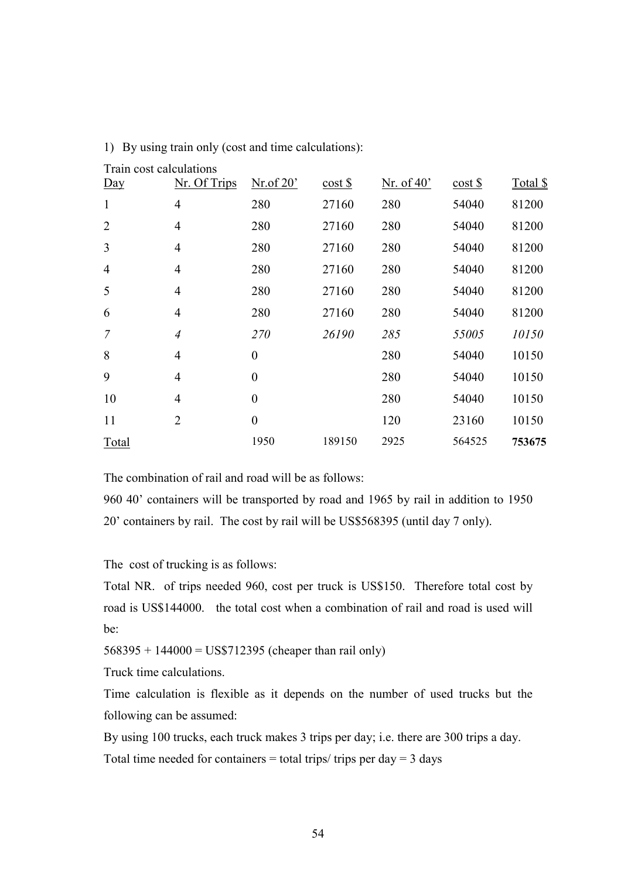1) By using train only (cost and time calculations):

Train cost calculations

| Day | Nr. Of Trips | Nr.of 20' | cost $ | Nr. of 40' | cost $ | Total $ |
|---|---|---|---|---|---|---|
| 1 | 4 | 280 | 27160 | 280 | 54040 | 81200 |
| 2 | 4 | 280 | 27160 | 280 | 54040 | 81200 |
| 3 | 4 | 280 | 27160 | 280 | 54040 | 81200 |
| 4 | 4 | 280 | 27160 | 280 | 54040 | 81200 |
| 5 | 4 | 280 | 27160 | 280 | 54040 | 81200 |
| 6 | 4 | 280 | 27160 | 280 | 54040 | 81200 |
| *7* | *4* | *270* | *26190* | *285* | *55005* | *10150* |
| 8 | 4 | 0 | | 280 | 54040 | 10150 |
| 9 | 4 | 0 | | 280 | 54040 | 10150 |
| 10 | 4 | 0 | | 280 | 54040 | 10150 |
| 11 | 2 | 0 | | 120 | 23160 | 10150 |
| Total | | 1950 | 189150 | 2925 | 564525 | **753675** |

The combination of rail and road will be as follows:

960 40' containers will be transported by road and 1965 by rail in addition to 1950 20' containers by rail. The cost by rail will be US$568395 (until day 7 only).

The cost of trucking is as follows:

Total NR. of trips needed 960, cost per truck is US$150. Therefore total cost by road is US$144000. the total cost when a combination of rail and road is used will be:

568395 + 144000 = US$712395 (cheaper than rail only)

Truck time calculations.

Time calculation is flexible as it depends on the number of used trucks but the following can be assumed:

By using 100 trucks, each truck makes 3 trips per day; i.e. there are 300 trips a day.

Total time needed for containers = total trips/ trips per day = 3 days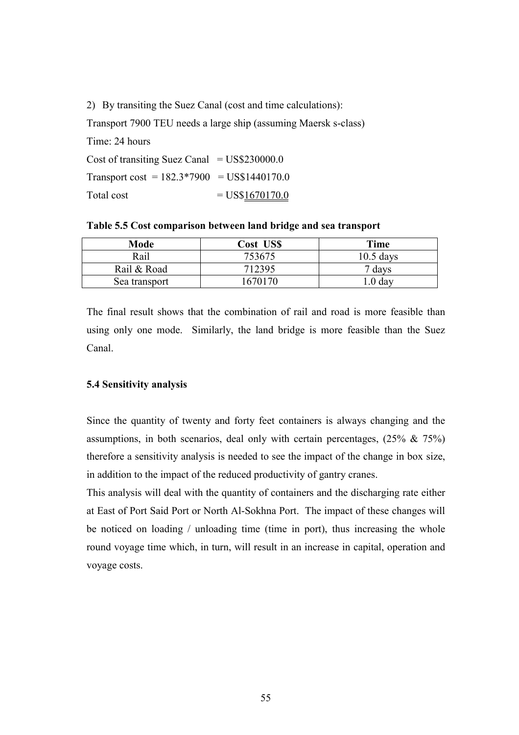2) By transiting the Suez Canal (cost and time calculations):

Transport 7900 TEU needs a large ship (assuming Maersk s-class)

Time: 24 hours

Cost of transiting Suez Canal = US$230000.0

Transport cost = 182.3*7900 = US$1440170.0

Total cost = US$1670170.0

**Table 5.5 Cost comparison between land bridge and sea transport**

| Mode | Cost US$ | Time |
|---|---|---|
| Rail | 753675 | 10.5 days |
| Rail & Road | 712395 | 7 days |
| Sea transport | 1670170 | 1.0 day |

The final result shows that the combination of rail and road is more feasible than using only one mode. Similarly, the land bridge is more feasible than the Suez Canal.

### 5.4 Sensitivity analysis

Since the quantity of twenty and forty feet containers is always changing and the assumptions, in both scenarios, deal only with certain percentages, (25% & 75%) therefore a sensitivity analysis is needed to see the impact of the change in box size, in addition to the impact of the reduced productivity of gantry cranes.

This analysis will deal with the quantity of containers and the discharging rate either at East of Port Said Port or North Al-Sokhna Port. The impact of these changes will be noticed on loading / unloading time (time in port), thus increasing the whole round voyage time which, in turn, will result in an increase in capital, operation and voyage costs.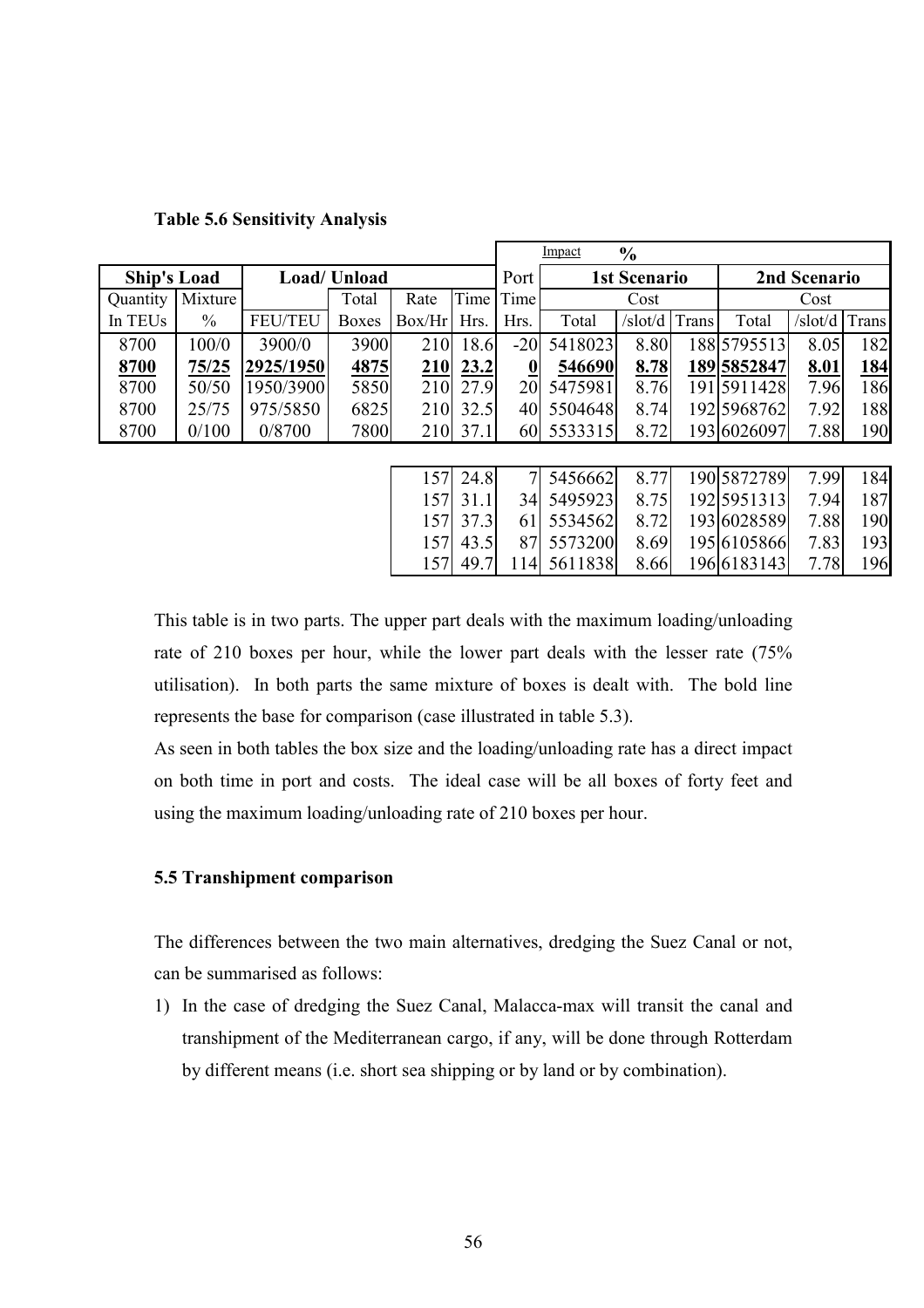**Table 5.6 Sensitivity Analysis**

| Ship's Load | | Load/ Unload | | | | Port | Impact % | | | | | |
|---|---|---|---|---|---|---|---|---|---|---|---|---|
| | | | | | | | 1st Scenario | | | 2nd Scenario | | |
| Quantity | Mixture | | Total | Rate | Time | Time | Cost | | | Cost | | |
| In TEUs | % | FEU/TEU | Boxes | Box/Hr | Hrs. | Hrs. | Total | /slot/d | Trans | Total | /slot/d | Trans |
| 8700 | 100/0 | 3900/0 | 3900 | 210 | 18.6 | -20 | 5418023 | 8.80 | 188 | 5795513 | 8.05 | 182 |
| **8700** | **75/25** | **2925/1950** | **4875** | **210** | **23.2** | **0** | **546690** | **8.78** | **189** | **5852847** | **8.01** | **184** |
| 8700 | 50/50 | 1950/3900 | 5850 | 210 | 27.9 | 20 | 5475981 | 8.76 | 191 | 5911428 | 7.96 | 186 |
| 8700 | 25/75 | 975/5850 | 6825 | 210 | 32.5 | 40 | 5504648 | 8.74 | 192 | 5968762 | 7.92 | 188 |
| 8700 | 0/100 | 0/8700 | 7800 | 210 | 37.1 | 60 | 5533315 | 8.72 | 193 | 6026097 | 7.88 | 190 |
| | | | | 157 | 24.8 | 7 | 5456662 | 8.77 | 190 | 5872789 | 7.99 | 184 |
| | | | | 157 | 31.1 | 34 | 5495923 | 8.75 | 192 | 5951313 | 7.94 | 187 |
| | | | | 157 | 37.3 | 61 | 5534562 | 8.72 | 193 | 6028589 | 7.88 | 190 |
| | | | | 157 | 43.5 | 87 | 5573200 | 8.69 | 195 | 6105866 | 7.83 | 193 |
| | | | | 157 | 49.7 | 114 | 5611838 | 8.66 | 196 | 6183143 | 7.78 | 196 |

This table is in two parts. The upper part deals with the maximum loading/unloading rate of 210 boxes per hour, while the lower part deals with the lesser rate (75% utilisation). In both parts the same mixture of boxes is dealt with. The bold line represents the base for comparison (case illustrated in table 5.3).

As seen in both tables the box size and the loading/unloading rate has a direct impact on both time in port and costs. The ideal case will be all boxes of forty feet and using the maximum loading/unloading rate of 210 boxes per hour.

### 5.5 Transhipment comparison

The differences between the two main alternatives, dredging the Suez Canal or not, can be summarised as follows:

1) In the case of dredging the Suez Canal, Malacca-max will transit the canal and transhipment of the Mediterranean cargo, if any, will be done through Rotterdam by different means (i.e. short sea shipping or by land or by combination).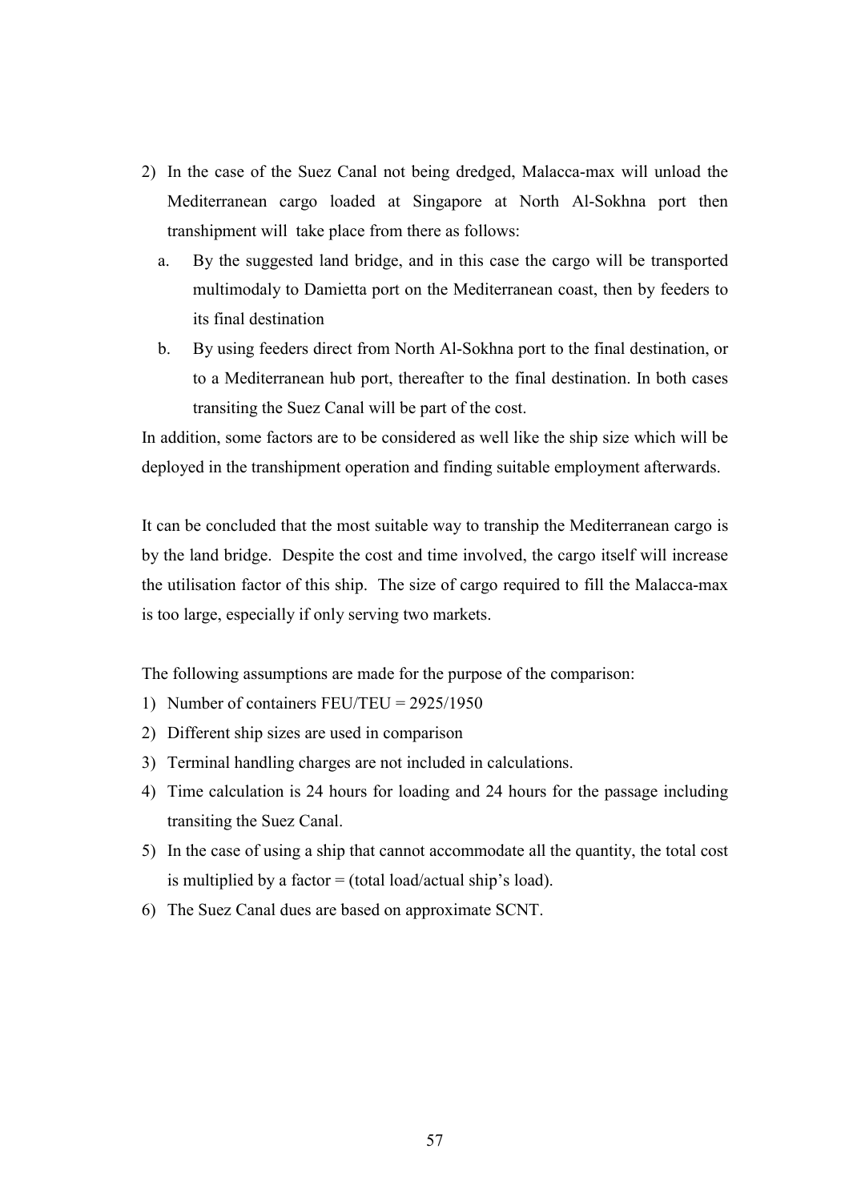2) In the case of the Suez Canal not being dredged, Malacca-max will unload the Mediterranean cargo loaded at Singapore at North Al-Sokhna port then transhipment will take place from there as follows:

   a. By the suggested land bridge, and in this case the cargo will be transported multimodaly to Damietta port on the Mediterranean coast, then by feeders to its final destination

   b. By using feeders direct from North Al-Sokhna port to the final destination, or to a Mediterranean hub port, thereafter to the final destination. In both cases transiting the Suez Canal will be part of the cost.

In addition, some factors are to be considered as well like the ship size which will be deployed in the transhipment operation and finding suitable employment afterwards.

It can be concluded that the most suitable way to tranship the Mediterranean cargo is by the land bridge. Despite the cost and time involved, the cargo itself will increase the utilisation factor of this ship. The size of cargo required to fill the Malacca-max is too large, especially if only serving two markets.

The following assumptions are made for the purpose of the comparison:

1) Number of containers FEU/TEU = 2925/1950
2) Different ship sizes are used in comparison
3) Terminal handling charges are not included in calculations.
4) Time calculation is 24 hours for loading and 24 hours for the passage including transiting the Suez Canal.
5) In the case of using a ship that cannot accommodate all the quantity, the total cost is multiplied by a factor = (total load/actual ship's load).
6) The Suez Canal dues are based on approximate SCNT.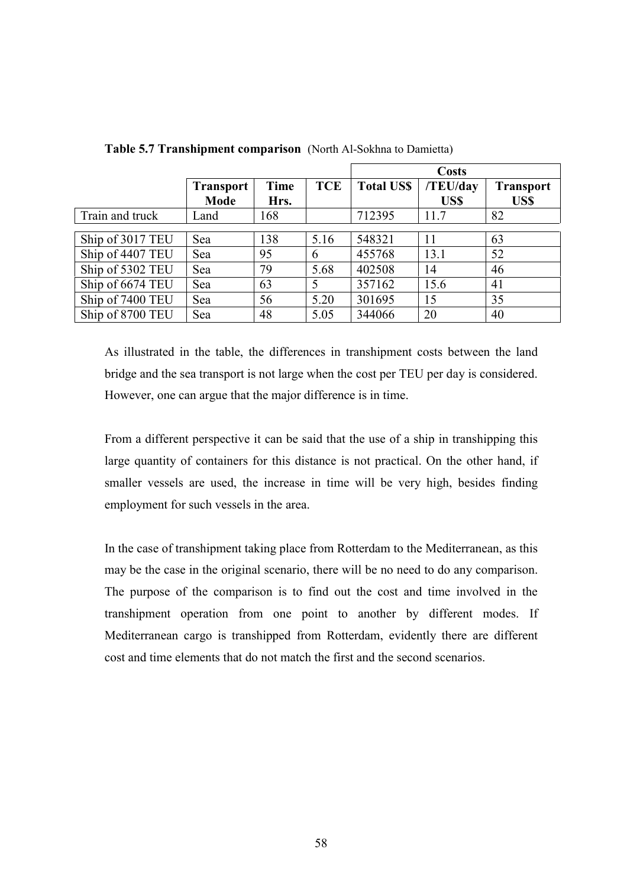**Table 5.7 Transhipment comparison** (North Al-Sokhna to Damietta)

| | Transport Mode | Time Hrs. | TCE | Costs | | |
|---|---|---|---|---|---|---|
| | | | | Total US$ | /TEU/day US$ | Transport US$ |
| Train and truck | Land | 168 | | 712395 | 11.7 | 82 |
| Ship of 3017 TEU | Sea | 138 | 5.16 | 548321 | 11 | 63 |
| Ship of 4407 TEU | Sea | 95 | 6 | 455768 | 13.1 | 52 |
| Ship of 5302 TEU | Sea | 79 | 5.68 | 402508 | 14 | 46 |
| Ship of 6674 TEU | Sea | 63 | 5 | 357162 | 15.6 | 41 |
| Ship of 7400 TEU | Sea | 56 | 5.20 | 301695 | 15 | 35 |
| Ship of 8700 TEU | Sea | 48 | 5.05 | 344066 | 20 | 40 |

As illustrated in the table, the differences in transhipment costs between the land bridge and the sea transport is not large when the cost per TEU per day is considered. However, one can argue that the major difference is in time.

From a different perspective it can be said that the use of a ship in transhipping this large quantity of containers for this distance is not practical. On the other hand, if smaller vessels are used, the increase in time will be very high, besides finding employment for such vessels in the area.

In the case of transhipment taking place from Rotterdam to the Mediterranean, as this may be the case in the original scenario, there will be no need to do any comparison. The purpose of the comparison is to find out the cost and time involved in the transhipment operation from one point to another by different modes. If Mediterranean cargo is transhipped from Rotterdam, evidently there are different cost and time elements that do not match the first and the second scenarios.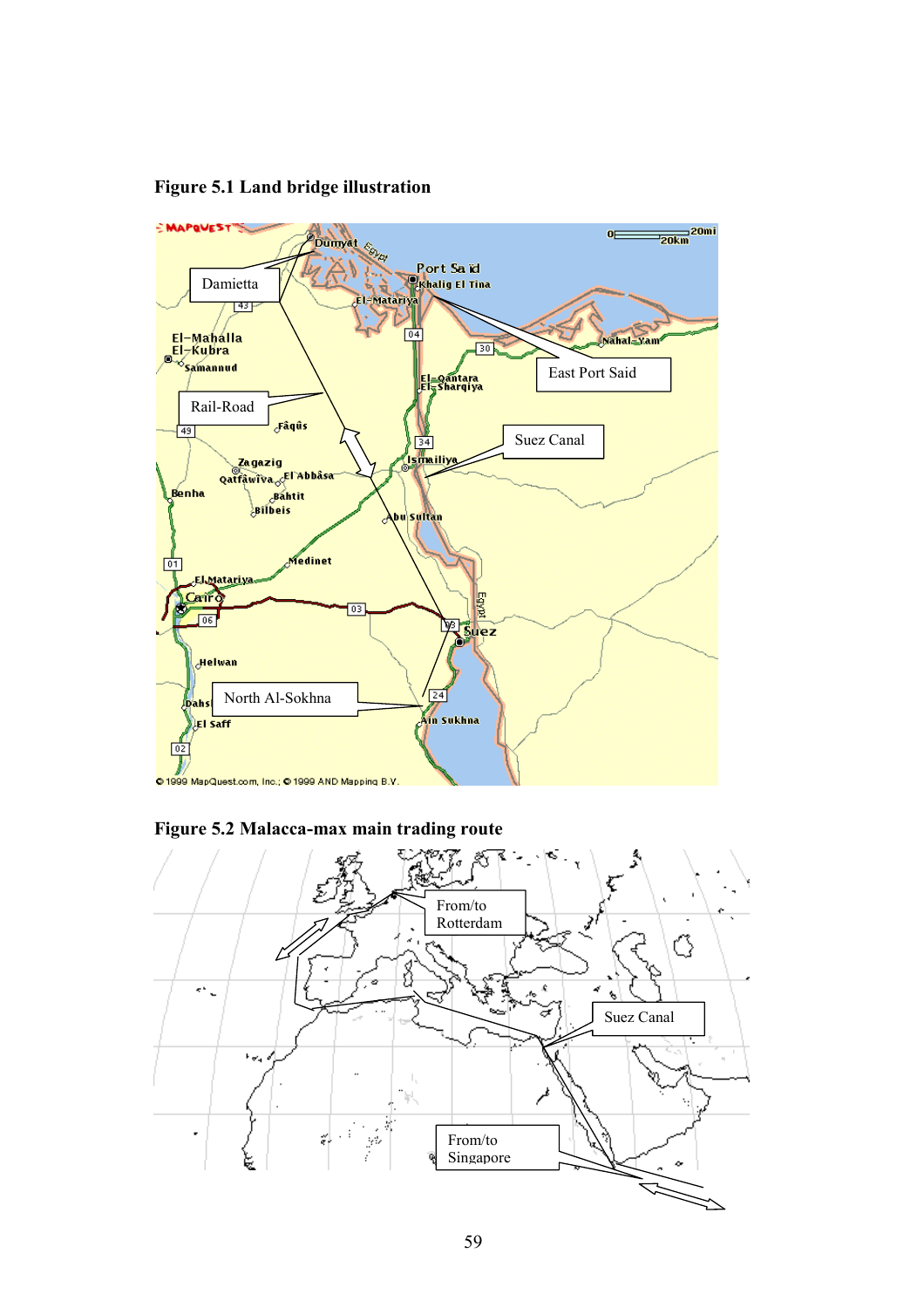**Figure 5.1 Land bridge illustration**

**Figure 5.2 Malacca-max main trading route**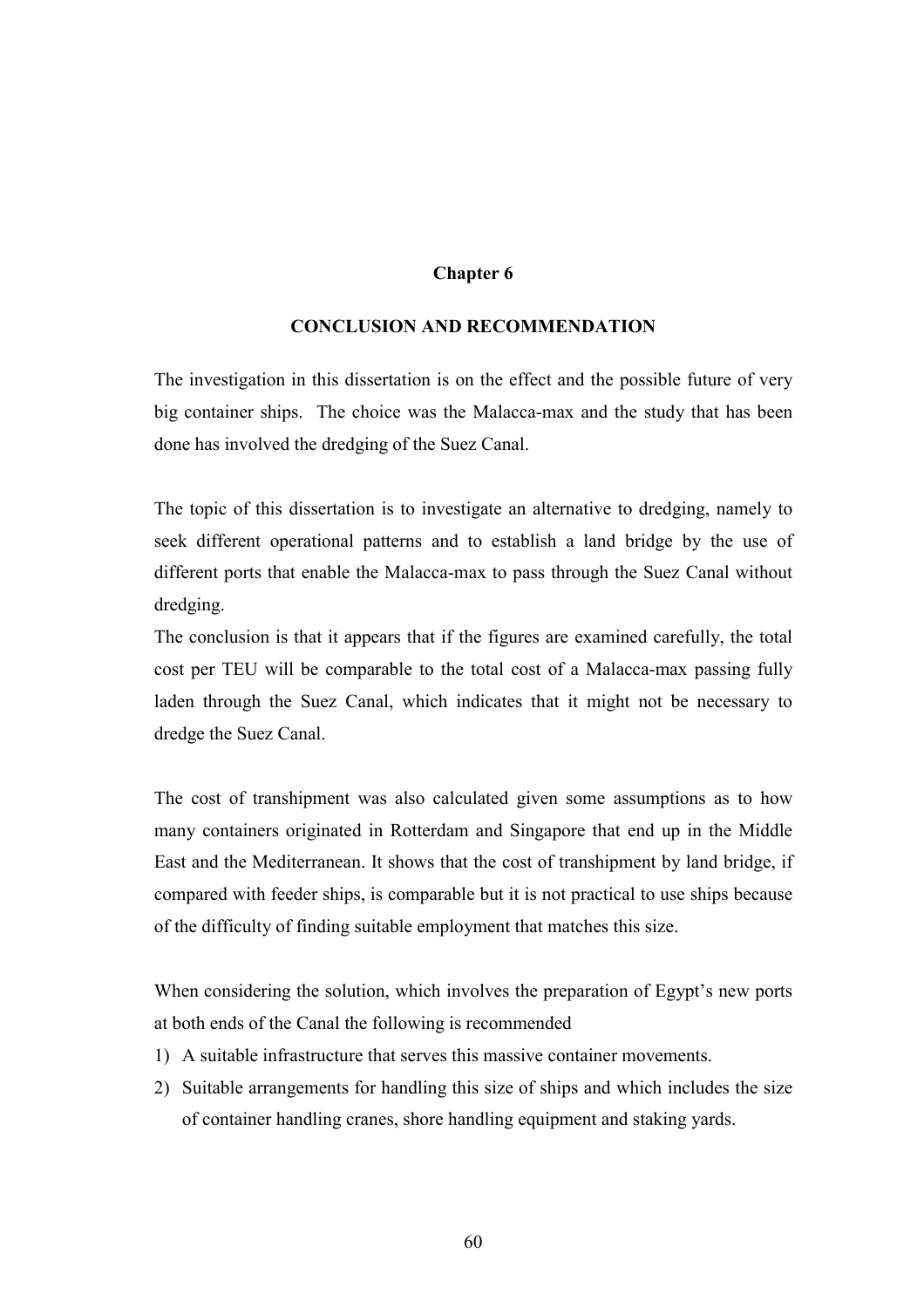# Chapter 6

## CONCLUSION AND RECOMMENDATION

The investigation in this dissertation is on the effect and the possible future of very big container ships. The choice was the Malacca-max and the study that has been done has involved the dredging of the Suez Canal.

The topic of this dissertation is to investigate an alternative to dredging, namely to seek different operational patterns and to establish a land bridge by the use of different ports that enable the Malacca-max to pass through the Suez Canal without dredging.

The conclusion is that it appears that if the figures are examined carefully, the total cost per TEU will be comparable to the total cost of a Malacca-max passing fully laden through the Suez Canal, which indicates that it might not be necessary to dredge the Suez Canal.

The cost of transhipment was also calculated given some assumptions as to how many containers originated in Rotterdam and Singapore that end up in the Middle East and the Mediterranean. It shows that the cost of transhipment by land bridge, if compared with feeder ships, is comparable but it is not practical to use ships because of the difficulty of finding suitable employment that matches this size.

When considering the solution, which involves the preparation of Egypt's new ports at both ends of the Canal the following is recommended

1) A suitable infrastructure that serves this massive container movements.
2) Suitable arrangements for handling this size of ships and which includes the size of container handling cranes, shore handling equipment and staking yards.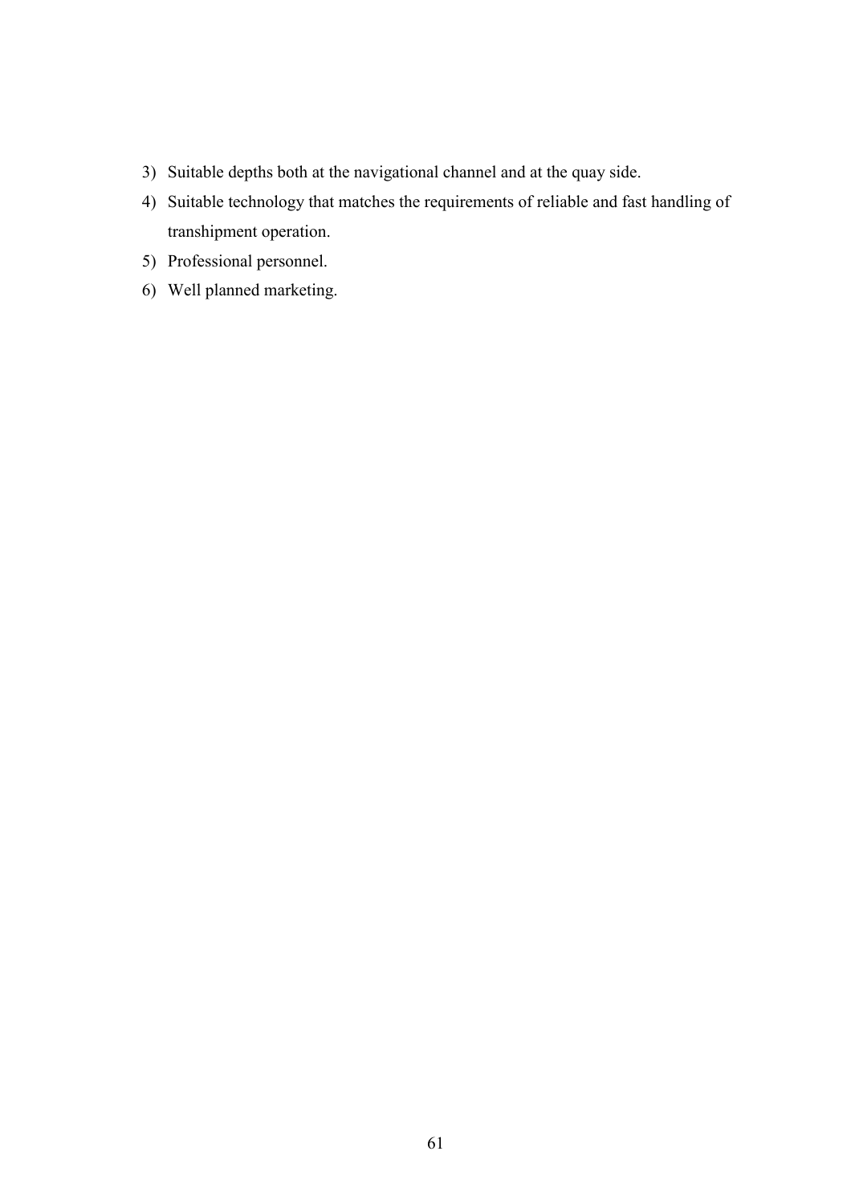3) Suitable depths both at the navigational channel and at the quay side.
4) Suitable technology that matches the requirements of reliable and fast handling of transhipment operation.
5) Professional personnel.
6) Well planned marketing.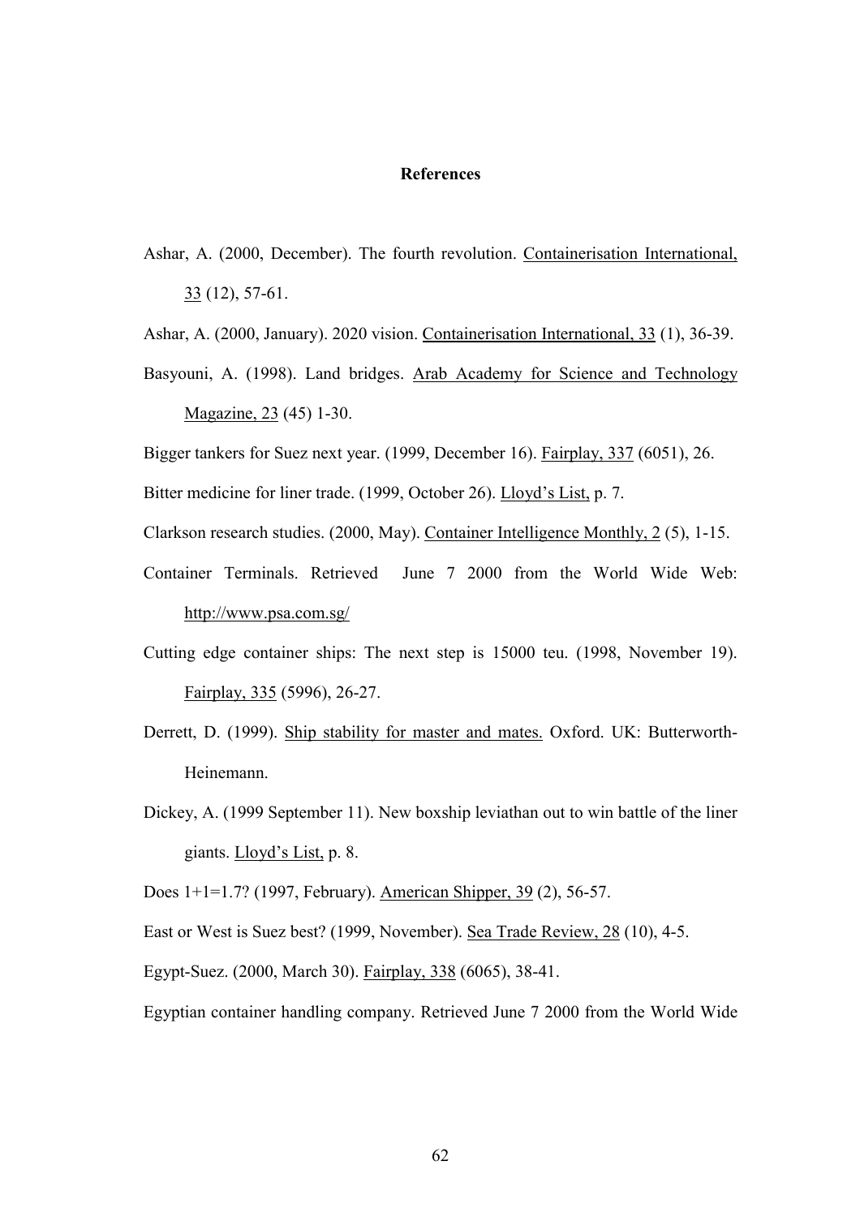**References**

Ashar, A. (2000, December). The fourth revolution. Containerisation International, 33 (12), 57-61.

Ashar, A. (2000, January). 2020 vision. Containerisation International, 33 (1), 36-39.

Basyouni, A. (1998). Land bridges. Arab Academy for Science and Technology Magazine, 23 (45) 1-30.

Bigger tankers for Suez next year. (1999, December 16). Fairplay, 337 (6051), 26.

Bitter medicine for liner trade. (1999, October 26). Lloyd's List, p. 7.

Clarkson research studies. (2000, May). Container Intelligence Monthly, 2 (5), 1-15.

Container Terminals. Retrieved June 7 2000 from the World Wide Web: http://www.psa.com.sg/

Cutting edge container ships: The next step is 15000 teu. (1998, November 19). Fairplay, 335 (5996), 26-27.

Derrett, D. (1999). Ship stability for master and mates. Oxford. UK: Butterworth-Heinemann.

Dickey, A. (1999 September 11). New boxship leviathan out to win battle of the liner giants. Lloyd's List, p. 8.

Does 1+1=1.7? (1997, February). American Shipper, 39 (2), 56-57.

East or West is Suez best? (1999, November). Sea Trade Review, 28 (10), 4-5.

Egypt-Suez. (2000, March 30). Fairplay, 338 (6065), 38-41.

Egyptian container handling company. Retrieved June 7 2000 from the World Wide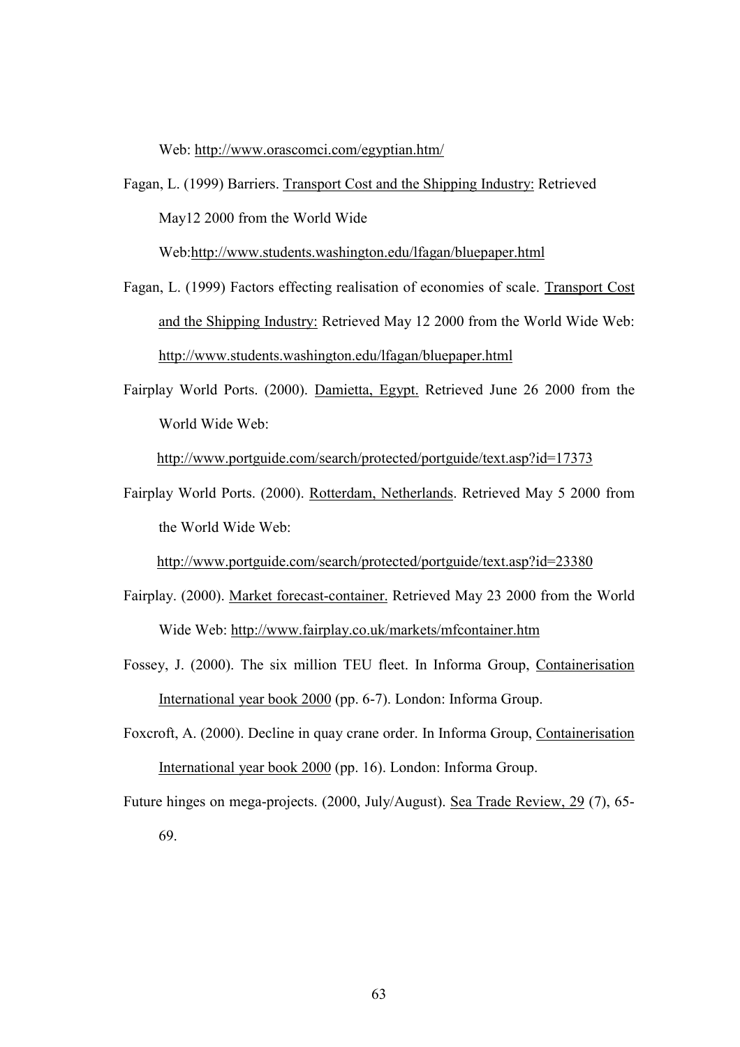Web: http://www.orascomci.com/egyptian.htm/

Fagan, L. (1999) Barriers. Transport Cost and the Shipping Industry: Retrieved May12 2000 from the World Wide Web:http://www.students.washington.edu/lfagan/bluepaper.html

Fagan, L. (1999) Factors effecting realisation of economies of scale. Transport Cost and the Shipping Industry: Retrieved May 12 2000 from the World Wide Web: http://www.students.washington.edu/lfagan/bluepaper.html

Fairplay World Ports. (2000). Damietta, Egypt. Retrieved June 26 2000 from the World Wide Web: http://www.portguide.com/search/protected/portguide/text.asp?id=17373

Fairplay World Ports. (2000). Rotterdam, Netherlands. Retrieved May 5 2000 from the World Wide Web: http://www.portguide.com/search/protected/portguide/text.asp?id=23380

Fairplay. (2000). Market forecast-container. Retrieved May 23 2000 from the World Wide Web: http://www.fairplay.co.uk/markets/mfcontainer.htm

Fossey, J. (2000). The six million TEU fleet. In Informa Group, Containerisation International year book 2000 (pp. 6-7). London: Informa Group.

Foxcroft, A. (2000). Decline in quay crane order. In Informa Group, Containerisation International year book 2000 (pp. 16). London: Informa Group.

Future hinges on mega-projects. (2000, July/August). Sea Trade Review, 29 (7), 65-69.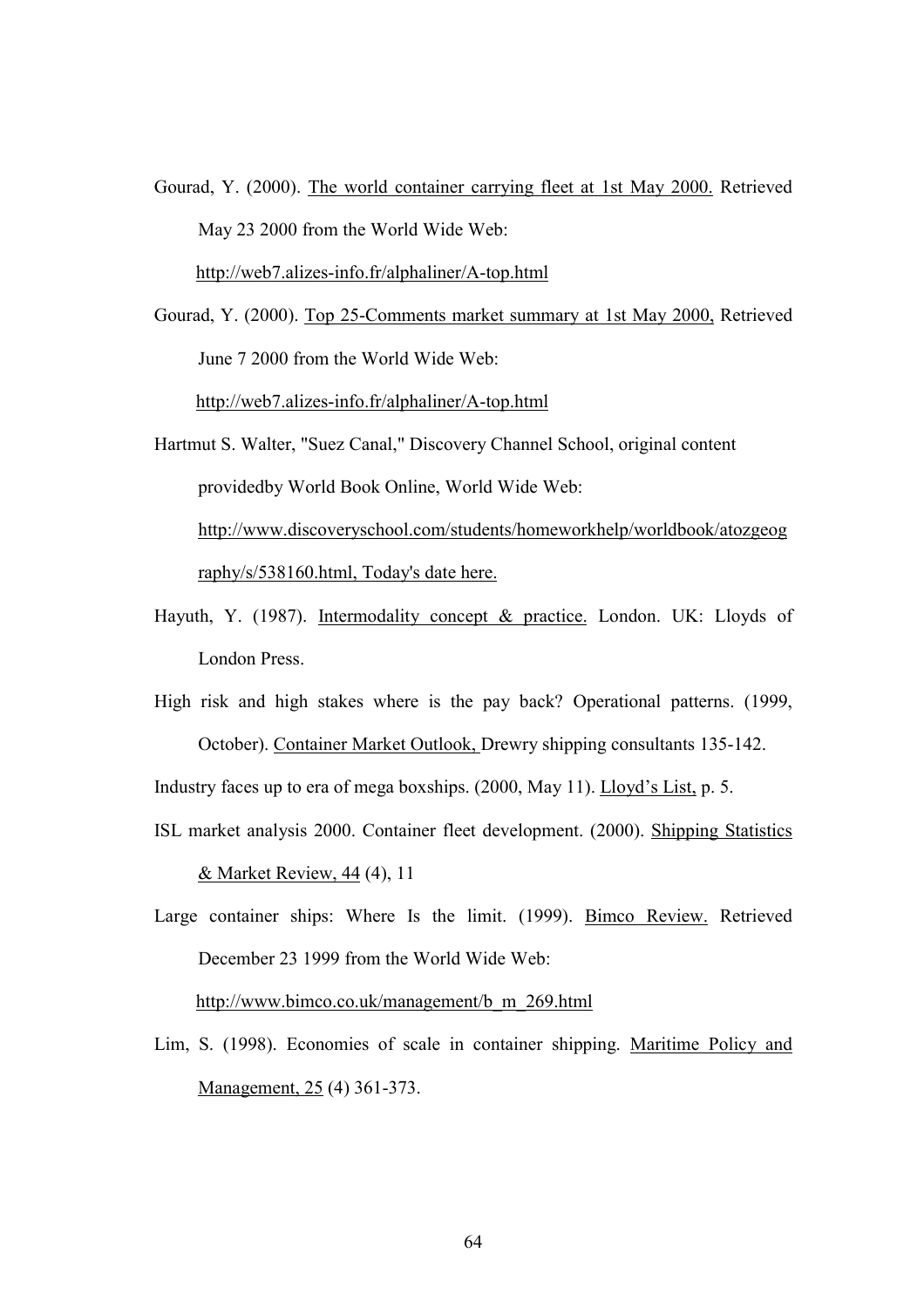Gourad, Y. (2000). The world container carrying fleet at 1st May 2000. Retrieved May 23 2000 from the World Wide Web: http://web7.alizes-info.fr/alphaliner/A-top.html

Gourad, Y. (2000). Top 25-Comments market summary at 1st May 2000, Retrieved June 7 2000 from the World Wide Web: http://web7.alizes-info.fr/alphaliner/A-top.html

Hartmut S. Walter, "Suez Canal," Discovery Channel School, original content providedby World Book Online, World Wide Web: http://www.discoveryschool.com/students/homeworkhelp/worldbook/atozgeography/s/538160.html, Today's date here.

Hayuth, Y. (1987). Intermodality concept & practice. London. UK: Lloyds of London Press.

High risk and high stakes where is the pay back? Operational patterns. (1999, October). Container Market Outlook, Drewry shipping consultants 135-142.

Industry faces up to era of mega boxships. (2000, May 11). Lloyd's List, p. 5.

ISL market analysis 2000. Container fleet development. (2000). Shipping Statistics & Market Review, 44 (4), 11

Large container ships: Where Is the limit. (1999). Bimco Review. Retrieved December 23 1999 from the World Wide Web: http://www.bimco.co.uk/management/b_m_269.html

Lim, S. (1998). Economies of scale in container shipping. Maritime Policy and Management, 25 (4) 361-373.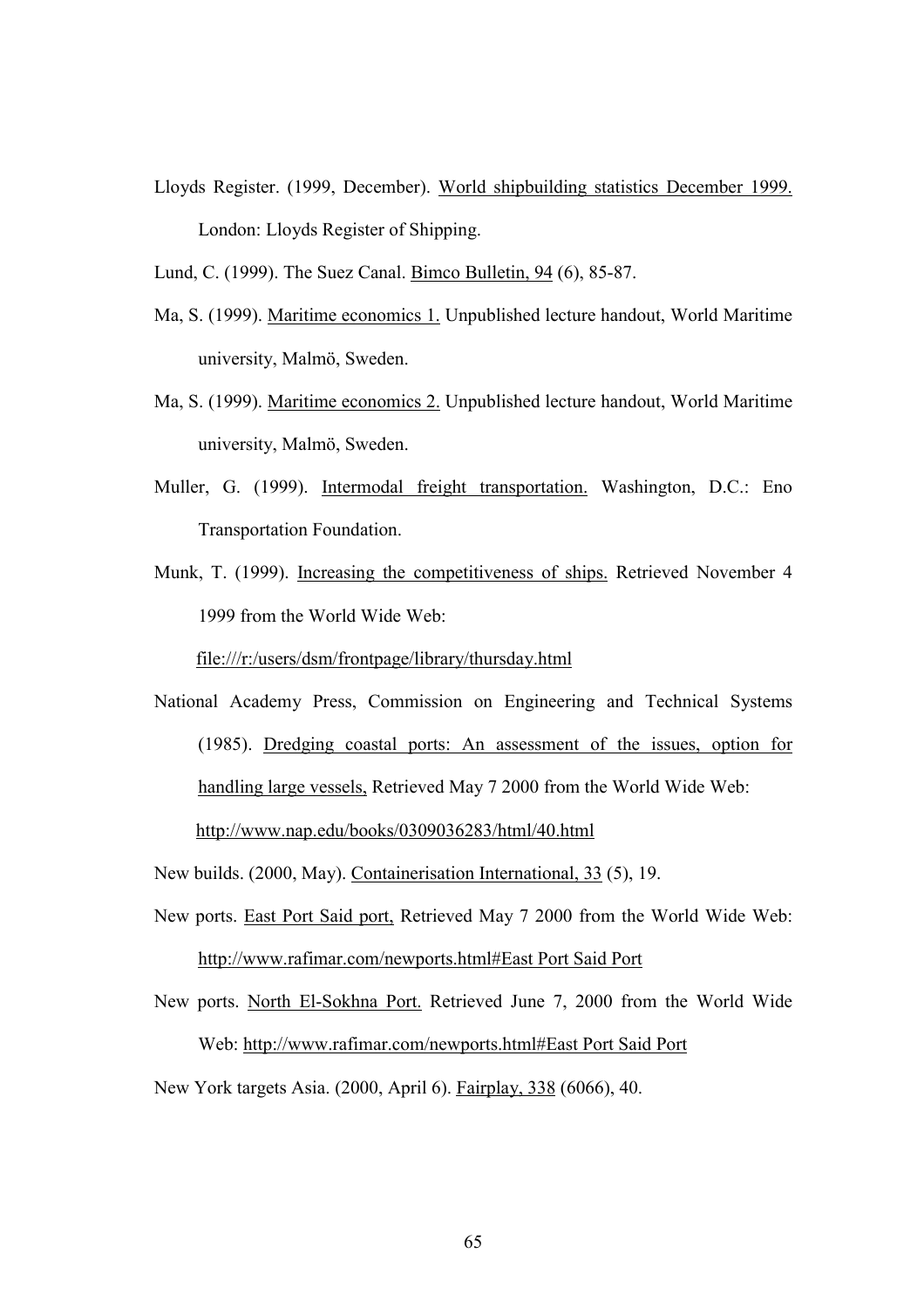Lloyds Register. (1999, December). World shipbuilding statistics December 1999. London: Lloyds Register of Shipping.

Lund, C. (1999). The Suez Canal. Bimco Bulletin, 94 (6), 85-87.

Ma, S. (1999). Maritime economics 1. Unpublished lecture handout, World Maritime university, Malmö, Sweden.

Ma, S. (1999). Maritime economics 2. Unpublished lecture handout, World Maritime university, Malmö, Sweden.

Muller, G. (1999). Intermodal freight transportation. Washington, D.C.: Eno Transportation Foundation.

Munk, T. (1999). Increasing the competitiveness of ships. Retrieved November 4 1999 from the World Wide Web: file:///r:/users/dsm/frontpage/library/thursday.html

National Academy Press, Commission on Engineering and Technical Systems (1985). Dredging coastal ports: An assessment of the issues, option for handling large vessels, Retrieved May 7 2000 from the World Wide Web: http://www.nap.edu/books/0309036283/html/40.html

New builds. (2000, May). Containerisation International, 33 (5), 19.

New ports. East Port Said port, Retrieved May 7 2000 from the World Wide Web: http://www.rafimar.com/newports.html#East Port Said Port

New ports. North El-Sokhna Port. Retrieved June 7, 2000 from the World Wide Web: http://www.rafimar.com/newports.html#East Port Said Port

New York targets Asia. (2000, April 6). Fairplay, 338 (6066), 40.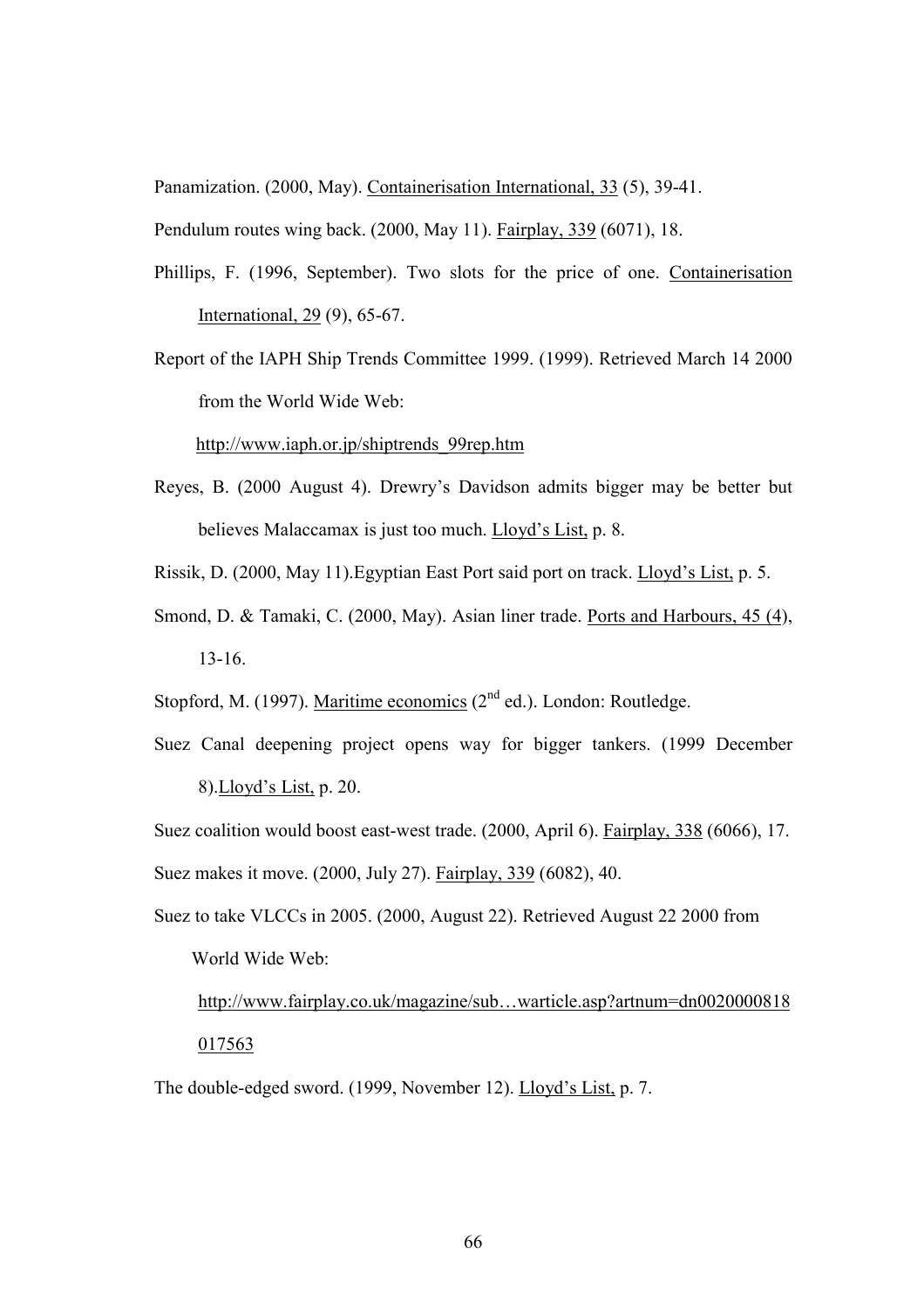Panamization. (2000, May). Containerisation International, 33 (5), 39-41.

Pendulum routes wing back. (2000, May 11). Fairplay, 339 (6071), 18.

Phillips, F. (1996, September). Two slots for the price of one. Containerisation International, 29 (9), 65-67.

Report of the IAPH Ship Trends Committee 1999. (1999). Retrieved March 14 2000 from the World Wide Web: http://www.iaph.or.jp/shiptrends_99rep.htm

Reyes, B. (2000 August 4). Drewry's Davidson admits bigger may be better but believes Malaccamax is just too much. Lloyd's List, p. 8.

Rissik, D. (2000, May 11).Egyptian East Port said port on track. Lloyd's List, p. 5.

Smond, D. & Tamaki, C. (2000, May). Asian liner trade. Ports and Harbours, 45 (4), 13-16.

Stopford, M. (1997). Maritime economics (2nd ed.). London: Routledge.

Suez Canal deepening project opens way for bigger tankers. (1999 December 8).Lloyd's List, p. 20.

Suez coalition would boost east-west trade. (2000, April 6). Fairplay, 338 (6066), 17.

Suez makes it move. (2000, July 27). Fairplay, 339 (6082), 40.

Suez to take VLCCs in 2005. (2000, August 22). Retrieved August 22 2000 from World Wide Web: http://www.fairplay.co.uk/magazine/sub…warticle.asp?artnum=dn0020000818017563

The double-edged sword. (1999, November 12). Lloyd's List, p. 7.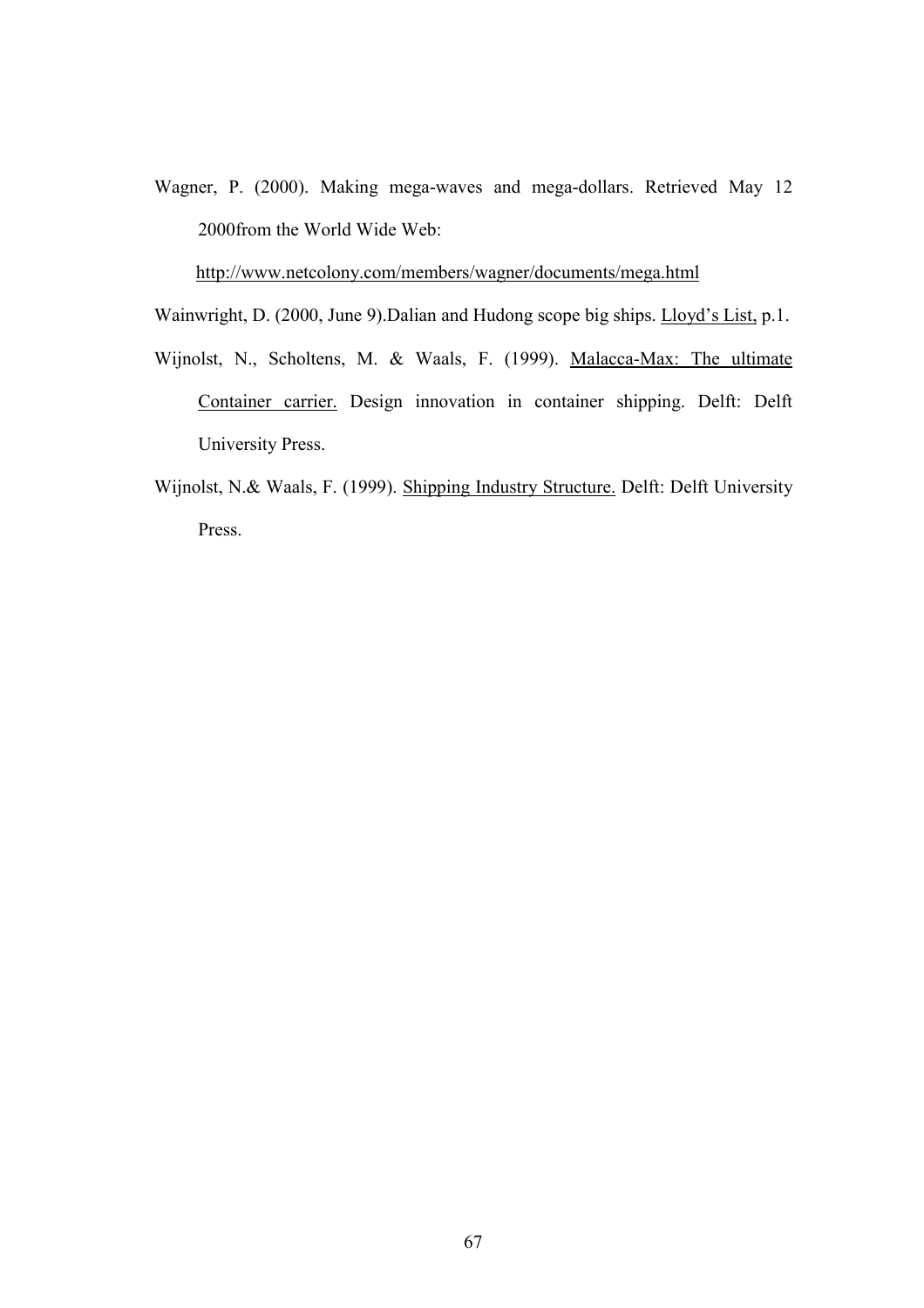Wagner, P. (2000). Making mega-waves and mega-dollars. Retrieved May 12 2000from the World Wide Web:

http://www.netcolony.com/members/wagner/documents/mega.html

Wainwright, D. (2000, June 9).Dalian and Hudong scope big ships. Lloyd's List, p.1.

Wijnolst, N., Scholtens, M. & Waals, F. (1999). Malacca-Max: The ultimate Container carrier. Design innovation in container shipping. Delft: Delft University Press.

Wijnolst, N.& Waals, F. (1999). Shipping Industry Structure. Delft: Delft University Press.